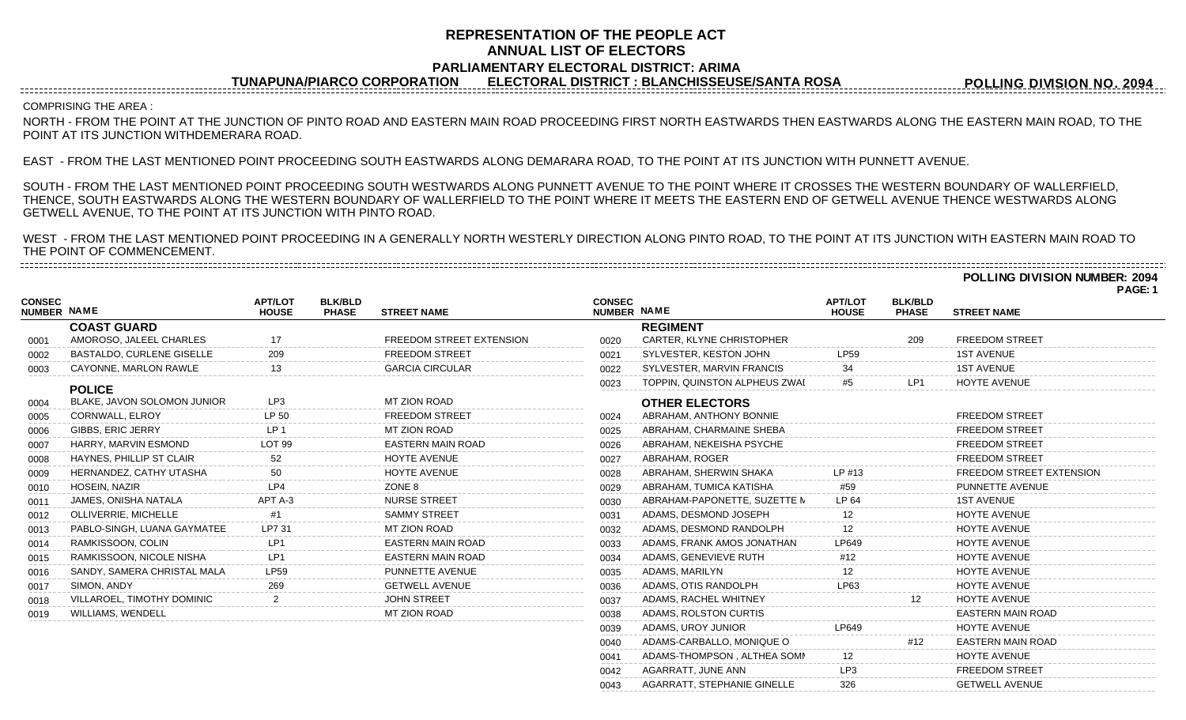# REPRESENTATION OF THE PEOPLE ACT
## ANNUAL LIST OF ELECTORS
### PARLIAMENTARY ELECTORAL DISTRICT: ARIMA

**TUNAPUNA/PIARCO CORPORATION ELECTORAL DISTRICT : BLANCHISSEUSE/SANTA ROSA**

**POLLING DIVISION NO. 2094**

COMPRISING THE AREA :

NORTH - FROM THE POINT AT THE JUNCTION OF PINTO ROAD AND EASTERN MAIN ROAD PROCEEDING FIRST NORTH EASTWARDS THEN EASTWARDS ALONG THE EASTERN MAIN ROAD, TO THE POINT AT ITS JUNCTION WITHDEMERARA ROAD.

EAST - FROM THE LAST MENTIONED POINT PROCEEDING SOUTH EASTWARDS ALONG DEMARARA ROAD, TO THE POINT AT ITS JUNCTION WITH PUNNETT AVENUE.

SOUTH - FROM THE LAST MENTIONED POINT PROCEEDING SOUTH WESTWARDS ALONG PUNNETT AVENUE TO THE POINT WHERE IT CROSSES THE WESTERN BOUNDARY OF WALLERFIELD, THENCE, SOUTH EASTWARDS ALONG THE WESTERN BOUNDARY OF WALLERFIELD TO THE POINT WHERE IT MEETS THE EASTERN END OF GETWELL AVENUE THENCE WESTWARDS ALONG GETWELL AVENUE, TO THE POINT AT ITS JUNCTION WITH PINTO ROAD.

WEST - FROM THE LAST MENTIONED POINT PROCEEDING IN A GENERALLY NORTH WESTERLY DIRECTION ALONG PINTO ROAD, TO THE POINT AT ITS JUNCTION WITH EASTERN MAIN ROAD TO THE POINT OF COMMENCEMENT.

**POLLING DIVISION NUMBER: 2094**

**PAGE: 1**

| CONSEC NUMBER | NAME | APT/LOT HOUSE | BLK/BLD PHASE | STREET NAME |
|---|---|---|---|---|
| | **COAST GUARD** | | | |
| 0001 | AMOROSO, JALEEL CHARLES | 17 | | FREEDOM STREET EXTENSION |
| 0002 | BASTALDO, CURLENE GISELLE | 209 | | FREEDOM STREET |
| 0003 | CAYONNE, MARLON RAWLE | 13 | | GARCIA CIRCULAR |
| | **POLICE** | | | |
| 0004 | BLAKE, JAVON SOLOMON JUNIOR | LP3 | | MT ZION ROAD |
| 0005 | CORNWALL, ELROY | LP 50 | | FREEDOM STREET |
| 0006 | GIBBS, ERIC JERRY | LP 1 | | MT ZION ROAD |
| 0007 | HARRY, MARVIN ESMOND | LOT 99 | | EASTERN MAIN ROAD |
| 0008 | HAYNES, PHILLIP ST CLAIR | 52 | | HOYTE AVENUE |
| 0009 | HERNANDEZ, CATHY UTASHA | 50 | | HOYTE AVENUE |
| 0010 | HOSEIN, NAZIR | LP4 | | ZONE 8 |
| 0011 | JAMES, ONISHA NATALA | APT A-3 | | NURSE STREET |
| 0012 | OLLIVERRIE, MICHELLE | #1 | | SAMMY STREET |
| 0013 | PABLO-SINGH, LUANA GAYMATEE | LP7 31 | | MT ZION ROAD |
| 0014 | RAMKISSOON, COLIN | LP1 | | EASTERN MAIN ROAD |
| 0015 | RAMKISSOON, NICOLE NISHA | LP1 | | EASTERN MAIN ROAD |
| 0016 | SANDY, SAMERA CHRISTAL MALA | LP59 | | PUNNETTE AVENUE |
| 0017 | SIMON, ANDY | 269 | | GETWELL AVENUE |
| 0018 | VILLAROEL, TIMOTHY DOMINIC | 2 | | JOHN STREET |
| 0019 | WILLIAMS, WENDELL | | | MT ZION ROAD |
| | **REGIMENT** | | | |
| 0020 | CARTER, KLYNE CHRISTOPHER | | 209 | FREEDOM STREET |
| 0021 | SYLVESTER, KESTON JOHN | LP59 | | 1ST AVENUE |
| 0022 | SYLVESTER, MARVIN FRANCIS | 34 | | 1ST AVENUE |
| 0023 | TOPPIN, QUINSTON ALPHEUS ZWAI | #5 | LP1 | HOYTE AVENUE |
| | **OTHER ELECTORS** | | | |
| 0024 | ABRAHAM, ANTHONY BONNIE | | | FREEDOM STREET |
| 0025 | ABRAHAM, CHARMAINE SHEBA | | | FREEDOM STREET |
| 0026 | ABRAHAM, NEKEISHA PSYCHE | | | FREEDOM STREET |
| 0027 | ABRAHAM, ROGER | | | FREEDOM STREET |
| 0028 | ABRAHAM, SHERWIN SHAKA | LP #13 | | FREEDOM STREET EXTENSION |
| 0029 | ABRAHAM, TUMICA KATISHA | #59 | | PUNNETTE AVENUE |
| 0030 | ABRAHAM-PAPONETTE, SUZETTE M | LP 64 | | 1ST AVENUE |
| 0031 | ADAMS, DESMOND JOSEPH | 12 | | HOYTE AVENUE |
| 0032 | ADAMS, DESMOND RANDOLPH | 12 | | HOYTE AVENUE |
| 0033 | ADAMS, FRANK AMOS JONATHAN | LP649 | | HOYTE AVENUE |
| 0034 | ADAMS, GENEVIEVE RUTH | #12 | | HOYTE AVENUE |
| 0035 | ADAMS, MARILYN | 12 | | HOYTE AVENUE |
| 0036 | ADAMS, OTIS RANDOLPH | LP63 | | HOYTE AVENUE |
| 0037 | ADAMS, RACHEL WHITNEY | | 12 | HOYTE AVENUE |
| 0038 | ADAMS, ROLSTON CURTIS | | | EASTERN MAIN ROAD |
| 0039 | ADAMS, UROY JUNIOR | LP649 | | HOYTE AVENUE |
| 0040 | ADAMS-CARBALLO, MONIQUE O | | #12 | EASTERN MAIN ROAD |
| 0041 | ADAMS-THOMPSON , ALTHEA SOMI | 12 | | HOYTE AVENUE |
| 0042 | AGARRATT, JUNE ANN | LP3 | | FREEDOM STREET |
| 0043 | AGARRATT, STEPHANIE GINELLE | 326 | | GETWELL AVENUE |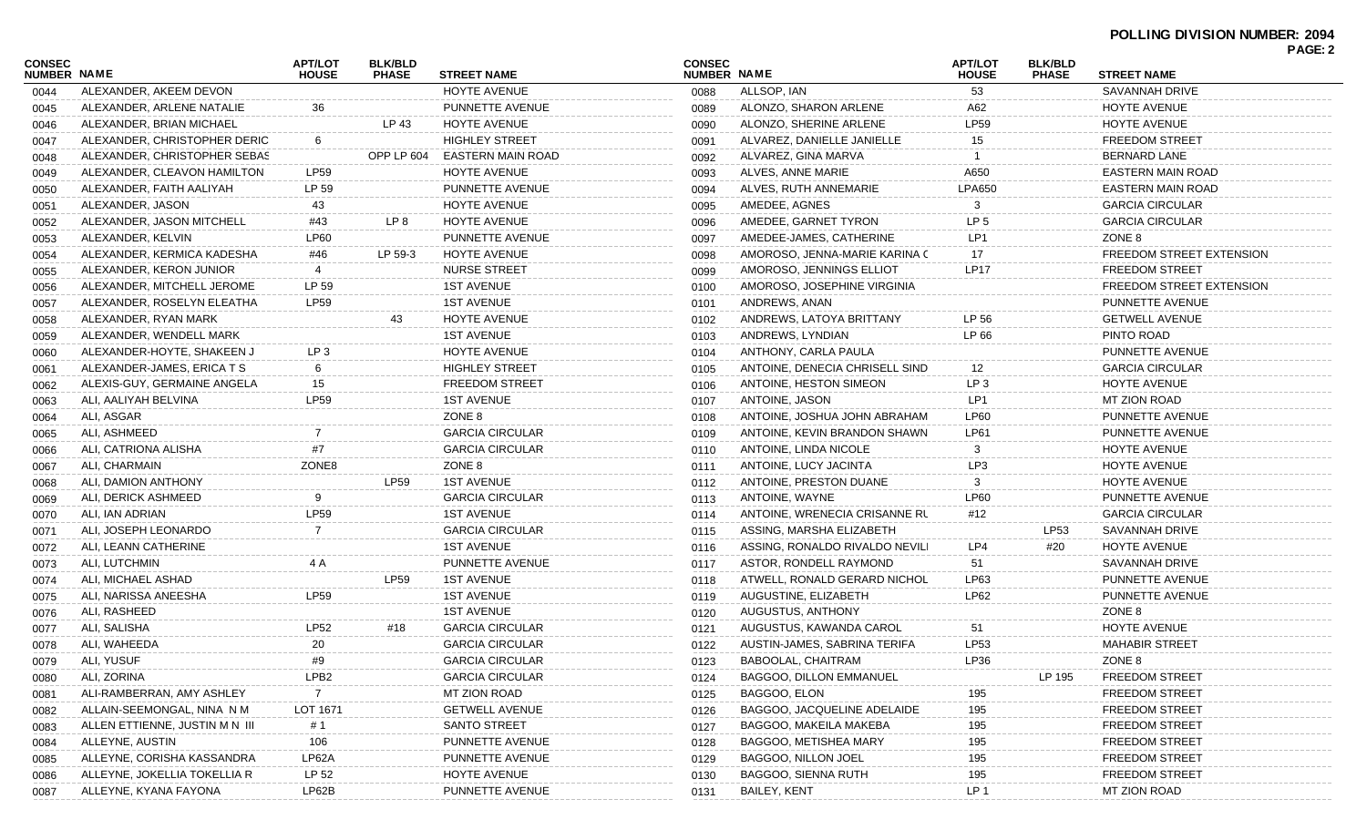**POLLING DIVISION NUMBER: 2094**

| CONSEC NUMBER | NAME | APT/LOT HOUSE | BLK/BLD PHASE | STREET NAME |
|---|---|---|---|---|
| 0044 | ALEXANDER, AKEEM DEVON | | | HOYTE AVENUE |
| 0045 | ALEXANDER, ARLENE NATALIE | 36 | | PUNNETTE AVENUE |
| 0046 | ALEXANDER, BRIAN MICHAEL | | LP 43 | HOYTE AVENUE |
| 0047 | ALEXANDER, CHRISTOPHER DERIC | 6 | | HIGHLEY STREET |
| 0048 | ALEXANDER, CHRISTOPHER SEBAS | | OPP LP 604 | EASTERN MAIN ROAD |
| 0049 | ALEXANDER, CLEAVON HAMILTON | LP59 | | HOYTE AVENUE |
| 0050 | ALEXANDER, FAITH AALIYAH | LP 59 | | PUNNETTE AVENUE |
| 0051 | ALEXANDER, JASON | 43 | | HOYTE AVENUE |
| 0052 | ALEXANDER, JASON MITCHELL | #43 | LP 8 | HOYTE AVENUE |
| 0053 | ALEXANDER, KELVIN | LP60 | | PUNNETTE AVENUE |
| 0054 | ALEXANDER, KERMICA KADESHA | #46 | LP 59-3 | HOYTE AVENUE |
| 0055 | ALEXANDER, KERON JUNIOR | 4 | | NURSE STREET |
| 0056 | ALEXANDER, MITCHELL JEROME | LP 59 | | 1ST AVENUE |
| 0057 | ALEXANDER, ROSELYN ELEATHA | LP59 | | 1ST AVENUE |
| 0058 | ALEXANDER, RYAN MARK | | 43 | HOYTE AVENUE |
| 0059 | ALEXANDER, WENDELL MARK | | | 1ST AVENUE |
| 0060 | ALEXANDER-HOYTE, SHAKEEN J | LP 3 | | HOYTE AVENUE |
| 0061 | ALEXANDER-JAMES, ERICA T S | 6 | | HIGHLEY STREET |
| 0062 | ALEXIS-GUY, GERMAINE ANGELA | 15 | | FREEDOM STREET |
| 0063 | ALI, AALIYAH BELVINA | LP59 | | 1ST AVENUE |
| 0064 | ALI, ASGAR | | | ZONE 8 |
| 0065 | ALI, ASHMEED | 7 | | GARCIA CIRCULAR |
| 0066 | ALI, CATRIONA ALISHA | #7 | | GARCIA CIRCULAR |
| 0067 | ALI, CHARMAIN | ZONE8 | | ZONE 8 |
| 0068 | ALI, DAMION ANTHONY | | LP59 | 1ST AVENUE |
| 0069 | ALI, DERICK ASHMEED | 9 | | GARCIA CIRCULAR |
| 0070 | ALI, IAN ADRIAN | LP59 | | 1ST AVENUE |
| 0071 | ALI, JOSEPH LEONARDO | 7 | | GARCIA CIRCULAR |
| 0072 | ALI, LEANN CATHERINE | | | 1ST AVENUE |
| 0073 | ALI, LUTCHMIN | 4 A | | PUNNETTE AVENUE |
| 0074 | ALI, MICHAEL ASHAD | | LP59 | 1ST AVENUE |
| 0075 | ALI, NARISSA ANEESHA | LP59 | | 1ST AVENUE |
| 0076 | ALI, RASHEED | | | 1ST AVENUE |
| 0077 | ALI, SALISHA | LP52 | #18 | GARCIA CIRCULAR |
| 0078 | ALI, WAHEEDA | 20 | | GARCIA CIRCULAR |
| 0079 | ALI, YUSUF | #9 | | GARCIA CIRCULAR |
| 0080 | ALI, ZORINA | LPB2 | | GARCIA CIRCULAR |
| 0081 | ALI-RAMBERRAN, AMY ASHLEY | 7 | | MT ZION ROAD |
| 0082 | ALLAIN-SEEMONGAL, NINA N M | LOT 1671 | | GETWELL AVENUE |
| 0083 | ALLEN ETTIENNE, JUSTIN M N III | # 1 | | SANTO STREET |
| 0084 | ALLEYNE, AUSTIN | 106 | | PUNNETTE AVENUE |
| 0085 | ALLEYNE, CORISHA KASSANDRA | LP62A | | PUNNETTE AVENUE |
| 0086 | ALLEYNE, JOKELLIA TOKELLIA R | LP 52 | | HOYTE AVENUE |
| 0087 | ALLEYNE, KYANA FAYONA | LP62B | | PUNNETTE AVENUE |
| 0088 | ALLSOP, IAN | 53 | | SAVANNAH DRIVE |
| 0089 | ALONZO, SHARON ARLENE | A62 | | HOYTE AVENUE |
| 0090 | ALONZO, SHERINE ARLENE | LP59 | | HOYTE AVENUE |
| 0091 | ALVAREZ, DANIELLE JANIELLE | 15 | | FREEDOM STREET |
| 0092 | ALVAREZ, GINA MARVA | 1 | | BERNARD LANE |
| 0093 | ALVES, ANNE MARIE | A650 | | EASTERN MAIN ROAD |
| 0094 | ALVES, RUTH ANNEMARIE | LPA650 | | EASTERN MAIN ROAD |
| 0095 | AMEDEE, AGNES | 3 | | GARCIA CIRCULAR |
| 0096 | AMEDEE, GARNET TYRON | LP 5 | | GARCIA CIRCULAR |
| 0097 | AMEDEE-JAMES, CATHERINE | LP1 | | ZONE 8 |
| 0098 | AMOROSO, JENNA-MARIE KARINA C | 17 | | FREEDOM STREET EXTENSION |
| 0099 | AMOROSO, JENNINGS ELLIOT | LP17 | | FREEDOM STREET |
| 0100 | AMOROSO, JOSEPHINE VIRGINIA | | | FREEDOM STREET EXTENSION |
| 0101 | ANDREWS, ANAN | | | PUNNETTE AVENUE |
| 0102 | ANDREWS, LATOYA BRITTANY | LP 56 | | GETWELL AVENUE |
| 0103 | ANDREWS, LYNDIAN | LP 66 | | PINTO ROAD |
| 0104 | ANTHONY, CARLA PAULA | | | PUNNETTE AVENUE |
| 0105 | ANTOINE, DENECIA CHRISELL SIND | 12 | | GARCIA CIRCULAR |
| 0106 | ANTOINE, HESTON SIMEON | LP 3 | | HOYTE AVENUE |
| 0107 | ANTOINE, JASON | LP1 | | MT ZION ROAD |
| 0108 | ANTOINE, JOSHUA JOHN ABRAHAM | LP60 | | PUNNETTE AVENUE |
| 0109 | ANTOINE, KEVIN BRANDON SHAWN | LP61 | | PUNNETTE AVENUE |
| 0110 | ANTOINE, LINDA NICOLE | 3 | | HOYTE AVENUE |
| 0111 | ANTOINE, LUCY JACINTA | LP3 | | HOYTE AVENUE |
| 0112 | ANTOINE, PRESTON DUANE | 3 | | HOYTE AVENUE |
| 0113 | ANTOINE, WAYNE | LP60 | | PUNNETTE AVENUE |
| 0114 | ANTOINE, WRENECIA CRISANNE RU | #12 | | GARCIA CIRCULAR |
| 0115 | ASSING, MARSHA ELIZABETH | | LP53 | SAVANNAH DRIVE |
| 0116 | ASSING, RONALDO RIVALDO NEVILI | LP4 | #20 | HOYTE AVENUE |
| 0117 | ASTOR, RONDELL RAYMOND | 51 | | SAVANNAH DRIVE |
| 0118 | ATWELL, RONALD GERARD NICHOL | LP63 | | PUNNETTE AVENUE |
| 0119 | AUGUSTINE, ELIZABETH | LP62 | | PUNNETTE AVENUE |
| 0120 | AUGUSTUS, ANTHONY | | | ZONE 8 |
| 0121 | AUGUSTUS, KAWANDA CAROL | 51 | | HOYTE AVENUE |
| 0122 | AUSTIN-JAMES, SABRINA TERIFA | LP53 | | MAHABIR STREET |
| 0123 | BABOOLAL, CHAITRAM | LP36 | | ZONE 8 |
| 0124 | BAGGOO, DILLON EMMANUEL | | LP 195 | FREEDOM STREET |
| 0125 | BAGGOO, ELON | 195 | | FREEDOM STREET |
| 0126 | BAGGOO, JACQUELINE ADELAIDE | 195 | | FREEDOM STREET |
| 0127 | BAGGOO, MAKEILA MAKEBA | 195 | | FREEDOM STREET |
| 0128 | BAGGOO, METISHEA MARY | 195 | | FREEDOM STREET |
| 0129 | BAGGOO, NILLON JOEL | 195 | | FREEDOM STREET |
| 0130 | BAGGOO, SIENNA RUTH | 195 | | FREEDOM STREET |
| 0131 | BAILEY, KENT | LP 1 | | MT ZION ROAD |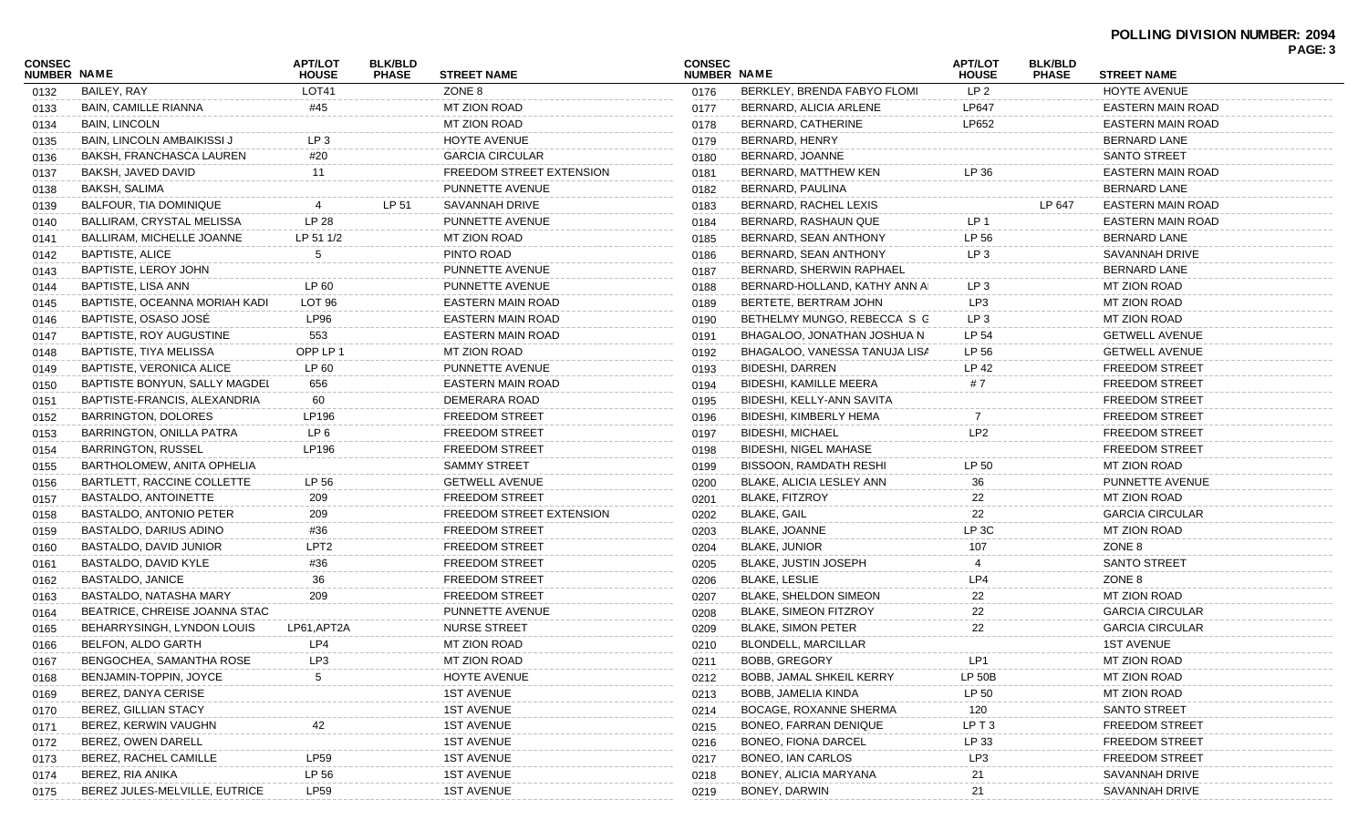**POLLING DIVISION NUMBER: 2094**

| CONSEC NUMBER | NAME | APT/LOT HOUSE | BLK/BLD PHASE | STREET NAME |
|---|---|---|---|---|
| 0132 | BAILEY, RAY | LOT41 | | ZONE 8 |
| 0133 | BAIN, CAMILLE RIANNA | #45 | | MT ZION ROAD |
| 0134 | BAIN, LINCOLN | | | MT ZION ROAD |
| 0135 | BAIN, LINCOLN AMBAIKISSI J | LP 3 | | HOYTE AVENUE |
| 0136 | BAKSH, FRANCHASCA LAUREN | #20 | | GARCIA CIRCULAR |
| 0137 | BAKSH, JAVED DAVID | 11 | | FREEDOM STREET EXTENSION |
| 0138 | BAKSH, SALIMA | | | PUNNETTE AVENUE |
| 0139 | BALFOUR, TIA DOMINIQUE | 4 | LP 51 | SAVANNAH DRIVE |
| 0140 | BALLIRAM, CRYSTAL MELISSA | LP 28 | | PUNNETTE AVENUE |
| 0141 | BALLIRAM, MICHELLE JOANNE | LP 51 1/2 | | MT ZION ROAD |
| 0142 | BAPTISTE, ALICE | 5 | | PINTO ROAD |
| 0143 | BAPTISTE, LEROY JOHN | | | PUNNETTE AVENUE |
| 0144 | BAPTISTE, LISA ANN | LP 60 | | PUNNETTE AVENUE |
| 0145 | BAPTISTE, OCEANNA MORIAH KADI | LOT 96 | | EASTERN MAIN ROAD |
| 0146 | BAPTISTE, OSASO JOSÉ | LP96 | | EASTERN MAIN ROAD |
| 0147 | BAPTISTE, ROY AUGUSTINE | 553 | | EASTERN MAIN ROAD |
| 0148 | BAPTISTE, TIYA MELISSA | OPP LP 1 | | MT ZION ROAD |
| 0149 | BAPTISTE, VERONICA ALICE | LP 60 | | PUNNETTE AVENUE |
| 0150 | BAPTISTE BONYUN, SALLY MAGDEL | 656 | | EASTERN MAIN ROAD |
| 0151 | BAPTISTE-FRANCIS, ALEXANDRIA | 60 | | DEMERARA ROAD |
| 0152 | BARRINGTON, DOLORES | LP196 | | FREEDOM STREET |
| 0153 | BARRINGTON, ONILLA PATRA | LP 6 | | FREEDOM STREET |
| 0154 | BARRINGTON, RUSSEL | LP196 | | FREEDOM STREET |
| 0155 | BARTHOLOMEW, ANITA OPHELIA | | | SAMMY STREET |
| 0156 | BARTLETT, RACCINE COLLETTE | LP 56 | | GETWELL AVENUE |
| 0157 | BASTALDO, ANTOINETTE | 209 | | FREEDOM STREET |
| 0158 | BASTALDO, ANTONIO PETER | 209 | | FREEDOM STREET EXTENSION |
| 0159 | BASTALDO, DARIUS ADINO | #36 | | FREEDOM STREET |
| 0160 | BASTALDO, DAVID JUNIOR | LPT2 | | FREEDOM STREET |
| 0161 | BASTALDO, DAVID KYLE | #36 | | FREEDOM STREET |
| 0162 | BASTALDO, JANICE | 36 | | FREEDOM STREET |
| 0163 | BASTALDO, NATASHA MARY | 209 | | FREEDOM STREET |
| 0164 | BEATRICE, CHREISE JOANNA STAC | | | PUNNETTE AVENUE |
| 0165 | BEHARRYSINGH, LYNDON LOUIS | LP61,APT2A | | NURSE STREET |
| 0166 | BELFON, ALDO GARTH | LP4 | | MT ZION ROAD |
| 0167 | BENGOCHEA, SAMANTHA ROSE | LP3 | | MT ZION ROAD |
| 0168 | BENJAMIN-TOPPIN, JOYCE | 5 | | HOYTE AVENUE |
| 0169 | BEREZ, DANYA CERISE | | | 1ST AVENUE |
| 0170 | BEREZ, GILLIAN STACY | | | 1ST AVENUE |
| 0171 | BEREZ, KERWIN VAUGHN | 42 | | 1ST AVENUE |
| 0172 | BEREZ, OWEN DARELL | | | 1ST AVENUE |
| 0173 | BEREZ, RACHEL CAMILLE | LP59 | | 1ST AVENUE |
| 0174 | BEREZ, RIA ANIKA | LP 56 | | 1ST AVENUE |
| 0175 | BEREZ JULES-MELVILLE, EUTRICE | LP59 | | 1ST AVENUE |
| 0176 | BERKLEY, BRENDA FABYO FLOMI | LP 2 | | HOYTE AVENUE |
| 0177 | BERNARD, ALICIA ARLENE | LP647 | | EASTERN MAIN ROAD |
| 0178 | BERNARD, CATHERINE | LP652 | | EASTERN MAIN ROAD |
| 0179 | BERNARD, HENRY | | | BERNARD LANE |
| 0180 | BERNARD, JOANNE | | | SANTO STREET |
| 0181 | BERNARD, MATTHEW KEN | LP 36 | | EASTERN MAIN ROAD |
| 0182 | BERNARD, PAULINA | | | BERNARD LANE |
| 0183 | BERNARD, RACHEL LEXIS | | LP 647 | EASTERN MAIN ROAD |
| 0184 | BERNARD, RASHAUN QUE | LP 1 | | EASTERN MAIN ROAD |
| 0185 | BERNARD, SEAN ANTHONY | LP 56 | | BERNARD LANE |
| 0186 | BERNARD, SEAN ANTHONY | LP 3 | | SAVANNAH DRIVE |
| 0187 | BERNARD, SHERWIN RAPHAEL | | | BERNARD LANE |
| 0188 | BERNARD-HOLLAND, KATHY ANN A | LP 3 | | MT ZION ROAD |
| 0189 | BERTETE, BERTRAM JOHN | LP3 | | MT ZION ROAD |
| 0190 | BETHELMY MUNGO, REBECCA S G | LP 3 | | MT ZION ROAD |
| 0191 | BHAGALOO, JONATHAN JOSHUA N | LP 54 | | GETWELL AVENUE |
| 0192 | BHAGALOO, VANESSA TANUJA LISA | LP 56 | | GETWELL AVENUE |
| 0193 | BIDESHI, DARREN | LP 42 | | FREEDOM STREET |
| 0194 | BIDESHI, KAMILLE MEERA | # 7 | | FREEDOM STREET |
| 0195 | BIDESHI, KELLY-ANN SAVITA | | | FREEDOM STREET |
| 0196 | BIDESHI, KIMBERLY HEMA | 7 | | FREEDOM STREET |
| 0197 | BIDESHI, MICHAEL | LP2 | | FREEDOM STREET |
| 0198 | BIDESHI, NIGEL MAHASE | | | FREEDOM STREET |
| 0199 | BISSOON, RAMDATH RESHI | LP 50 | | MT ZION ROAD |
| 0200 | BLAKE, ALICIA LESLEY ANN | 36 | | PUNNETTE AVENUE |
| 0201 | BLAKE, FITZROY | 22 | | MT ZION ROAD |
| 0202 | BLAKE, GAIL | 22 | | GARCIA CIRCULAR |
| 0203 | BLAKE, JOANNE | LP 3C | | MT ZION ROAD |
| 0204 | BLAKE, JUNIOR | 107 | | ZONE 8 |
| 0205 | BLAKE, JUSTIN JOSEPH | 4 | | SANTO STREET |
| 0206 | BLAKE, LESLIE | LP4 | | ZONE 8 |
| 0207 | BLAKE, SHELDON SIMEON | 22 | | MT ZION ROAD |
| 0208 | BLAKE, SIMEON FITZROY | 22 | | GARCIA CIRCULAR |
| 0209 | BLAKE, SIMON PETER | 22 | | GARCIA CIRCULAR |
| 0210 | BLONDELL, MARCILLAR | | | 1ST AVENUE |
| 0211 | BOBB, GREGORY | LP1 | | MT ZION ROAD |
| 0212 | BOBB, JAMAL SHKEIL KERRY | LP 50B | | MT ZION ROAD |
| 0213 | BOBB, JAMELIA KINDA | LP 50 | | MT ZION ROAD |
| 0214 | BOCAGE, ROXANNE SHERMA | 120 | | SANTO STREET |
| 0215 | BONEO, FARRAN DENIQUE | LP T 3 | | FREEDOM STREET |
| 0216 | BONEO, FIONA DARCEL | LP 33 | | FREEDOM STREET |
| 0217 | BONEO, IAN CARLOS | LP3 | | FREEDOM STREET |
| 0218 | BONEY, ALICIA MARYANA | 21 | | SAVANNAH DRIVE |
| 0219 | BONEY, DARWIN | 21 | | SAVANNAH DRIVE |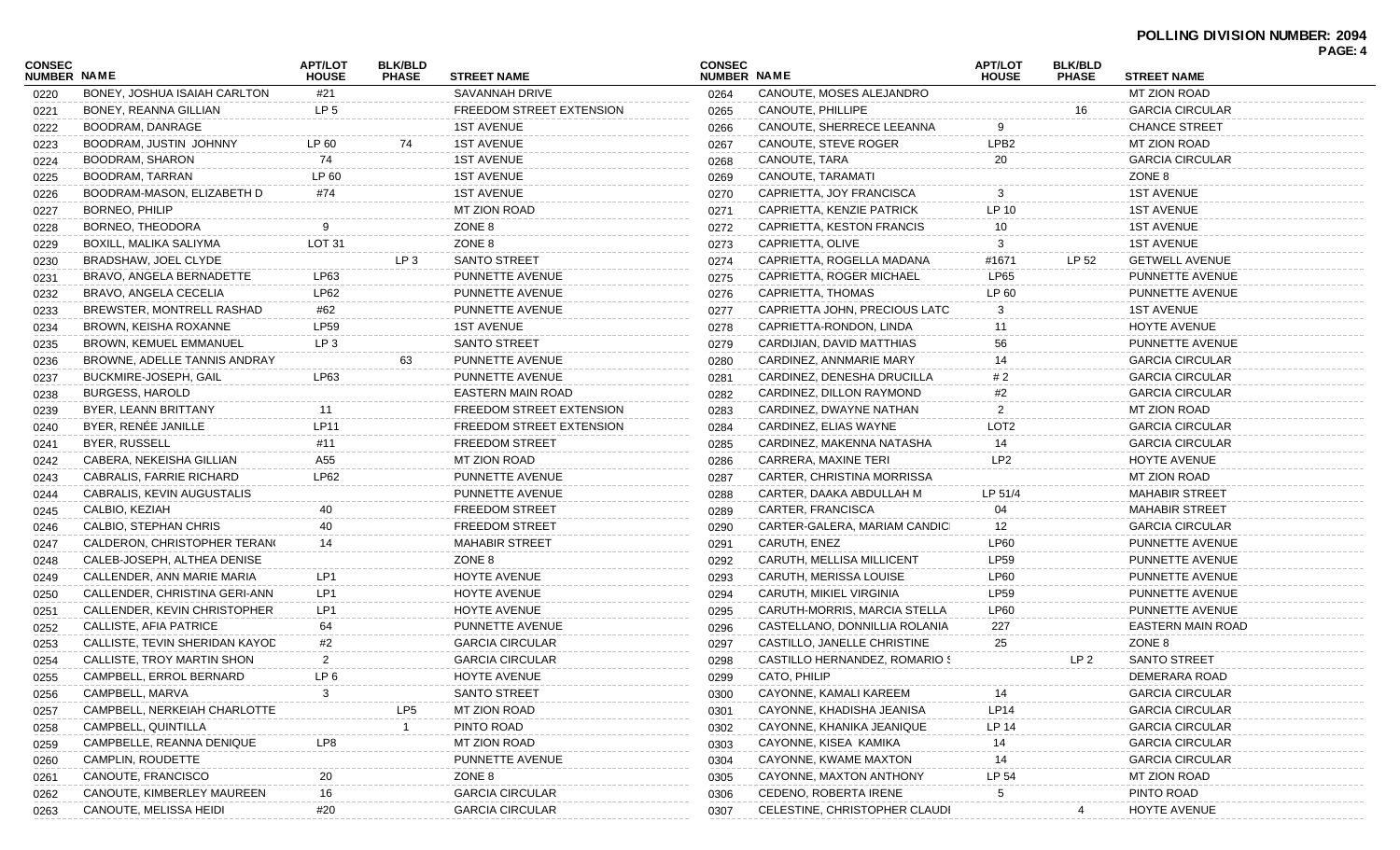**POLLING DIVISION NUMBER: 2094**

| CONSEC NUMBER | NAME | APT/LOT HOUSE | BLK/BLD PHASE | STREET NAME |
|---|---|---|---|---|
| 0220 | BONEY, JOSHUA ISAIAH CARLTON | #21 | | SAVANNAH DRIVE |
| 0221 | BONEY, REANNA GILLIAN | LP 5 | | FREEDOM STREET EXTENSION |
| 0222 | BOODRAM, DANRAGE | | | 1ST AVENUE |
| 0223 | BOODRAM, JUSTIN JOHNNY | LP 60 | 74 | 1ST AVENUE |
| 0224 | BOODRAM, SHARON | 74 | | 1ST AVENUE |
| 0225 | BOODRAM, TARRAN | LP 60 | | 1ST AVENUE |
| 0226 | BOODRAM-MASON, ELIZABETH D | #74 | | 1ST AVENUE |
| 0227 | BORNEO, PHILIP | | | MT ZION ROAD |
| 0228 | BORNEO, THEODORA | 9 | | ZONE 8 |
| 0229 | BOXILL, MALIKA SALIYMA | LOT 31 | | ZONE 8 |
| 0230 | BRADSHAW, JOEL CLYDE | | LP 3 | SANTO STREET |
| 0231 | BRAVO, ANGELA BERNADETTE | LP63 | | PUNNETTE AVENUE |
| 0232 | BRAVO, ANGELA CECELIA | LP62 | | PUNNETTE AVENUE |
| 0233 | BREWSTER, MONTRELL RASHAD | #62 | | PUNNETTE AVENUE |
| 0234 | BROWN, KEISHA ROXANNE | LP59 | | 1ST AVENUE |
| 0235 | BROWN, KEMUEL EMMANUEL | LP 3 | | SANTO STREET |
| 0236 | BROWNE, ADELLE TANNIS ANDRAY | | 63 | PUNNETTE AVENUE |
| 0237 | BUCKMIRE-JOSEPH, GAIL | LP63 | | PUNNETTE AVENUE |
| 0238 | BURGESS, HAROLD | | | EASTERN MAIN ROAD |
| 0239 | BYER, LEANN BRITTANY | 11 | | FREEDOM STREET EXTENSION |
| 0240 | BYER, RENÉE JANILLE | LP11 | | FREEDOM STREET EXTENSION |
| 0241 | BYER, RUSSELL | #11 | | FREEDOM STREET |
| 0242 | CABERA, NEKEISHA GILLIAN | A55 | | MT ZION ROAD |
| 0243 | CABRALIS, FARRIE RICHARD | LP62 | | PUNNETTE AVENUE |
| 0244 | CABRALIS, KEVIN AUGUSTALIS | | | PUNNETTE AVENUE |
| 0245 | CALBIO, KEZIAH | 40 | | FREEDOM STREET |
| 0246 | CALBIO, STEPHAN CHRIS | 40 | | FREEDOM STREET |
| 0247 | CALDERON, CHRISTOPHER TERAN( | 14 | | MAHABIR STREET |
| 0248 | CALEB-JOSEPH, ALTHEA DENISE | | | ZONE 8 |
| 0249 | CALLENDER, ANN MARIE MARIA | LP1 | | HOYTE AVENUE |
| 0250 | CALLENDER, CHRISTINA GERI-ANN | LP1 | | HOYTE AVENUE |
| 0251 | CALLENDER, KEVIN CHRISTOPHER | LP1 | | HOYTE AVENUE |
| 0252 | CALLISTE, AFIA PATRICE | 64 | | PUNNETTE AVENUE |
| 0253 | CALLISTE, TEVIN SHERIDAN KAYOD | #2 | | GARCIA CIRCULAR |
| 0254 | CALLISTE, TROY MARTIN SHON | 2 | | GARCIA CIRCULAR |
| 0255 | CAMPBELL, ERROL BERNARD | LP 6 | | HOYTE AVENUE |
| 0256 | CAMPBELL, MARVA | 3 | | SANTO STREET |
| 0257 | CAMPBELL, NERKEIAH CHARLOTTE | | LP5 | MT ZION ROAD |
| 0258 | CAMPBELL, QUINTILLA | | 1 | PINTO ROAD |
| 0259 | CAMPBELLE, REANNA DENIQUE | LP8 | | MT ZION ROAD |
| 0260 | CAMPLIN, ROUDETTE | | | PUNNETTE AVENUE |
| 0261 | CANOUTE, FRANCISCO | 20 | | ZONE 8 |
| 0262 | CANOUTE, KIMBERLEY MAUREEN | 16 | | GARCIA CIRCULAR |
| 0263 | CANOUTE, MELISSA HEIDI | #20 | | GARCIA CIRCULAR |
| 0264 | CANOUTE, MOSES ALEJANDRO | | | MT ZION ROAD |
| 0265 | CANOUTE, PHILLIPE | | 16 | GARCIA CIRCULAR |
| 0266 | CANOUTE, SHERRECE LEEANNA | 9 | | CHANCE STREET |
| 0267 | CANOUTE, STEVE ROGER | LPB2 | | MT ZION ROAD |
| 0268 | CANOUTE, TARA | 20 | | GARCIA CIRCULAR |
| 0269 | CANOUTE, TARAMATI | | | ZONE 8 |
| 0270 | CAPRIETTA, JOY FRANCISCA | 3 | | 1ST AVENUE |
| 0271 | CAPRIETTA, KENZIE PATRICK | LP 10 | | 1ST AVENUE |
| 0272 | CAPRIETTA, KESTON FRANCIS | 10 | | 1ST AVENUE |
| 0273 | CAPRIETTA, OLIVE | 3 | | 1ST AVENUE |
| 0274 | CAPRIETTA, ROGELLA MADANA | #1671 | LP 52 | GETWELL AVENUE |
| 0275 | CAPRIETTA, ROGER MICHAEL | LP65 | | PUNNETTE AVENUE |
| 0276 | CAPRIETTA, THOMAS | LP 60 | | PUNNETTE AVENUE |
| 0277 | CAPRIETTA JOHN, PRECIOUS LATC | 3 | | 1ST AVENUE |
| 0278 | CAPRIETTA-RONDON, LINDA | 11 | | HOYTE AVENUE |
| 0279 | CARDIJIAN, DAVID MATTHIAS | 56 | | PUNNETTE AVENUE |
| 0280 | CARDINEZ, ANNMARIE MARY | 14 | | GARCIA CIRCULAR |
| 0281 | CARDINEZ, DENESHA DRUCILLA | # 2 | | GARCIA CIRCULAR |
| 0282 | CARDINEZ, DILLON RAYMOND | #2 | | GARCIA CIRCULAR |
| 0283 | CARDINEZ, DWAYNE NATHAN | 2 | | MT ZION ROAD |
| 0284 | CARDINEZ, ELIAS WAYNE | LOT2 | | GARCIA CIRCULAR |
| 0285 | CARDINEZ, MAKENNA NATASHA | 14 | | GARCIA CIRCULAR |
| 0286 | CARRERA, MAXINE TERI | LP2 | | HOYTE AVENUE |
| 0287 | CARTER, CHRISTINA MORRISSA | | | MT ZION ROAD |
| 0288 | CARTER, DAAKA ABDULLAH M | LP 51/4 | | MAHABIR STREET |
| 0289 | CARTER, FRANCISCA | 04 | | MAHABIR STREET |
| 0290 | CARTER-GALERA, MARIAM CANDIC | 12 | | GARCIA CIRCULAR |
| 0291 | CARUTH, ENEZ | LP60 | | PUNNETTE AVENUE |
| 0292 | CARUTH, MELLISA MILLICENT | LP59 | | PUNNETTE AVENUE |
| 0293 | CARUTH, MERISSA LOUISE | LP60 | | PUNNETTE AVENUE |
| 0294 | CARUTH, MIKIEL VIRGINIA | LP59 | | PUNNETTE AVENUE |
| 0295 | CARUTH-MORRIS, MARCIA STELLA | LP60 | | PUNNETTE AVENUE |
| 0296 | CASTELLANO, DONNILLIA ROLANIA | 227 | | EASTERN MAIN ROAD |
| 0297 | CASTILLO, JANELLE CHRISTINE | 25 | | ZONE 8 |
| 0298 | CASTILLO HERNANDEZ, ROMARIO S | | LP 2 | SANTO STREET |
| 0299 | CATO, PHILIP | | | DEMERARA ROAD |
| 0300 | CAYONNE, KAMALI KAREEM | 14 | | GARCIA CIRCULAR |
| 0301 | CAYONNE, KHADISHA JEANISA | LP14 | | GARCIA CIRCULAR |
| 0302 | CAYONNE, KHANIKA JEANIQUE | LP 14 | | GARCIA CIRCULAR |
| 0303 | CAYONNE, KISEA KAMIKA | 14 | | GARCIA CIRCULAR |
| 0304 | CAYONNE, KWAME MAXTON | 14 | | GARCIA CIRCULAR |
| 0305 | CAYONNE, MAXTON ANTHONY | LP 54 | | MT ZION ROAD |
| 0306 | CEDENO, ROBERTA IRENE | 5 | | PINTO ROAD |
| 0307 | CELESTINE, CHRISTOPHER CLAUDI | | 4 | HOYTE AVENUE |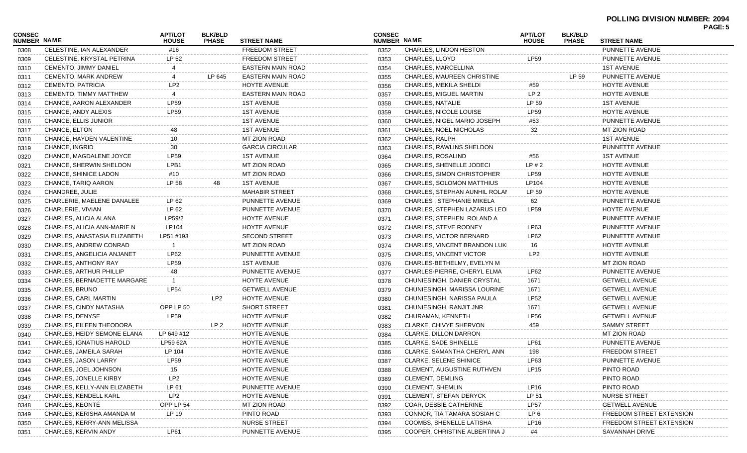**POLLING DIVISION NUMBER: 2094**

| CONSEC NUMBER | NAME | APT/LOT HOUSE | BLK/BLD PHASE | STREET NAME |
|---|---|---|---|---|
| 0308 | CELESTINE, IAN ALEXANDER | #16 | | FREEDOM STREET |
| 0309 | CELESTINE, KRYSTAL PETRINA | LP 52 | | FREEDOM STREET |
| 0310 | CEMENTO, JIMMY DANIEL | 4 | | EASTERN MAIN ROAD |
| 0311 | CEMENTO, MARK ANDREW | 4 | LP 645 | EASTERN MAIN ROAD |
| 0312 | CEMENTO, PATRICIA | LP2 | | HOYTE AVENUE |
| 0313 | CEMENTO, TIMMY MATTHEW | 4 | | EASTERN MAIN ROAD |
| 0314 | CHANCE, AARON ALEXANDER | LP59 | | 1ST AVENUE |
| 0315 | CHANCE, ANDY ALEXIS | LP59 | | 1ST AVENUE |
| 0316 | CHANCE, ELLIS JUNIOR | | | 1ST AVENUE |
| 0317 | CHANCE, ELTON | 48 | | 1ST AVENUE |
| 0318 | CHANCE, HAYDEN VALENTINE | 10 | | MT ZION ROAD |
| 0319 | CHANCE, INGRID | 30 | | GARCIA CIRCULAR |
| 0320 | CHANCE, MAGDALENE JOYCE | LP59 | | 1ST AVENUE |
| 0321 | CHANCE, SHERWIN SHELDON | LPB1 | | MT ZION ROAD |
| 0322 | CHANCE, SHINICE LADON | #10 | | MT ZION ROAD |
| 0323 | CHANCE, TARIQ AARON | LP 58 | 48 | 1ST AVENUE |
| 0324 | CHANDREE, JULIE | | | MAHABIR STREET |
| 0325 | CHARLERIE, MAELENE DANALEE | LP 62 | | PUNNETTE AVENUE |
| 0326 | CHARLERIE, VIVIAN | LP 62 | | PUNNETTE AVENUE |
| 0327 | CHARLES, ALICIA ALANA | LP59/2 | | HOYTE AVENUE |
| 0328 | CHARLES, ALICIA ANN-MARIE N | LP104 | | HOYTE AVENUE |
| 0329 | CHARLES, ANASTASIA ELIZABETH | LP51 #193 | | SECOND STREET |
| 0330 | CHARLES, ANDREW CONRAD | 1 | | MT ZION ROAD |
| 0331 | CHARLES, ANGELICIA ANJANET | LP62 | | PUNNETTE AVENUE |
| 0332 | CHARLES, ANTHONY RAY | LP59 | | 1ST AVENUE |
| 0333 | CHARLES, ARTHUR PHILLIP | 48 | | PUNNETTE AVENUE |
| 0334 | CHARLES, BERNADETTE MARGARE | 1 | | HOYTE AVENUE |
| 0335 | CHARLES, BRUNO | LP54 | | GETWELL AVENUE |
| 0336 | CHARLES, CARL MARTIN | | LP2 | HOYTE AVENUE |
| 0337 | CHARLES, CINDY NATASHA | OPP LP 50 | | SHORT STREET |
| 0338 | CHARLES, DENYSE | LP59 | | HOYTE AVENUE |
| 0339 | CHARLES, EILEEN THEODORA | | LP 2 | HOYTE AVENUE |
| 0340 | CHARLES, HEIDY SEMONE ELANA | LP 649 #12 | | HOYTE AVENUE |
| 0341 | CHARLES, IGNATIUS HAROLD | LP59 62A | | HOYTE AVENUE |
| 0342 | CHARLES, JAMEILA SARAH | LP 104 | | HOYTE AVENUE |
| 0343 | CHARLES, JASON LARRY | LP59 | | HOYTE AVENUE |
| 0344 | CHARLES, JOEL JOHNSON | 15 | | HOYTE AVENUE |
| 0345 | CHARLES, JONELLE KIRBY | LP2 | | HOYTE AVENUE |
| 0346 | CHARLES, KELLY-ANN ELIZABETH | LP 61 | | PUNNETTE AVENUE |
| 0347 | CHARLES, KENDELL KARL | LP2 | | HOYTE AVENUE |
| 0348 | CHARLES, KEONTÉ | OPP LP 54 | | MT ZION ROAD |
| 0349 | CHARLES, KERISHA AMANDA M | LP 19 | | PINTO ROAD |
| 0350 | CHARLES, KERRY-ANN MELISSA | | | NURSE STREET |
| 0351 | CHARLES, KERVIN ANDY | LP61 | | PUNNETTE AVENUE |
| 0352 | CHARLES, LINDON HESTON | | | PUNNETTE AVENUE |
| 0353 | CHARLES, LLOYD | LP59 | | PUNNETTE AVENUE |
| 0354 | CHARLES, MARCELLINA | | | 1ST AVENUE |
| 0355 | CHARLES, MAUREEN CHRISTINE | | LP 59 | PUNNETTE AVENUE |
| 0356 | CHARLES, MEKILA SHELDI | #59 | | HOYTE AVENUE |
| 0357 | CHARLES, MIGUEL MARTIN | LP 2 | | HOYTE AVENUE |
| 0358 | CHARLES, NATALIE | LP 59 | | 1ST AVENUE |
| 0359 | CHARLES, NICOLE LOUISE | LP59 | | HOYTE AVENUE |
| 0360 | CHARLES, NIGEL MARIO JOSEPH | #53 | | PUNNETTE AVENUE |
| 0361 | CHARLES, NOEL NICHOLAS | 32 | | MT ZION ROAD |
| 0362 | CHARLES, RALPH | | | 1ST AVENUE |
| 0363 | CHARLES, RAWLINS SHELDON | | | PUNNETTE AVENUE |
| 0364 | CHARLES, ROSALIND | #56 | | 1ST AVENUE |
| 0365 | CHARLES, SHENELLE JODECI | LP # 2 | | HOYTE AVENUE |
| 0366 | CHARLES, SIMON CHRISTOPHER | LP59 | | HOYTE AVENUE |
| 0367 | CHARLES, SOLOMON MATTHIUS | LP104 | | HOYTE AVENUE |
| 0368 | CHARLES, STEPHAN AUNHIL ROLAN | LP 59 | | HOYTE AVENUE |
| 0369 | CHARLES , STEPHANIE MIKELA | 62 | | PUNNETTE AVENUE |
| 0370 | CHARLES, STEPHEN LAZARUS LEO | LP59 | | HOYTE AVENUE |
| 0371 | CHARLES, STEPHEN ROLAND A | | | PUNNETTE AVENUE |
| 0372 | CHARLES, STEVE RODNEY | LP63 | | PUNNETTE AVENUE |
| 0373 | CHARLES, VICTOR BERNARD | LP62 | | PUNNETTE AVENUE |
| 0374 | CHARLES, VINCENT BRANDON LUK | 16 | | HOYTE AVENUE |
| 0375 | CHARLES, VINCENT VICTOR | LP2 | | HOYTE AVENUE |
| 0376 | CHARLES-BETHELMY, EVELYN M | | | MT ZION ROAD |
| 0377 | CHARLES-PIERRE, CHERYL ELMA | LP62 | | PUNNETTE AVENUE |
| 0378 | CHUNIESINGH, DANIER CRYSTAL | 1671 | | GETWELL AVENUE |
| 0379 | CHUNIESINGH, MARISSA LOURINE | 1671 | | GETWELL AVENUE |
| 0380 | CHUNIESINGH, NARISSA PAULA | LP52 | | GETWELL AVENUE |
| 0381 | CHUNIESINGH, RANJIT JNR | 1671 | | GETWELL AVENUE |
| 0382 | CHURAMAN, KENNETH | LP56 | | GETWELL AVENUE |
| 0383 | CLARKE, CHIVYE SHERVON | 459 | | SAMMY STREET |
| 0384 | CLARKE, DILLON DARRON | | | MT ZION ROAD |
| 0385 | CLARKE, SADE SHINELLE | LP61 | | PUNNETTE AVENUE |
| 0386 | CLARKE, SAMANTHA CHERYL ANN | 198 | | FREEDOM STREET |
| 0387 | CLARKE, SELENE SHINICE | LP63 | | PUNNETTE AVENUE |
| 0388 | CLEMENT, AUGUSTINE RUTHVEN | LP15 | | PINTO ROAD |
| 0389 | CLEMENT, DEMLING | | | PINTO ROAD |
| 0390 | CLEMENT, SHEMLIN | LP16 | | PINTO ROAD |
| 0391 | CLEMENT, STEFAN DERYCK | LP 51 | | NURSE STREET |
| 0392 | COAR, DEBBIE CATHERINE | LP57 | | GETWELL AVENUE |
| 0393 | CONNOR, TIA TAMARA SOSIAH C | LP 6 | | FREEDOM STREET EXTENSION |
| 0394 | COOMBS, SHENELLE LATISHA | LP16 | | FREEDOM STREET EXTENSION |
| 0395 | COOPER, CHRISTINE ALBERTINA J | #4 | | SAVANNAH DRIVE |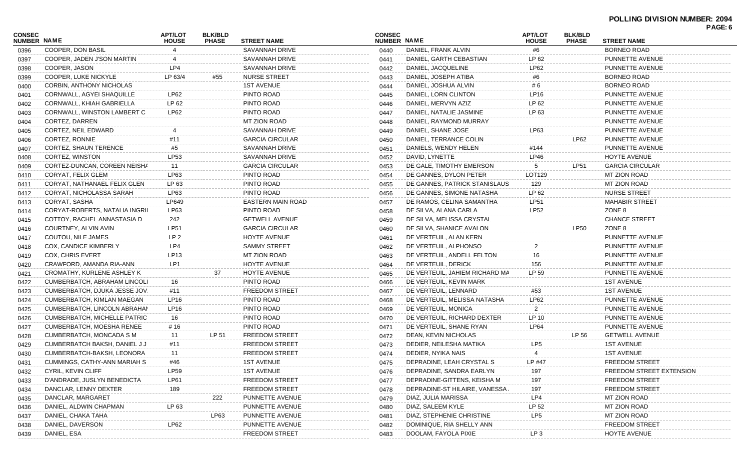**POLLING DIVISION NUMBER: 2094**

| CONSEC NUMBER | NAME | APT/LOT HOUSE | BLK/BLD PHASE | STREET NAME |
|---|---|---|---|---|
| 0396 | COOPER, DON BASIL | 4 | | SAVANNAH DRIVE |
| 0397 | COOPER, JADEN J'SON MARTIN | 4 | | SAVANNAH DRIVE |
| 0398 | COOPER, JASON | LP4 | | SAVANNAH DRIVE |
| 0399 | COOPER, LUKE NICKYLE | LP 63/4 | #55 | NURSE STREET |
| 0400 | CORBIN, ANTHONY NICHOLAS | | | 1ST AVENUE |
| 0401 | CORNWALL, AGYEI SHAQUILLE | LP62 | | PINTO ROAD |
| 0402 | CORNWALL, KHIAH GABRIELLA | LP 62 | | PINTO ROAD |
| 0403 | CORNWALL, WINSTON LAMBERT C | LP62 | | PINTO ROAD |
| 0404 | CORTEZ, DARREN | | | MT ZION ROAD |
| 0405 | CORTEZ, NEIL EDWARD | 4 | | SAVANNAH DRIVE |
| 0406 | CORTEZ, RONNIE | #11 | | GARCIA CIRCULAR |
| 0407 | CORTEZ, SHAUN TERENCE | #5 | | SAVANNAH DRIVE |
| 0408 | CORTEZ, WINSTON | LP53 | | SAVANNAH DRIVE |
| 0409 | CORTEZ-DUNCAN, COREEN NEISHA | 11 | | GARCIA CIRCULAR |
| 0410 | CORYAT, FELIX GLEM | LP63 | | PINTO ROAD |
| 0411 | CORYAT, NATHANAEL FELIX GLEN | LP 63 | | PINTO ROAD |
| 0412 | CORYAT, NICHOLASSA SARAH | LP63 | | PINTO ROAD |
| 0413 | CORYAT, SASHA | LP649 | | EASTERN MAIN ROAD |
| 0414 | CORYAT-ROBERTS, NATALIA INGRI | LP63 | | PINTO ROAD |
| 0415 | COTTOY, RACHEL ANNASTASIA D | 242 | | GETWELL AVENUE |
| 0416 | COURTNEY, ALVIN AVIN | LP51 | | GARCIA CIRCULAR |
| 0417 | COUTOU, NILE JAMES | LP 2 | | HOYTE AVENUE |
| 0418 | COX, CANDICE KIMBERLY | LP4 | | SAMMY STREET |
| 0419 | COX, CHRIS EVERT | LP13 | | MT ZION ROAD |
| 0420 | CRAWFORD, AMANDA RIA-ANN | LP1 | | HOYTE AVENUE |
| 0421 | CROMATHY, KURLENE ASHLEY K | | 37 | HOYTE AVENUE |
| 0422 | CUMBERBATCH, ABRAHAM LINCOL | 16 | | PINTO ROAD |
| 0423 | CUMBERBATCH, DJUKA JESSE JOV | #11 | | FREEDOM STREET |
| 0424 | CUMBERBATCH, KIMLAN MAEGAN | LP16 | | PINTO ROAD |
| 0425 | CUMBERBATCH, LINCOLN ABRAHAI | LP16 | | PINTO ROAD |
| 0426 | CUMBERBATCH, MICHELLE PATRIC | 16 | | PINTO ROAD |
| 0427 | CUMBERBATCH, MOESHA RENEE | # 16 | | PINTO ROAD |
| 0428 | CUMBERBATCH, MONCADA S M | 11 | LP 51 | FREEDOM STREET |
| 0429 | CUMBERBATCH BAKSH, DANIEL J J | #11 | | FREEDOM STREET |
| 0430 | CUMBERBATCH-BAKSH, LEONORA | 11 | | FREEDOM STREET |
| 0431 | CUMMINGS, CATHY-ANN MARIAH S | #46 | | 1ST AVENUE |
| 0432 | CYRIL, KEVIN CLIFF | LP59 | | 1ST AVENUE |
| 0433 | D'ANDRADE, JUSLYN BENEDICTA | LP61 | | FREEDOM STREET |
| 0434 | DANCLAR, LENNY DEXTER | 189 | | FREEDOM STREET |
| 0435 | DANCLAR, MARGARET | | 222 | PUNNETTE AVENUE |
| 0436 | DANIEL, ALDWIN CHAPMAN | LP 63 | | PUNNETTE AVENUE |
| 0437 | DANIEL, CHAKA TAHA | | LP63 | PUNNETTE AVENUE |
| 0438 | DANIEL, DAVERSON | LP62 | | PUNNETTE AVENUE |
| 0439 | DANIEL, ESA | | | FREEDOM STREET |
| 0440 | DANIEL, FRANK ALVIN | #6 | | BORNEO ROAD |
| 0441 | DANIEL, GARTH CEBASTIAN | LP 62 | | PUNNETTE AVENUE |
| 0442 | DANIEL, JACQUELINE | LP62 | | PUNNETTE AVENUE |
| 0443 | DANIEL, JOSEPH ATIBA | #6 | | BORNEO ROAD |
| 0444 | DANIEL, JOSHUA ALVIN | # 6 | | BORNEO ROAD |
| 0445 | DANIEL, LORN CLINTON | LP16 | | PUNNETTE AVENUE |
| 0446 | DANIEL, MERVYN AZIZ | LP 62 | | PUNNETTE AVENUE |
| 0447 | DANIEL, NATALIE JASMINE | LP 63 | | PUNNETTE AVENUE |
| 0448 | DANIEL, RAYMOND MURRAY | | | PUNNETTE AVENUE |
| 0449 | DANIEL, SHANE JOSE | LP63 | | PUNNETTE AVENUE |
| 0450 | DANIEL, TERRANCE COLIN | | LP62 | PUNNETTE AVENUE |
| 0451 | DANIELS, WENDY HELEN | #144 | | PUNNETTE AVENUE |
| 0452 | DAVID, LYNETTE | LP46 | | HOYTE AVENUE |
| 0453 | DE GALE, TIMOTHY EMERSON | 5 | LP51 | GARCIA CIRCULAR |
| 0454 | DE GANNES, DYLON PETER | LOT129 | | MT ZION ROAD |
| 0455 | DE GANNES, PATRICK STANISLAUS | 129 | | MT ZION ROAD |
| 0456 | DE GANNES, SIMONE NATASHA | LP 62 | | NURSE STREET |
| 0457 | DE RAMOS, CELINA SAMANTHA | LP51 | | MAHABIR STREET |
| 0458 | DE SILVA, ALANA CARLA | LP52 | | ZONE 8 |
| 0459 | DE SILVA, MELISSA CRYSTAL | | | CHANCE STREET |
| 0460 | DE SILVA, SHANICE AVALON | | LP50 | ZONE 8 |
| 0461 | DE VERTEUIL, ALAN KERN | | | PUNNETTE AVENUE |
| 0462 | DE VERTEUIL, ALPHONSO | 2 | | PUNNETTE AVENUE |
| 0463 | DE VERTEUIL, ANDELL FELTON | 16 | | PUNNETTE AVENUE |
| 0464 | DE VERTEUIL, DERICK | 156 | | PUNNETTE AVENUE |
| 0465 | DE VERTEUIL, JAHIEM RICHARD MA | LP 59 | | PUNNETTE AVENUE |
| 0466 | DE VERTEUIL, KEVIN MARK | | | 1ST AVENUE |
| 0467 | DE VERTEUIL, LENNARD | #53 | | 1ST AVENUE |
| 0468 | DE VERTEUIL, MELISSA NATASHA | LP62 | | PUNNETTE AVENUE |
| 0469 | DE VERTEUIL, MONICA | 2 | | PUNNETTE AVENUE |
| 0470 | DE VERTEUIL, RICHARD DEXTER | LP 10 | | PUNNETTE AVENUE |
| 0471 | DE VERTEUIL, SHANE RYAN | LP64 | | PUNNETTE AVENUE |
| 0472 | DEAN, KEVIN NICHOLAS | | LP 56 | GETWELL AVENUE |
| 0473 | DEDIER, NEILESHA MATIKA | LP5 | | 1ST AVENUE |
| 0474 | DEDIER, NYIKA NAIS | 4 | | 1ST AVENUE |
| 0475 | DEPRADINE, LEAH CRYSTAL S | LP #47 | | FREEDOM STREET |
| 0476 | DEPRADINE, SANDRA EARLYN | 197 | | FREEDOM STREET EXTENSION |
| 0477 | DEPRADINE-GITTENS, KEISHA M | 197 | | FREEDOM STREET |
| 0478 | DEPRADINE-ST HILAIRE, VANESSA . | 197 | | FREEDOM STREET |
| 0479 | DIAZ, JULIA MARISSA | LP4 | | MT ZION ROAD |
| 0480 | DIAZ, SALEEM KYLE | LP 52 | | MT ZION ROAD |
| 0481 | DIAZ, STEPHENIE CHRISTINE | LP5 | | MT ZION ROAD |
| 0482 | DOMINIQUE, RIA SHELLY ANN | | | FREEDOM STREET |
| 0483 | DOOLAM, FAYOLA PIXIE | LP 3 | | HOYTE AVENUE |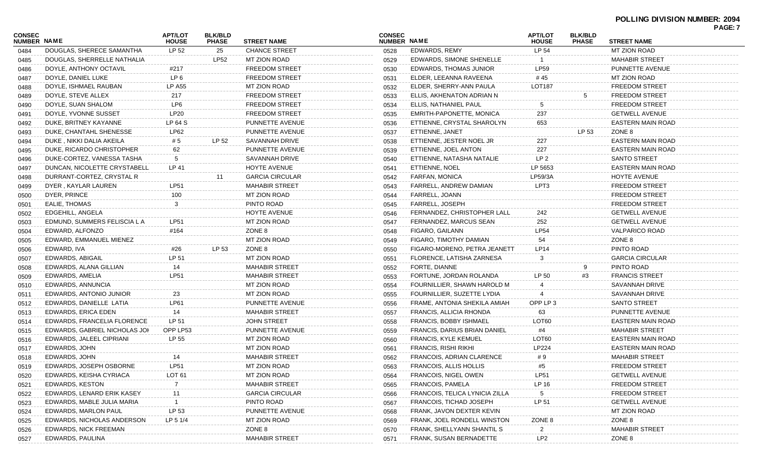**POLLING DIVISION NUMBER: 2094**

| CONSEC NUMBER | NAME | APT/LOT HOUSE | BLK/BLD PHASE | STREET NAME |
|---|---|---|---|---|
| 0484 | DOUGLAS, SHERECE SAMANTHA | LP 52 | 25 | CHANCE STREET |
| 0485 | DOUGLAS, SHERRELLE NATHALIA | | LP52 | MT ZION ROAD |
| 0486 | DOYLE, ANTHONY OCTAVIL | #217 | | FREEDOM STREET |
| 0487 | DOYLE, DANIEL LUKE | LP 6 | | FREEDOM STREET |
| 0488 | DOYLE, ISHMAEL RAUBAN | LP A55 | | MT ZION ROAD |
| 0489 | DOYLE, STEVE ALLEX | 217 | | FREEDOM STREET |
| 0490 | DOYLE, SUAN SHALOM | LP6 | | FREEDOM STREET |
| 0491 | DOYLE, YVONNE SUSSET | LP20 | | FREEDOM STREET |
| 0492 | DUKE, BRITNEY KAYANNE | LP 64 S | | PUNNETTE AVENUE |
| 0493 | DUKE, CHANTAHL SHENESSE | LP62 | | PUNNETTE AVENUE |
| 0494 | DUKE , NIKKI DALIA AKEILA | # 5 | LP 52 | SAVANNAH DRIVE |
| 0495 | DUKE, RICARDO CHRISTOPHER | 62 | | PUNNETTE AVENUE |
| 0496 | DUKE-CORTEZ, VANESSA TASHA | 5 | | SAVANNAH DRIVE |
| 0497 | DUNCAN, NICOLETTE CRYSTABELL | LP 41 | | HOYTE AVENUE |
| 0498 | DURRANT-CORTEZ, CRYSTAL R | | 11 | GARCIA CIRCULAR |
| 0499 | DYER , KAYLAR LAUREN | LP51 | | MAHABIR STREET |
| 0500 | DYER, PRINCE | 100 | | MT ZION ROAD |
| 0501 | EALIE, THOMAS | 3 | | PINTO ROAD |
| 0502 | EDGEHILL, ANGELA | | | HOYTE AVENUE |
| 0503 | EDMUND, SUMMERS FELISCIA L A | LP51 | | MT ZION ROAD |
| 0504 | EDWARD, ALFONZO | #164 | | ZONE 8 |
| 0505 | EDWARD, EMMANUEL MIENEZ | | | MT ZION ROAD |
| 0506 | EDWARD, IVA | #26 | LP 53 | ZONE 8 |
| 0507 | EDWARDS, ABIGAIL | LP 51 | | MT ZION ROAD |
| 0508 | EDWARDS, ALANA GILLIAN | 14 | | MAHABIR STREET |
| 0509 | EDWARDS, AMELIA | LP51 | | MAHABIR STREET |
| 0510 | EDWARDS, ANNUNCIA | | | MT ZION ROAD |
| 0511 | EDWARDS, ANTONIO JUNIOR | 23 | | MT ZION ROAD |
| 0512 | EDWARDS, DANIELLE LATIA | LP61 | | PUNNETTE AVENUE |
| 0513 | EDWARDS, ERICA EDEN | 14 | | MAHABIR STREET |
| 0514 | EDWARDS, FRANCELIA FLORENCE | LP 51 | | JOHN STREET |
| 0515 | EDWARDS, GABRIEL NICHOLAS JOI | OPP LP53 | | PUNNETTE AVENUE |
| 0516 | EDWARDS, JALEEL CIPRIANI | LP 55 | | MT ZION ROAD |
| 0517 | EDWARDS, JOHN | | | MT ZION ROAD |
| 0518 | EDWARDS, JOHN | 14 | | MAHABIR STREET |
| 0519 | EDWARDS, JOSEPH OSBORNE | LP51 | | MT ZION ROAD |
| 0520 | EDWARDS, KEISHA CYRIACA | LOT 61 | | MT ZION ROAD |
| 0521 | EDWARDS, KESTON | 7 | | MAHABIR STREET |
| 0522 | EDWARDS, LENARD ERIK KASEY | 11 | | GARCIA CIRCULAR |
| 0523 | EDWARDS, MABLE JULIA MARIA | 1 | | PINTO ROAD |
| 0524 | EDWARDS, MARLON PAUL | LP 53 | | PUNNETTE AVENUE |
| 0525 | EDWARDS, NICHOLAS ANDERSON | LP 5 1/4 | | MT ZION ROAD |
| 0526 | EDWARDS, NICK FREEMAN | | | ZONE 8 |
| 0527 | EDWARDS, PAULINA | | | MAHABIR STREET |
| 0528 | EDWARDS, REMY | LP 54 | | MT ZION ROAD |
| 0529 | EDWARDS, SIMONE SHENELLE | 1 | | MAHABIR STREET |
| 0530 | EDWARDS, THOMAS JUNIOR | LP59 | | PUNNETTE AVENUE |
| 0531 | ELDER, LEEANNA RAVEENA | # 45 | | MT ZION ROAD |
| 0532 | ELDER, SHERRY-ANN PAULA | LOT187 | | FREEDOM STREET |
| 0533 | ELLIS, AKHENATON ADRIAN N | | 5 | FREEDOM STREET |
| 0534 | ELLIS, NATHANIEL PAUL | 5 | | FREEDOM STREET |
| 0535 | EMRITH-PAPONETTE, MONICA | 237 | | GETWELL AVENUE |
| 0536 | ETTIENNE, CRYSTAL SHAROLYN | 653 | | EASTERN MAIN ROAD |
| 0537 | ETTIENNE, JANET | | LP 53 | ZONE 8 |
| 0538 | ETTIENNE, JESTER NOEL JR | 227 | | EASTERN MAIN ROAD |
| 0539 | ETTIENNE, JOEL ANTON | 227 | | EASTERN MAIN ROAD |
| 0540 | ETTIENNE, NATASHA NATALIE | LP 2 | | SANTO STREET |
| 0541 | ETTIENNE, NOEL | LP 5653 | | EASTERN MAIN ROAD |
| 0542 | FARFAN, MONICA | LP59/3A | | HOYTE AVENUE |
| 0543 | FARRELL, ANDREW DAMIAN | LPT3 | | FREEDOM STREET |
| 0544 | FARRELL, JOANN | | | FREEDOM STREET |
| 0545 | FARRELL, JOSEPH | | | FREEDOM STREET |
| 0546 | FERNANDEZ, CHRISTOPHER LALL | 242 | | GETWELL AVENUE |
| 0547 | FERNANDEZ, MARCUS SEAN | 252 | | GETWELL AVENUE |
| 0548 | FIGARO, GAILANN | LP54 | | VALPARICO ROAD |
| 0549 | FIGARO, TIMOTHY DAMIAN | 54 | | ZONE 8 |
| 0550 | FIGARO-MORENO, PETRA JEANETT | LP14 | | PINTO ROAD |
| 0551 | FLORENCE, LATISHA ZARNESA | 3 | | GARCIA CIRCULAR |
| 0552 | FORTE, DIANNE | | 9 | PINTO ROAD |
| 0553 | FORTUNE, JORDAN ROLANDA | LP 50 | #3 | FRANCIS STREET |
| 0554 | FOURNILLIER, SHAWN HAROLD M | 4 | | SAVANNAH DRIVE |
| 0555 | FOURNILLIER, SUZETTE LYDIA | 4 | | SAVANNAH DRIVE |
| 0556 | FRAME, ANTONIA SHEKILA AMIAH | OPP LP 3 | | SANTO STREET |
| 0557 | FRANCIS, ALLICIA RHONDA | 63 | | PUNNETTE AVENUE |
| 0558 | FRANCIS, BOBBY ISHMAEL | LOT60 | | EASTERN MAIN ROAD |
| 0559 | FRANCIS, DARIUS BRIAN DANIEL | #4 | | MAHABIR STREET |
| 0560 | FRANCIS, KYLE KEMUEL | LOT60 | | EASTERN MAIN ROAD |
| 0561 | FRANCIS, RISHI RIKHI | LP224 | | EASTERN MAIN ROAD |
| 0562 | FRANCOIS, ADRIAN CLARENCE | # 9 | | MAHABIR STREET |
| 0563 | FRANCOIS, ALLIS HOLLIS | #5 | | FREEDOM STREET |
| 0564 | FRANCOIS, NIGEL OWEN | LP51 | | GETWELL AVENUE |
| 0565 | FRANCOIS, PAMELA | LP 16 | | FREEDOM STREET |
| 0566 | FRANCOIS, TELICA LYNICIA ZILLA | 5 | | FREEDOM STREET |
| 0567 | FRANCOIS, TICHAD JOSEPH | LP 51 | | GETWELL AVENUE |
| 0568 | FRANK, JAVON DEXTER KEVIN | | | MT ZION ROAD |
| 0569 | FRANK, JOEL RONDELL WINSTON | ZONE 8 | | ZONE 8 |
| 0570 | FRANK, SHELLYANN SHANTIL S | 2 | | MAHABIR STREET |
| 0571 | FRANK, SUSAN BERNADETTE | LP2 | | ZONE 8 |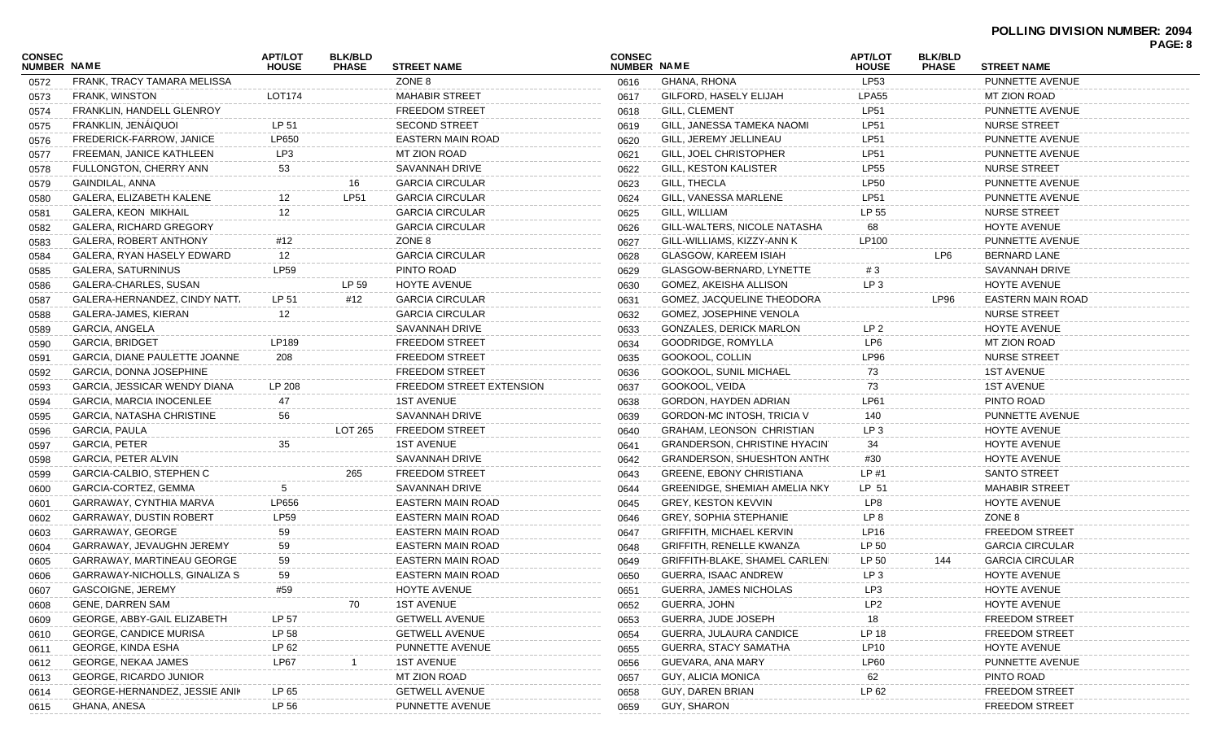**POLLING DIVISION NUMBER: 2094**

| CONSEC NUMBER | NAME | APT/LOT HOUSE | BLK/BLD PHASE | STREET NAME |
|---|---|---|---|---|
| 0572 | FRANK, TRACY TAMARA MELISSA | | | ZONE 8 |
| 0573 | FRANK, WINSTON | LOT174 | | MAHABIR STREET |
| 0574 | FRANKLIN, HANDELL GLENROY | | | FREEDOM STREET |
| 0575 | FRANKLIN, JENÁIQUOI | LP 51 | | SECOND STREET |
| 0576 | FREDERICK-FARROW, JANICE | LP650 | | EASTERN MAIN ROAD |
| 0577 | FREEMAN, JANICE KATHLEEN | LP3 | | MT ZION ROAD |
| 0578 | FULLONGTON, CHERRY ANN | 53 | | SAVANNAH DRIVE |
| 0579 | GAINDILAL, ANNA | | 16 | GARCIA CIRCULAR |
| 0580 | GALERA, ELIZABETH KALENE | 12 | LP51 | GARCIA CIRCULAR |
| 0581 | GALERA, KEON MIKHAIL | 12 | | GARCIA CIRCULAR |
| 0582 | GALERA, RICHARD GREGORY | | | GARCIA CIRCULAR |
| 0583 | GALERA, ROBERT ANTHONY | #12 | | ZONE 8 |
| 0584 | GALERA, RYAN HASELY EDWARD | 12 | | GARCIA CIRCULAR |
| 0585 | GALERA, SATURNINUS | LP59 | | PINTO ROAD |
| 0586 | GALERA-CHARLES, SUSAN | | LP 59 | HOYTE AVENUE |
| 0587 | GALERA-HERNANDEZ, CINDY NATT. | LP 51 | #12 | GARCIA CIRCULAR |
| 0588 | GALERA-JAMES, KIERAN | 12 | | GARCIA CIRCULAR |
| 0589 | GARCIA, ANGELA | | | SAVANNAH DRIVE |
| 0590 | GARCIA, BRIDGET | LP189 | | FREEDOM STREET |
| 0591 | GARCIA, DIANE PAULETTE JOANNE | 208 | | FREEDOM STREET |
| 0592 | GARCIA, DONNA JOSEPHINE | | | FREEDOM STREET |
| 0593 | GARCIA, JESSICAR WENDY DIANA | LP 208 | | FREEDOM STREET EXTENSION |
| 0594 | GARCIA, MARCIA INOCENLEE | 47 | | 1ST AVENUE |
| 0595 | GARCIA, NATASHA CHRISTINE | 56 | | SAVANNAH DRIVE |
| 0596 | GARCIA, PAULA | | LOT 265 | FREEDOM STREET |
| 0597 | GARCIA, PETER | 35 | | 1ST AVENUE |
| 0598 | GARCIA, PETER ALVIN | | | SAVANNAH DRIVE |
| 0599 | GARCIA-CALBIO, STEPHEN C | | 265 | FREEDOM STREET |
| 0600 | GARCIA-CORTEZ, GEMMA | 5 | | SAVANNAH DRIVE |
| 0601 | GARRAWAY, CYNTHIA MARVA | LP656 | | EASTERN MAIN ROAD |
| 0602 | GARRAWAY, DUSTIN ROBERT | LP59 | | EASTERN MAIN ROAD |
| 0603 | GARRAWAY, GEORGE | 59 | | EASTERN MAIN ROAD |
| 0604 | GARRAWAY, JEVAUGHN JEREMY | 59 | | EASTERN MAIN ROAD |
| 0605 | GARRAWAY, MARTINEAU GEORGE | 59 | | EASTERN MAIN ROAD |
| 0606 | GARRAWAY-NICHOLLS, GINALIZA S | 59 | | EASTERN MAIN ROAD |
| 0607 | GASCOIGNE, JEREMY | #59 | | HOYTE AVENUE |
| 0608 | GENE, DARREN SAM | | 70 | 1ST AVENUE |
| 0609 | GEORGE, ABBY-GAIL ELIZABETH | LP 57 | | GETWELL AVENUE |
| 0610 | GEORGE, CANDICE MURISA | LP 58 | | GETWELL AVENUE |
| 0611 | GEORGE, KINDA ESHA | LP 62 | | PUNNETTE AVENUE |
| 0612 | GEORGE, NEKAA JAMES | LP67 | 1 | 1ST AVENUE |
| 0613 | GEORGE, RICARDO JUNIOR | | | MT ZION ROAD |
| 0614 | GEORGE-HERNANDEZ, JESSIE ANIK | LP 65 | | GETWELL AVENUE |
| 0615 | GHANA, ANESA | LP 56 | | PUNNETTE AVENUE |
| 0616 | GHANA, RHONA | LP53 | | PUNNETTE AVENUE |
| 0617 | GILFORD, HASELY ELIJAH | LPA55 | | MT ZION ROAD |
| 0618 | GILL, CLEMENT | LP51 | | PUNNETTE AVENUE |
| 0619 | GILL, JANESSA TAMEKA NAOMI | LP51 | | NURSE STREET |
| 0620 | GILL, JEREMY JELLINEAU | LP51 | | PUNNETTE AVENUE |
| 0621 | GILL, JOEL CHRISTOPHER | LP51 | | PUNNETTE AVENUE |
| 0622 | GILL, KESTON KALISTER | LP55 | | NURSE STREET |
| 0623 | GILL, THECLA | LP50 | | PUNNETTE AVENUE |
| 0624 | GILL, VANESSA MARLENE | LP51 | | PUNNETTE AVENUE |
| 0625 | GILL, WILLIAM | LP 55 | | NURSE STREET |
| 0626 | GILL-WALTERS, NICOLE NATASHA | 68 | | HOYTE AVENUE |
| 0627 | GILL-WILLIAMS, KIZZY-ANN K | LP100 | | PUNNETTE AVENUE |
| 0628 | GLASGOW, KAREEM ISIAH | | LP6 | BERNARD LANE |
| 0629 | GLASGOW-BERNARD, LYNETTE | # 3 | | SAVANNAH DRIVE |
| 0630 | GOMEZ, AKEISHA ALLISON | LP 3 | | HOYTE AVENUE |
| 0631 | GOMEZ, JACQUELINE THEODORA | | LP96 | EASTERN MAIN ROAD |
| 0632 | GOMEZ, JOSEPHINE VENOLA | | | NURSE STREET |
| 0633 | GONZALES, DERICK MARLON | LP 2 | | HOYTE AVENUE |
| 0634 | GOODRIDGE, ROMYLLA | LP6 | | MT ZION ROAD |
| 0635 | GOOKOOL, COLLIN | LP96 | | NURSE STREET |
| 0636 | GOOKOOL, SUNIL MICHAEL | 73 | | 1ST AVENUE |
| 0637 | GOOKOOL, VEIDA | 73 | | 1ST AVENUE |
| 0638 | GORDON, HAYDEN ADRIAN | LP61 | | PINTO ROAD |
| 0639 | GORDON-MC INTOSH, TRICIA V | 140 | | PUNNETTE AVENUE |
| 0640 | GRAHAM, LEONSON CHRISTIAN | LP 3 | | HOYTE AVENUE |
| 0641 | GRANDERSON, CHRISTINE HYACIN | 34 | | HOYTE AVENUE |
| 0642 | GRANDERSON, SHUESHTON ANTH( | #30 | | HOYTE AVENUE |
| 0643 | GREENE, EBONY CHRISTIANA | LP #1 | | SANTO STREET |
| 0644 | GREENIDGE, SHEMIAH AMELIA NKY | LP 51 | | MAHABIR STREET |
| 0645 | GREY, KESTON KEVVIN | LP8 | | HOYTE AVENUE |
| 0646 | GREY, SOPHIA STEPHANIE | LP 8 | | ZONE 8 |
| 0647 | GRIFFITH, MICHAEL KERVIN | LP16 | | FREEDOM STREET |
| 0648 | GRIFFITH, RENELLE KWANZA | LP 50 | | GARCIA CIRCULAR |
| 0649 | GRIFFITH-BLAKE, SHAMEL CARLEN | LP 50 | 144 | GARCIA CIRCULAR |
| 0650 | GUERRA, ISAAC ANDREW | LP 3 | | HOYTE AVENUE |
| 0651 | GUERRA, JAMES NICHOLAS | LP3 | | HOYTE AVENUE |
| 0652 | GUERRA, JOHN | LP2 | | HOYTE AVENUE |
| 0653 | GUERRA, JUDE JOSEPH | 18 | | FREEDOM STREET |
| 0654 | GUERRA, JULAURA CANDICE | LP 18 | | FREEDOM STREET |
| 0655 | GUERRA, STACY SAMATHA | LP10 | | HOYTE AVENUE |
| 0656 | GUEVARA, ANA MARY | LP60 | | PUNNETTE AVENUE |
| 0657 | GUY, ALICIA MONICA | 62 | | PINTO ROAD |
| 0658 | GUY, DAREN BRIAN | LP 62 | | FREEDOM STREET |
| 0659 | GUY, SHARON | | | FREEDOM STREET |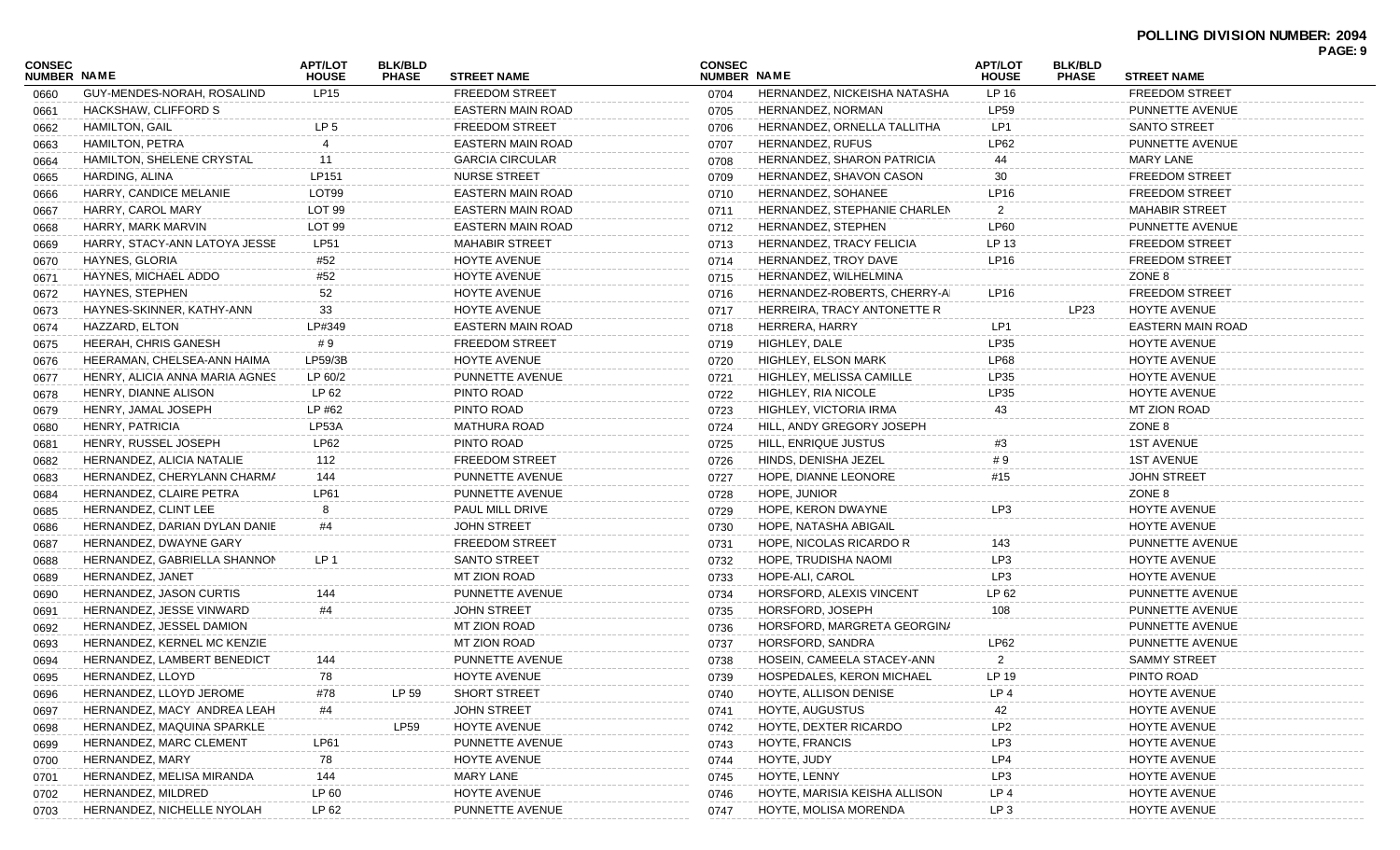**POLLING DIVISION NUMBER: 2094**

| CONSEC NUMBER | NAME | APT/LOT HOUSE | BLK/BLD PHASE | STREET NAME |
|---|---|---|---|---|
| 0660 | GUY-MENDES-NORAH, ROSALIND | LP15 | | FREEDOM STREET |
| 0661 | HACKSHAW, CLIFFORD S | | | EASTERN MAIN ROAD |
| 0662 | HAMILTON, GAIL | LP 5 | | FREEDOM STREET |
| 0663 | HAMILTON, PETRA | 4 | | EASTERN MAIN ROAD |
| 0664 | HAMILTON, SHELENE CRYSTAL | 11 | | GARCIA CIRCULAR |
| 0665 | HARDING, ALINA | LP151 | | NURSE STREET |
| 0666 | HARRY, CANDICE MELANIE | LOT99 | | EASTERN MAIN ROAD |
| 0667 | HARRY, CAROL MARY | LOT 99 | | EASTERN MAIN ROAD |
| 0668 | HARRY, MARK MARVIN | LOT 99 | | EASTERN MAIN ROAD |
| 0669 | HARRY, STACY-ANN LATOYA JESSE | LP51 | | MAHABIR STREET |
| 0670 | HAYNES, GLORIA | #52 | | HOYTE AVENUE |
| 0671 | HAYNES, MICHAEL ADDO | #52 | | HOYTE AVENUE |
| 0672 | HAYNES, STEPHEN | 52 | | HOYTE AVENUE |
| 0673 | HAYNES-SKINNER, KATHY-ANN | 33 | | HOYTE AVENUE |
| 0674 | HAZZARD, ELTON | LP#349 | | EASTERN MAIN ROAD |
| 0675 | HEERAH, CHRIS GANESH | # 9 | | FREEDOM STREET |
| 0676 | HEERAMAN, CHELSEA-ANN HAIMA | LP59/3B | | HOYTE AVENUE |
| 0677 | HENRY, ALICIA ANNA MARIA AGNES | LP 60/2 | | PUNNETTE AVENUE |
| 0678 | HENRY, DIANNE ALISON | LP 62 | | PINTO ROAD |
| 0679 | HENRY, JAMAL JOSEPH | LP #62 | | PINTO ROAD |
| 0680 | HENRY, PATRICIA | LP53A | | MATHURA ROAD |
| 0681 | HENRY, RUSSEL JOSEPH | LP62 | | PINTO ROAD |
| 0682 | HERNANDEZ, ALICIA NATALIE | 112 | | FREEDOM STREET |
| 0683 | HERNANDEZ, CHERYLANN CHARMA | 144 | | PUNNETTE AVENUE |
| 0684 | HERNANDEZ, CLAIRE PETRA | LP61 | | PUNNETTE AVENUE |
| 0685 | HERNANDEZ, CLINT LEE | 8 | | PAUL MILL DRIVE |
| 0686 | HERNANDEZ, DARIAN DYLAN DANIE | #4 | | JOHN STREET |
| 0687 | HERNANDEZ, DWAYNE GARY | | | FREEDOM STREET |
| 0688 | HERNANDEZ, GABRIELLA SHANNON | LP 1 | | SANTO STREET |
| 0689 | HERNANDEZ, JANET | | | MT ZION ROAD |
| 0690 | HERNANDEZ, JASON CURTIS | 144 | | PUNNETTE AVENUE |
| 0691 | HERNANDEZ, JESSE VINWARD | #4 | | JOHN STREET |
| 0692 | HERNANDEZ, JESSEL DAMION | | | MT ZION ROAD |
| 0693 | HERNANDEZ, KERNEL MC KENZIE | | | MT ZION ROAD |
| 0694 | HERNANDEZ, LAMBERT BENEDICT | 144 | | PUNNETTE AVENUE |
| 0695 | HERNANDEZ, LLOYD | 78 | | HOYTE AVENUE |
| 0696 | HERNANDEZ, LLOYD JEROME | #78 | LP 59 | SHORT STREET |
| 0697 | HERNANDEZ, MACY ANDREA LEAH | #4 | | JOHN STREET |
| 0698 | HERNANDEZ, MAQUINA SPARKLE | | LP59 | HOYTE AVENUE |
| 0699 | HERNANDEZ, MARC CLEMENT | LP61 | | PUNNETTE AVENUE |
| 0700 | HERNANDEZ, MARY | 78 | | HOYTE AVENUE |
| 0701 | HERNANDEZ, MELISA MIRANDA | 144 | | MARY LANE |
| 0702 | HERNANDEZ, MILDRED | LP 60 | | HOYTE AVENUE |
| 0703 | HERNANDEZ, NICHELLE NYOLAH | LP 62 | | PUNNETTE AVENUE |
| 0704 | HERNANDEZ, NICKEISHA NATASHA | LP 16 | | FREEDOM STREET |
| 0705 | HERNANDEZ, NORMAN | LP59 | | PUNNETTE AVENUE |
| 0706 | HERNANDEZ, ORNELLA TALLITHA | LP1 | | SANTO STREET |
| 0707 | HERNANDEZ, RUFUS | LP62 | | PUNNETTE AVENUE |
| 0708 | HERNANDEZ, SHARON PATRICIA | 44 | | MARY LANE |
| 0709 | HERNANDEZ, SHAVON CASON | 30 | | FREEDOM STREET |
| 0710 | HERNANDEZ, SOHANEE | LP16 | | FREEDOM STREET |
| 0711 | HERNANDEZ, STEPHANIE CHARLEN | 2 | | MAHABIR STREET |
| 0712 | HERNANDEZ, STEPHEN | LP60 | | PUNNETTE AVENUE |
| 0713 | HERNANDEZ, TRACY FELICIA | LP 13 | | FREEDOM STREET |
| 0714 | HERNANDEZ, TROY DAVE | LP16 | | FREEDOM STREET |
| 0715 | HERNANDEZ, WILHELMINA | | | ZONE 8 |
| 0716 | HERNANDEZ-ROBERTS, CHERRY-A | LP16 | | FREEDOM STREET |
| 0717 | HERREIRA, TRACY ANTONETTE R | | LP23 | HOYTE AVENUE |
| 0718 | HERRERA, HARRY | LP1 | | EASTERN MAIN ROAD |
| 0719 | HIGHLEY, DALE | LP35 | | HOYTE AVENUE |
| 0720 | HIGHLEY, ELSON MARK | LP68 | | HOYTE AVENUE |
| 0721 | HIGHLEY, MELISSA CAMILLE | LP35 | | HOYTE AVENUE |
| 0722 | HIGHLEY, RIA NICOLE | LP35 | | HOYTE AVENUE |
| 0723 | HIGHLEY, VICTORIA IRMA | 43 | | MT ZION ROAD |
| 0724 | HILL, ANDY GREGORY JOSEPH | | | ZONE 8 |
| 0725 | HILL, ENRIQUE JUSTUS | #3 | | 1ST AVENUE |
| 0726 | HINDS, DENISHA JEZEL | # 9 | | 1ST AVENUE |
| 0727 | HOPE, DIANNE LEONORE | #15 | | JOHN STREET |
| 0728 | HOPE, JUNIOR | | | ZONE 8 |
| 0729 | HOPE, KERON DWAYNE | LP3 | | HOYTE AVENUE |
| 0730 | HOPE, NATASHA ABIGAIL | | | HOYTE AVENUE |
| 0731 | HOPE, NICOLAS RICARDO R | 143 | | PUNNETTE AVENUE |
| 0732 | HOPE, TRUDISHA NAOMI | LP3 | | HOYTE AVENUE |
| 0733 | HOPE-ALI, CAROL | LP3 | | HOYTE AVENUE |
| 0734 | HORSFORD, ALEXIS VINCENT | LP 62 | | PUNNETTE AVENUE |
| 0735 | HORSFORD, JOSEPH | 108 | | PUNNETTE AVENUE |
| 0736 | HORSFORD, MARGRETA GEORGIN/ | | | PUNNETTE AVENUE |
| 0737 | HORSFORD, SANDRA | LP62 | | PUNNETTE AVENUE |
| 0738 | HOSEIN, CAMEELA STACEY-ANN | 2 | | SAMMY STREET |
| 0739 | HOSPEDALES, KERON MICHAEL | LP 19 | | PINTO ROAD |
| 0740 | HOYTE, ALLISON DENISE | LP 4 | | HOYTE AVENUE |
| 0741 | HOYTE, AUGUSTUS | 42 | | HOYTE AVENUE |
| 0742 | HOYTE, DEXTER RICARDO | LP2 | | HOYTE AVENUE |
| 0743 | HOYTE, FRANCIS | LP3 | | HOYTE AVENUE |
| 0744 | HOYTE, JUDY | LP4 | | HOYTE AVENUE |
| 0745 | HOYTE, LENNY | LP3 | | HOYTE AVENUE |
| 0746 | HOYTE, MARISIA KEISHA ALLISON | LP 4 | | HOYTE AVENUE |
| 0747 | HOYTE, MOLISA MORENDA | LP 3 | | HOYTE AVENUE |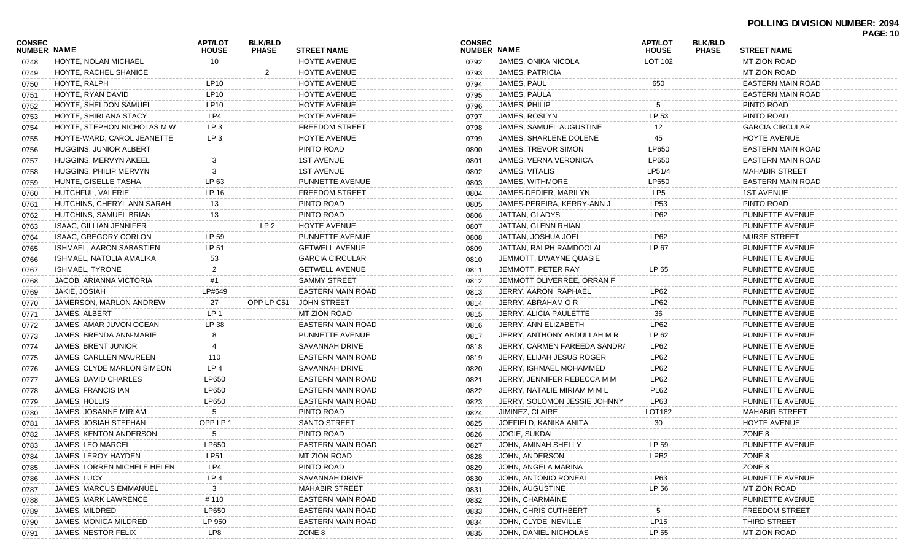**POLLING DIVISION NUMBER: 2094**

| CONSEC NUMBER | NAME | APT/LOT HOUSE | BLK/BLD PHASE | STREET NAME |
|---|---|---|---|---|
| 0748 | HOYTE, NOLAN MICHAEL | 10 | | HOYTE AVENUE |
| 0749 | HOYTE, RACHEL SHANICE | | 2 | HOYTE AVENUE |
| 0750 | HOYTE, RALPH | LP10 | | HOYTE AVENUE |
| 0751 | HOYTE, RYAN DAVID | LP10 | | HOYTE AVENUE |
| 0752 | HOYTE, SHELDON SAMUEL | LP10 | | HOYTE AVENUE |
| 0753 | HOYTE, SHIRLANA STACY | LP4 | | HOYTE AVENUE |
| 0754 | HOYTE, STEPHON NICHOLAS M W | LP 3 | | FREEDOM STREET |
| 0755 | HOYTE-WARD, CAROL JEANETTE | LP 3 | | HOYTE AVENUE |
| 0756 | HUGGINS, JUNIOR ALBERT | | | PINTO ROAD |
| 0757 | HUGGINS, MERVYN AKEEL | 3 | | 1ST AVENUE |
| 0758 | HUGGINS, PHILIP MERVYN | 3 | | 1ST AVENUE |
| 0759 | HUNTE, GISELLE TASHA | LP 63 | | PUNNETTE AVENUE |
| 0760 | HUTCHFUL, VALERIE | LP 16 | | FREEDOM STREET |
| 0761 | HUTCHINS, CHERYL ANN SARAH | 13 | | PINTO ROAD |
| 0762 | HUTCHINS, SAMUEL BRIAN | 13 | | PINTO ROAD |
| 0763 | ISAAC, GILLIAN JENNIFER | | LP 2 | HOYTE AVENUE |
| 0764 | ISAAC, GREGORY CORLON | LP 59 | | PUNNETTE AVENUE |
| 0765 | ISHMAEL, AARON SABASTIEN | LP 51 | | GETWELL AVENUE |
| 0766 | ISHMAEL, NATOLIA AMALIKA | 53 | | GARCIA CIRCULAR |
| 0767 | ISHMAEL, TYRONE | 2 | | GETWELL AVENUE |
| 0768 | JACOB, ARIANNA VICTORIA | #1 | | SAMMY STREET |
| 0769 | JAKIE, JOSIAH | LP#649 | | EASTERN MAIN ROAD |
| 0770 | JAMERSON, MARLON ANDREW | 27 | OPP LP C51 | JOHN STREET |
| 0771 | JAMES, ALBERT | LP 1 | | MT ZION ROAD |
| 0772 | JAMES, AMAR JUVON OCEAN | LP 38 | | EASTERN MAIN ROAD |
| 0773 | JAMES, BRENDA ANN-MARIE | 8 | | PUNNETTE AVENUE |
| 0774 | JAMES, BRENT JUNIOR | 4 | | SAVANNAH DRIVE |
| 0775 | JAMES, CARLLEN MAUREEN | 110 | | EASTERN MAIN ROAD |
| 0776 | JAMES, CLYDE MARLON SIMEON | LP 4 | | SAVANNAH DRIVE |
| 0777 | JAMES, DAVID CHARLES | LP650 | | EASTERN MAIN ROAD |
| 0778 | JAMES, FRANCIS IAN | LP650 | | EASTERN MAIN ROAD |
| 0779 | JAMES, HOLLIS | LP650 | | EASTERN MAIN ROAD |
| 0780 | JAMES, JOSANNE MIRIAM | 5 | | PINTO ROAD |
| 0781 | JAMES, JOSIAH STEFHAN | OPP LP 1 | | SANTO STREET |
| 0782 | JAMES, KENTON ANDERSON | 5 | | PINTO ROAD |
| 0783 | JAMES, LEO MARCEL | LP650 | | EASTERN MAIN ROAD |
| 0784 | JAMES, LEROY HAYDEN | LP51 | | MT ZION ROAD |
| 0785 | JAMES, LORREN MICHELE HELEN | LP4 | | PINTO ROAD |
| 0786 | JAMES, LUCY | LP 4 | | SAVANNAH DRIVE |
| 0787 | JAMES, MARCUS EMMANUEL | 3 | | MAHABIR STREET |
| 0788 | JAMES, MARK LAWRENCE | # 110 | | EASTERN MAIN ROAD |
| 0789 | JAMES, MILDRED | LP650 | | EASTERN MAIN ROAD |
| 0790 | JAMES, MONICA MILDRED | LP 950 | | EASTERN MAIN ROAD |
| 0791 | JAMES, NESTOR FELIX | LP8 | | ZONE 8 |
| 0792 | JAMES, ONIKA NICOLA | LOT 102 | | MT ZION ROAD |
| 0793 | JAMES, PATRICIA | | | MT ZION ROAD |
| 0794 | JAMES, PAUL | 650 | | EASTERN MAIN ROAD |
| 0795 | JAMES, PAULA | | | EASTERN MAIN ROAD |
| 0796 | JAMES, PHILIP | 5 | | PINTO ROAD |
| 0797 | JAMES, ROSLYN | LP 53 | | PINTO ROAD |
| 0798 | JAMES, SAMUEL AUGUSTINE | 12 | | GARCIA CIRCULAR |
| 0799 | JAMES, SHARLENE DOLENE | 45 | | HOYTE AVENUE |
| 0800 | JAMES, TREVOR SIMON | LP650 | | EASTERN MAIN ROAD |
| 0801 | JAMES, VERNA VERONICA | LP650 | | EASTERN MAIN ROAD |
| 0802 | JAMES, VITALIS | LP51/4 | | MAHABIR STREET |
| 0803 | JAMES, WITHMORE | LP650 | | EASTERN MAIN ROAD |
| 0804 | JAMES-DEDIER, MARILYN | LP5 | | 1ST AVENUE |
| 0805 | JAMES-PEREIRA, KERRY-ANN J | LP53 | | PINTO ROAD |
| 0806 | JATTAN, GLADYS | LP62 | | PUNNETTE AVENUE |
| 0807 | JATTAN, GLENN RHIAN | | | PUNNETTE AVENUE |
| 0808 | JATTAN, JOSHUA JOEL | LP62 | | NURSE STREET |
| 0809 | JATTAN, RALPH RAMDOOLAL | LP 67 | | PUNNETTE AVENUE |
| 0810 | JEMMOTT, DWAYNE QUASIE | | | PUNNETTE AVENUE |
| 0811 | JEMMOTT, PETER RAY | LP 65 | | PUNNETTE AVENUE |
| 0812 | JEMMOTT OLIVERREE, ORRAN F | | | PUNNETTE AVENUE |
| 0813 | JERRY, AARON RAPHAEL | LP62 | | PUNNETTE AVENUE |
| 0814 | JERRY, ABRAHAM O R | LP62 | | PUNNETTE AVENUE |
| 0815 | JERRY, ALICIA PAULETTE | 36 | | PUNNETTE AVENUE |
| 0816 | JERRY, ANN ELIZABETH | LP62 | | PUNNETTE AVENUE |
| 0817 | JERRY, ANTHONY ABDULLAH M R | LP 62 | | PUNNETTE AVENUE |
| 0818 | JERRY, CARMEN FAREEDA SANDRA | LP62 | | PUNNETTE AVENUE |
| 0819 | JERRY, ELIJAH JESUS ROGER | LP62 | | PUNNETTE AVENUE |
| 0820 | JERRY, ISHMAEL MOHAMMED | LP62 | | PUNNETTE AVENUE |
| 0821 | JERRY, JENNIFER REBECCA M M | LP62 | | PUNNETTE AVENUE |
| 0822 | JERRY, NATALIE MIRIAM M M L | PL62 | | PUNNETTE AVENUE |
| 0823 | JERRY, SOLOMON JESSIE JOHNNY | LP63 | | PUNNETTE AVENUE |
| 0824 | JIMINEZ, CLAIRE | LOT182 | | MAHABIR STREET |
| 0825 | JOEFIELD, KANIKA ANITA | 30 | | HOYTE AVENUE |
| 0826 | JOGIE, SUKDAI | | | ZONE 8 |
| 0827 | JOHN, AMINAH SHELLY | LP 59 | | PUNNETTE AVENUE |
| 0828 | JOHN, ANDERSON | LPB2 | | ZONE 8 |
| 0829 | JOHN, ANGELA MARINA | | | ZONE 8 |
| 0830 | JOHN, ANTONIO RONEAL | LP63 | | PUNNETTE AVENUE |
| 0831 | JOHN, AUGUSTINE | LP 56 | | MT ZION ROAD |
| 0832 | JOHN, CHARMAINE | | | PUNNETTE AVENUE |
| 0833 | JOHN, CHRIS CUTHBERT | 5 | | FREEDOM STREET |
| 0834 | JOHN, CLYDE NEVILLE | LP15 | | THIRD STREET |
| 0835 | JOHN, DANIEL NICHOLAS | LP 55 | | MT ZION ROAD |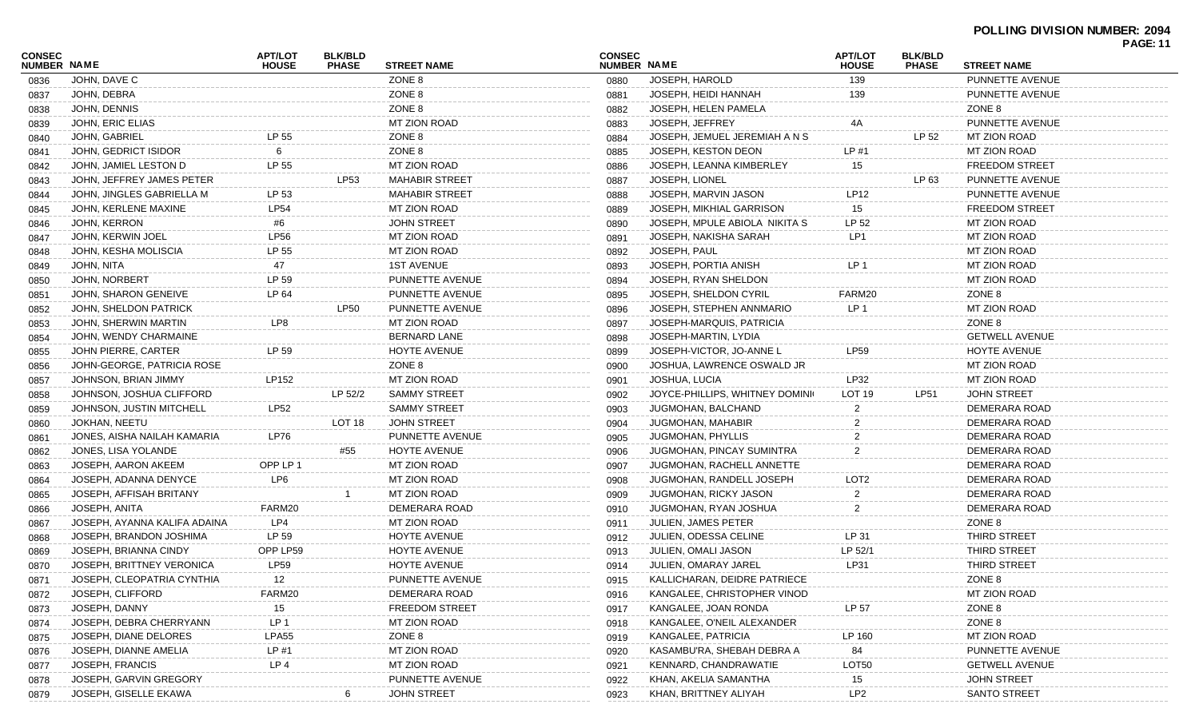**POLLING DIVISION NUMBER: 2094**

| CONSEC NUMBER | NAME | APT/LOT HOUSE | BLK/BLD PHASE | STREET NAME |
|---|---|---|---|---|
| 0836 | JOHN, DAVE C | | | ZONE 8 |
| 0837 | JOHN, DEBRA | | | ZONE 8 |
| 0838 | JOHN, DENNIS | | | ZONE 8 |
| 0839 | JOHN, ERIC ELIAS | | | MT ZION ROAD |
| 0840 | JOHN, GABRIEL | LP 55 | | ZONE 8 |
| 0841 | JOHN, GEDRICT ISIDOR | 6 | | ZONE 8 |
| 0842 | JOHN, JAMIEL LESTON D | LP 55 | | MT ZION ROAD |
| 0843 | JOHN, JEFFREY JAMES PETER | | LP53 | MAHABIR STREET |
| 0844 | JOHN, JINGLES GABRIELLA M | LP 53 | | MAHABIR STREET |
| 0845 | JOHN, KERLENE MAXINE | LP54 | | MT ZION ROAD |
| 0846 | JOHN, KERRON | #6 | | JOHN STREET |
| 0847 | JOHN, KERWIN JOEL | LP56 | | MT ZION ROAD |
| 0848 | JOHN, KESHA MOLISCIA | LP 55 | | MT ZION ROAD |
| 0849 | JOHN, NITA | 47 | | 1ST AVENUE |
| 0850 | JOHN, NORBERT | LP 59 | | PUNNETTE AVENUE |
| 0851 | JOHN, SHARON GENEIVE | LP 64 | | PUNNETTE AVENUE |
| 0852 | JOHN, SHELDON PATRICK | | LP50 | PUNNETTE AVENUE |
| 0853 | JOHN, SHERWIN MARTIN | LP8 | | MT ZION ROAD |
| 0854 | JOHN, WENDY CHARMAINE | | | BERNARD LANE |
| 0855 | JOHN PIERRE, CARTER | LP 59 | | HOYTE AVENUE |
| 0856 | JOHN-GEORGE, PATRICIA ROSE | | | ZONE 8 |
| 0857 | JOHNSON, BRIAN JIMMY | LP152 | | MT ZION ROAD |
| 0858 | JOHNSON, JOSHUA CLIFFORD | | LP 52/2 | SAMMY STREET |
| 0859 | JOHNSON, JUSTIN MITCHELL | LP52 | | SAMMY STREET |
| 0860 | JOKHAN, NEETU | | LOT 18 | JOHN STREET |
| 0861 | JONES, AISHA NAILAH KAMARIA | LP76 | | PUNNETTE AVENUE |
| 0862 | JONES, LISA YOLANDE | | #55 | HOYTE AVENUE |
| 0863 | JOSEPH, AARON AKEEM | OPP LP 1 | | MT ZION ROAD |
| 0864 | JOSEPH, ADANNA DENYCE | LP6 | | MT ZION ROAD |
| 0865 | JOSEPH, AFFISAH BRITANY | | 1 | MT ZION ROAD |
| 0866 | JOSEPH, ANITA | FARM20 | | DEMERARA ROAD |
| 0867 | JOSEPH, AYANNA KALIFA ADAINA | LP4 | | MT ZION ROAD |
| 0868 | JOSEPH, BRANDON JOSHIMA | LP 59 | | HOYTE AVENUE |
| 0869 | JOSEPH, BRIANNA CINDY | OPP LP59 | | HOYTE AVENUE |
| 0870 | JOSEPH, BRITTNEY VERONICA | LP59 | | HOYTE AVENUE |
| 0871 | JOSEPH, CLEOPATRIA CYNTHIA | 12 | | PUNNETTE AVENUE |
| 0872 | JOSEPH, CLIFFORD | FARM20 | | DEMERARA ROAD |
| 0873 | JOSEPH, DANNY | 15 | | FREEDOM STREET |
| 0874 | JOSEPH, DEBRA CHERRYANN | LP 1 | | MT ZION ROAD |
| 0875 | JOSEPH, DIANE DELORES | LPA55 | | ZONE 8 |
| 0876 | JOSEPH, DIANNE AMELIA | LP #1 | | MT ZION ROAD |
| 0877 | JOSEPH, FRANCIS | LP 4 | | MT ZION ROAD |
| 0878 | JOSEPH, GARVIN GREGORY | | | PUNNETTE AVENUE |
| 0879 | JOSEPH, GISELLE EKAWA | | 6 | JOHN STREET |
| 0880 | JOSEPH, HAROLD | 139 | | PUNNETTE AVENUE |
| 0881 | JOSEPH, HEIDI HANNAH | 139 | | PUNNETTE AVENUE |
| 0882 | JOSEPH, HELEN PAMELA | | | ZONE 8 |
| 0883 | JOSEPH, JEFFREY | 4A | | PUNNETTE AVENUE |
| 0884 | JOSEPH, JEMUEL JEREMIAH A N S | | LP 52 | MT ZION ROAD |
| 0885 | JOSEPH, KESTON DEON | LP #1 | | MT ZION ROAD |
| 0886 | JOSEPH, LEANNA KIMBERLEY | 15 | | FREEDOM STREET |
| 0887 | JOSEPH, LIONEL | | LP 63 | PUNNETTE AVENUE |
| 0888 | JOSEPH, MARVIN JASON | LP12 | | PUNNETTE AVENUE |
| 0889 | JOSEPH, MIKHIAL GARRISON | 15 | | FREEDOM STREET |
| 0890 | JOSEPH, MPULE ABIOLA NIKITA S | LP 52 | | MT ZION ROAD |
| 0891 | JOSEPH, NAKISHA SARAH | LP1 | | MT ZION ROAD |
| 0892 | JOSEPH, PAUL | | | MT ZION ROAD |
| 0893 | JOSEPH, PORTIA ANISH | LP 1 | | MT ZION ROAD |
| 0894 | JOSEPH, RYAN SHELDON | | | MT ZION ROAD |
| 0895 | JOSEPH, SHELDON CYRIL | FARM20 | | ZONE 8 |
| 0896 | JOSEPH, STEPHEN ANNMARIO | LP 1 | | MT ZION ROAD |
| 0897 | JOSEPH-MARQUIS, PATRICIA | | | ZONE 8 |
| 0898 | JOSEPH-MARTIN, LYDIA | | | GETWELL AVENUE |
| 0899 | JOSEPH-VICTOR, JO-ANNE L | LP59 | | HOYTE AVENUE |
| 0900 | JOSHUA, LAWRENCE OSWALD JR | | | MT ZION ROAD |
| 0901 | JOSHUA, LUCIA | LP32 | | MT ZION ROAD |
| 0902 | JOYCE-PHILLIPS, WHITNEY DOMINI | LOT 19 | LP51 | JOHN STREET |
| 0903 | JUGMOHAN, BALCHAND | 2 | | DEMERARA ROAD |
| 0904 | JUGMOHAN, MAHABIR | 2 | | DEMERARA ROAD |
| 0905 | JUGMOHAN, PHYLLIS | 2 | | DEMERARA ROAD |
| 0906 | JUGMOHAN, PINCAY SUMINTRA | 2 | | DEMERARA ROAD |
| 0907 | JUGMOHAN, RACHELL ANNETTE | | | DEMERARA ROAD |
| 0908 | JUGMOHAN, RANDELL JOSEPH | LOT2 | | DEMERARA ROAD |
| 0909 | JUGMOHAN, RICKY JASON | 2 | | DEMERARA ROAD |
| 0910 | JUGMOHAN, RYAN JOSHUA | 2 | | DEMERARA ROAD |
| 0911 | JULIEN, JAMES PETER | | | ZONE 8 |
| 0912 | JULIEN, ODESSA CELINE | LP 31 | | THIRD STREET |
| 0913 | JULIEN, OMALI JASON | LP 52/1 | | THIRD STREET |
| 0914 | JULIEN, OMARAY JAREL | LP31 | | THIRD STREET |
| 0915 | KALLICHARAN, DEIDRE PATRIECE | | | ZONE 8 |
| 0916 | KANGALEE, CHRISTOPHER VINOD | | | MT ZION ROAD |
| 0917 | KANGALEE, JOAN RONDA | LP 57 | | ZONE 8 |
| 0918 | KANGALEE, O'NEIL ALEXANDER | | | ZONE 8 |
| 0919 | KANGALEE, PATRICIA | LP 160 | | MT ZION ROAD |
| 0920 | KASAMBU'RA, SHEBAH DEBRA A | 84 | | PUNNETTE AVENUE |
| 0921 | KENNARD, CHANDRAWATIE | LOT50 | | GETWELL AVENUE |
| 0922 | KHAN, AKELIA SAMANTHA | 15 | | JOHN STREET |
| 0923 | KHAN, BRITTNEY ALIYAH | LP2 | | SANTO STREET |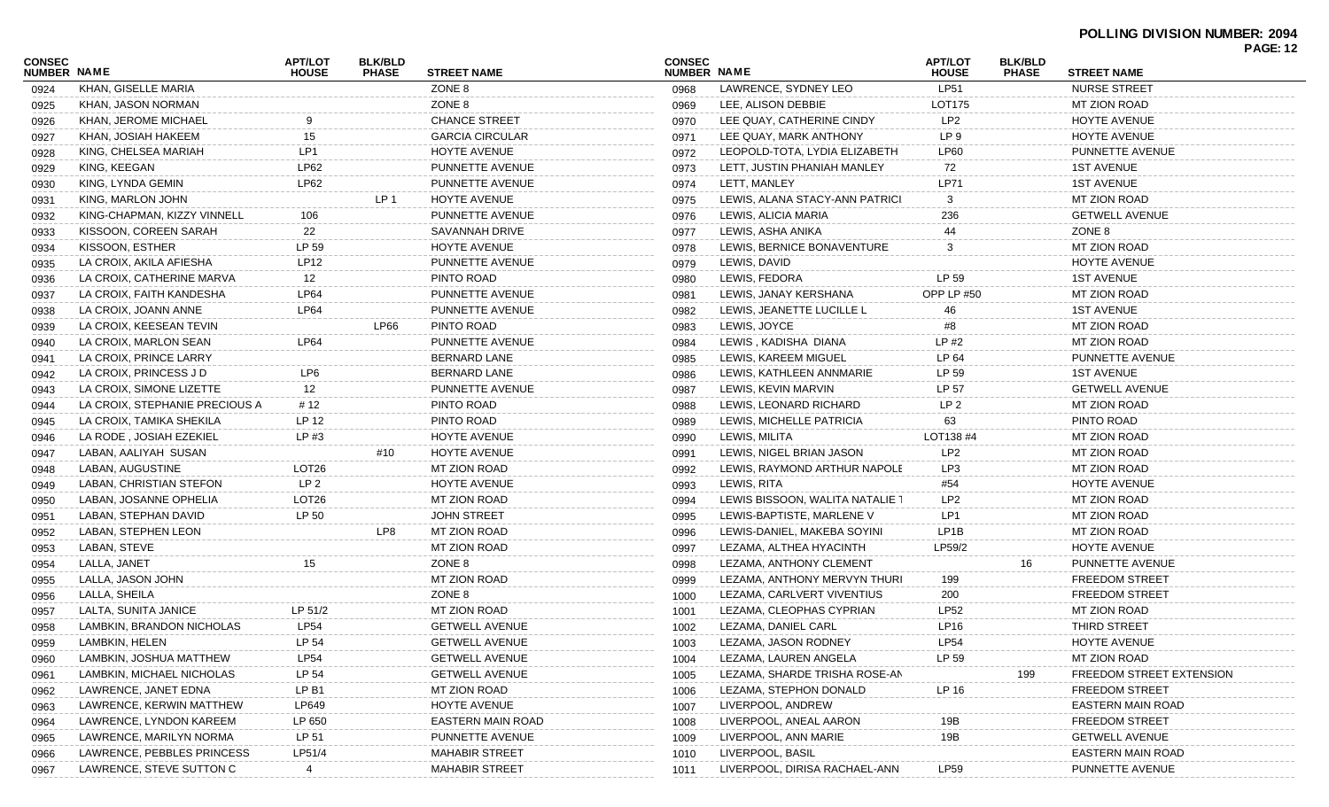**POLLING DIVISION NUMBER: 2094**

| CONSEC NUMBER | NAME | APT/LOT HOUSE | BLK/BLD PHASE | STREET NAME |
|---|---|---|---|---|
| 0924 | KHAN, GISELLE MARIA | | | ZONE 8 |
| 0925 | KHAN, JASON NORMAN | | | ZONE 8 |
| 0926 | KHAN, JEROME MICHAEL | 9 | | CHANCE STREET |
| 0927 | KHAN, JOSIAH HAKEEM | 15 | | GARCIA CIRCULAR |
| 0928 | KING, CHELSEA MARIAH | LP1 | | HOYTE AVENUE |
| 0929 | KING, KEEGAN | LP62 | | PUNNETTE AVENUE |
| 0930 | KING, LYNDA GEMIN | LP62 | | PUNNETTE AVENUE |
| 0931 | KING, MARLON JOHN | | LP 1 | HOYTE AVENUE |
| 0932 | KING-CHAPMAN, KIZZY VINNELL | 106 | | PUNNETTE AVENUE |
| 0933 | KISSOON, COREEN SARAH | 22 | | SAVANNAH DRIVE |
| 0934 | KISSOON, ESTHER | LP 59 | | HOYTE AVENUE |
| 0935 | LA CROIX, AKILA AFIESHA | LP12 | | PUNNETTE AVENUE |
| 0936 | LA CROIX, CATHERINE MARVA | 12 | | PINTO ROAD |
| 0937 | LA CROIX, FAITH KANDESHA | LP64 | | PUNNETTE AVENUE |
| 0938 | LA CROIX, JOANN ANNE | LP64 | | PUNNETTE AVENUE |
| 0939 | LA CROIX, KEESEAN TEVIN | | LP66 | PINTO ROAD |
| 0940 | LA CROIX, MARLON SEAN | LP64 | | PUNNETTE AVENUE |
| 0941 | LA CROIX, PRINCE LARRY | | | BERNARD LANE |
| 0942 | LA CROIX, PRINCESS J D | LP6 | | BERNARD LANE |
| 0943 | LA CROIX, SIMONE LIZETTE | 12 | | PUNNETTE AVENUE |
| 0944 | LA CROIX, STEPHANIE PRECIOUS A | # 12 | | PINTO ROAD |
| 0945 | LA CROIX, TAMIKA SHEKILA | LP 12 | | PINTO ROAD |
| 0946 | LA RODE , JOSIAH EZEKIEL | LP #3 | | HOYTE AVENUE |
| 0947 | LABAN, AALIYAH SUSAN | | #10 | HOYTE AVENUE |
| 0948 | LABAN, AUGUSTINE | LOT26 | | MT ZION ROAD |
| 0949 | LABAN, CHRISTIAN STEFON | LP 2 | | HOYTE AVENUE |
| 0950 | LABAN, JOSANNE OPHELIA | LOT26 | | MT ZION ROAD |
| 0951 | LABAN, STEPHAN DAVID | LP 50 | | JOHN STREET |
| 0952 | LABAN, STEPHEN LEON | | LP8 | MT ZION ROAD |
| 0953 | LABAN, STEVE | | | MT ZION ROAD |
| 0954 | LALLA, JANET | 15 | | ZONE 8 |
| 0955 | LALLA, JASON JOHN | | | MT ZION ROAD |
| 0956 | LALLA, SHEILA | | | ZONE 8 |
| 0957 | LALTA, SUNITA JANICE | LP 51/2 | | MT ZION ROAD |
| 0958 | LAMBKIN, BRANDON NICHOLAS | LP54 | | GETWELL AVENUE |
| 0959 | LAMBKIN, HELEN | LP 54 | | GETWELL AVENUE |
| 0960 | LAMBKIN, JOSHUA MATTHEW | LP54 | | GETWELL AVENUE |
| 0961 | LAMBKIN, MICHAEL NICHOLAS | LP 54 | | GETWELL AVENUE |
| 0962 | LAWRENCE, JANET EDNA | LP B1 | | MT ZION ROAD |
| 0963 | LAWRENCE, KERWIN MATTHEW | LP649 | | HOYTE AVENUE |
| 0964 | LAWRENCE, LYNDON KAREEM | LP 650 | | EASTERN MAIN ROAD |
| 0965 | LAWRENCE, MARILYN NORMA | LP 51 | | PUNNETTE AVENUE |
| 0966 | LAWRENCE, PEBBLES PRINCESS | LP51/4 | | MAHABIR STREET |
| 0967 | LAWRENCE, STEVE SUTTON C | 4 | | MAHABIR STREET |
| 0968 | LAWRENCE, SYDNEY LEO | LP51 | | NURSE STREET |
| 0969 | LEE, ALISON DEBBIE | LOT175 | | MT ZION ROAD |
| 0970 | LEE QUAY, CATHERINE CINDY | LP2 | | HOYTE AVENUE |
| 0971 | LEE QUAY, MARK ANTHONY | LP 9 | | HOYTE AVENUE |
| 0972 | LEOPOLD-TOTA, LYDIA ELIZABETH | LP60 | | PUNNETTE AVENUE |
| 0973 | LETT, JUSTIN PHANIAH MANLEY | 72 | | 1ST AVENUE |
| 0974 | LETT, MANLEY | LP71 | | 1ST AVENUE |
| 0975 | LEWIS, ALANA STACY-ANN PATRICI | 3 | | MT ZION ROAD |
| 0976 | LEWIS, ALICIA MARIA | 236 | | GETWELL AVENUE |
| 0977 | LEWIS, ASHA ANIKA | 44 | | ZONE 8 |
| 0978 | LEWIS, BERNICE BONAVENTURE | 3 | | MT ZION ROAD |
| 0979 | LEWIS, DAVID | | | HOYTE AVENUE |
| 0980 | LEWIS, FEDORA | LP 59 | | 1ST AVENUE |
| 0981 | LEWIS, JANAY KERSHANA | OPP LP #50 | | MT ZION ROAD |
| 0982 | LEWIS, JEANETTE LUCILLE L | 46 | | 1ST AVENUE |
| 0983 | LEWIS, JOYCE | #8 | | MT ZION ROAD |
| 0984 | LEWIS , KADISHA DIANA | LP #2 | | MT ZION ROAD |
| 0985 | LEWIS, KAREEM MIGUEL | LP 64 | | PUNNETTE AVENUE |
| 0986 | LEWIS, KATHLEEN ANNMARIE | LP 59 | | 1ST AVENUE |
| 0987 | LEWIS, KEVIN MARVIN | LP 57 | | GETWELL AVENUE |
| 0988 | LEWIS, LEONARD RICHARD | LP 2 | | MT ZION ROAD |
| 0989 | LEWIS, MICHELLE PATRICIA | 63 | | PINTO ROAD |
| 0990 | LEWIS, MILITA | LOT138 #4 | | MT ZION ROAD |
| 0991 | LEWIS, NIGEL BRIAN JASON | LP2 | | MT ZION ROAD |
| 0992 | LEWIS, RAYMOND ARTHUR NAPOLE | LP3 | | MT ZION ROAD |
| 0993 | LEWIS, RITA | #54 | | HOYTE AVENUE |
| 0994 | LEWIS BISSOON, WALITA NATALIE T | LP2 | | MT ZION ROAD |
| 0995 | LEWIS-BAPTISTE, MARLENE V | LP1 | | MT ZION ROAD |
| 0996 | LEWIS-DANIEL, MAKEBA SOYINI | LP1B | | MT ZION ROAD |
| 0997 | LEZAMA, ALTHEA HYACINTH | LP59/2 | | HOYTE AVENUE |
| 0998 | LEZAMA, ANTHONY CLEMENT | | 16 | PUNNETTE AVENUE |
| 0999 | LEZAMA, ANTHONY MERVYN THURI | 199 | | FREEDOM STREET |
| 1000 | LEZAMA, CARLVERT VIVENTIUS | 200 | | FREEDOM STREET |
| 1001 | LEZAMA, CLEOPHAS CYPRIAN | LP52 | | MT ZION ROAD |
| 1002 | LEZAMA, DANIEL CARL | LP16 | | THIRD STREET |
| 1003 | LEZAMA, JASON RODNEY | LP54 | | HOYTE AVENUE |
| 1004 | LEZAMA, LAUREN ANGELA | LP 59 | | MT ZION ROAD |
| 1005 | LEZAMA, SHARDE TRISHA ROSE-AN | | 199 | FREEDOM STREET EXTENSION |
| 1006 | LEZAMA, STEPHON DONALD | LP 16 | | FREEDOM STREET |
| 1007 | LIVERPOOL, ANDREW | | | EASTERN MAIN ROAD |
| 1008 | LIVERPOOL, ANEAL AARON | 19B | | FREEDOM STREET |
| 1009 | LIVERPOOL, ANN MARIE | 19B | | GETWELL AVENUE |
| 1010 | LIVERPOOL, BASIL | | | EASTERN MAIN ROAD |
| 1011 | LIVERPOOL, DIRISA RACHAEL-ANN | LP59 | | PUNNETTE AVENUE |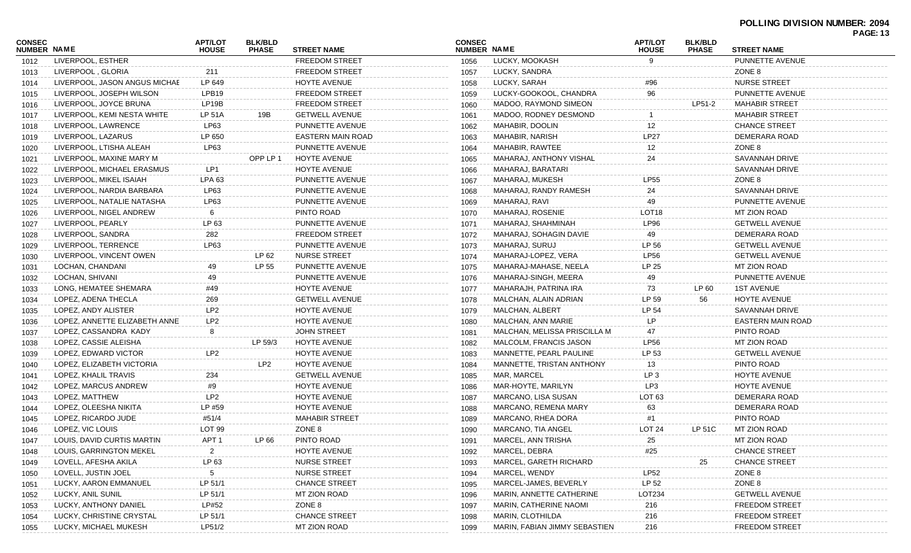**POLLING DIVISION NUMBER: 2094**

| CONSEC NUMBER | NAME | APT/LOT HOUSE | BLK/BLD PHASE | STREET NAME |
|---|---|---|---|---|
| 1012 | LIVERPOOL, ESTHER | | | FREEDOM STREET |
| 1013 | LIVERPOOL , GLORIA | 211 | | FREEDOM STREET |
| 1014 | LIVERPOOL, JASON ANGUS MICHAE | LP 649 | | HOYTE AVENUE |
| 1015 | LIVERPOOL, JOSEPH WILSON | LPB19 | | FREEDOM STREET |
| 1016 | LIVERPOOL, JOYCE BRUNA | LP19B | | FREEDOM STREET |
| 1017 | LIVERPOOL, KEMI NESTA WHITE | LP 51A | 19B | GETWELL AVENUE |
| 1018 | LIVERPOOL, LAWRENCE | LP63 | | PUNNETTE AVENUE |
| 1019 | LIVERPOOL, LAZARUS | LP 650 | | EASTERN MAIN ROAD |
| 1020 | LIVERPOOL, LTISHA ALEAH | LP63 | | PUNNETTE AVENUE |
| 1021 | LIVERPOOL, MAXINE MARY M | | OPP LP 1 | HOYTE AVENUE |
| 1022 | LIVERPOOL, MICHAEL ERASMUS | LP1 | | HOYTE AVENUE |
| 1023 | LIVERPOOL, MIKEL ISAIAH | LPA 63 | | PUNNETTE AVENUE |
| 1024 | LIVERPOOL, NARDIA BARBARA | LP63 | | PUNNETTE AVENUE |
| 1025 | LIVERPOOL, NATALIE NATASHA | LP63 | | PUNNETTE AVENUE |
| 1026 | LIVERPOOL, NIGEL ANDREW | 6 | | PINTO ROAD |
| 1027 | LIVERPOOL, PEARLY | LP 63 | | PUNNETTE AVENUE |
| 1028 | LIVERPOOL, SANDRA | 282 | | FREEDOM STREET |
| 1029 | LIVERPOOL, TERRENCE | LP63 | | PUNNETTE AVENUE |
| 1030 | LIVERPOOL, VINCENT OWEN | | LP 62 | NURSE STREET |
| 1031 | LOCHAN, CHANDANI | 49 | LP 55 | PUNNETTE AVENUE |
| 1032 | LOCHAN, SHIVANI | 49 | | PUNNETTE AVENUE |
| 1033 | LONG, HEMATEE SHEMARA | #49 | | HOYTE AVENUE |
| 1034 | LOPEZ, ADENA THECLA | 269 | | GETWELL AVENUE |
| 1035 | LOPEZ, ANDY ALISTER | LP2 | | HOYTE AVENUE |
| 1036 | LOPEZ, ANNETTE ELIZABETH ANNE | LP2 | | HOYTE AVENUE |
| 1037 | LOPEZ, CASSANDRA KADY | 8 | | JOHN STREET |
| 1038 | LOPEZ, CASSIE ALEISHA | | LP 59/3 | HOYTE AVENUE |
| 1039 | LOPEZ, EDWARD VICTOR | LP2 | | HOYTE AVENUE |
| 1040 | LOPEZ, ELIZABETH VICTORIA | | LP2 | HOYTE AVENUE |
| 1041 | LOPEZ, KHALIL TRAVIS | 234 | | GETWELL AVENUE |
| 1042 | LOPEZ, MARCUS ANDREW | #9 | | HOYTE AVENUE |
| 1043 | LOPEZ, MATTHEW | LP2 | | HOYTE AVENUE |
| 1044 | LOPEZ, OLEESHA NIKITA | LP #59 | | HOYTE AVENUE |
| 1045 | LOPEZ, RICARDO JUDE | #51/4 | | MAHABIR STREET |
| 1046 | LOPEZ, VIC LOUIS | LOT 99 | | ZONE 8 |
| 1047 | LOUIS, DAVID CURTIS MARTIN | APT 1 | LP 66 | PINTO ROAD |
| 1048 | LOUIS, GARRINGTON MEKEL | 2 | | HOYTE AVENUE |
| 1049 | LOVELL, AFESHA AKILA | LP 63 | | NURSE STREET |
| 1050 | LOVELL, JUSTIN JOEL | 5 | | NURSE STREET |
| 1051 | LUCKY, AARON EMMANUEL | LP 51/1 | | CHANCE STREET |
| 1052 | LUCKY, ANIL SUNIL | LP 51/1 | | MT ZION ROAD |
| 1053 | LUCKY, ANTHONY DANIEL | LP#52 | | ZONE 8 |
| 1054 | LUCKY, CHRISTINE CRYSTAL | LP 51/1 | | CHANCE STREET |
| 1055 | LUCKY, MICHAEL MUKESH | LP51/2 | | MT ZION ROAD |
| 1056 | LUCKY, MOOKASH | 9 | | PUNNETTE AVENUE |
| 1057 | LUCKY, SANDRA | | | ZONE 8 |
| 1058 | LUCKY, SARAH | #96 | | NURSE STREET |
| 1059 | LUCKY-GOOKOOL, CHANDRA | 96 | | PUNNETTE AVENUE |
| 1060 | MADOO, RAYMOND SIMEON | | LP51-2 | MAHABIR STREET |
| 1061 | MADOO, RODNEY DESMOND | 1 | | MAHABIR STREET |
| 1062 | MAHABIR, DOOLIN | 12 | | CHANCE STREET |
| 1063 | MAHABIR, NARISH | LP27 | | DEMERARA ROAD |
| 1064 | MAHABIR, RAWTEE | 12 | | ZONE 8 |
| 1065 | MAHARAJ, ANTHONY VISHAL | 24 | | SAVANNAH DRIVE |
| 1066 | MAHARAJ, BARATARI | | | SAVANNAH DRIVE |
| 1067 | MAHARAJ, MUKESH | LP55 | | ZONE 8 |
| 1068 | MAHARAJ, RANDY RAMESH | 24 | | SAVANNAH DRIVE |
| 1069 | MAHARAJ, RAVI | 49 | | PUNNETTE AVENUE |
| 1070 | MAHARAJ, ROSENIE | LOT18 | | MT ZION ROAD |
| 1071 | MAHARAJ, SHAHMINAH | LP96 | | GETWELL AVENUE |
| 1072 | MAHARAJ, SOHAGIN DAVIE | 49 | | DEMERARA ROAD |
| 1073 | MAHARAJ, SURUJ | LP 56 | | GETWELL AVENUE |
| 1074 | MAHARAJ-LOPEZ, VERA | LP56 | | GETWELL AVENUE |
| 1075 | MAHARAJ-MAHASE, NEELA | LP 25 | | MT ZION ROAD |
| 1076 | MAHARAJ-SINGH, MEERA | 49 | | PUNNETTE AVENUE |
| 1077 | MAHARAJH, PATRINA IRA | 73 | LP 60 | 1ST AVENUE |
| 1078 | MALCHAN, ALAIN ADRIAN | LP 59 | 56 | HOYTE AVENUE |
| 1079 | MALCHAN, ALBERT | LP 54 | | SAVANNAH DRIVE |
| 1080 | MALCHAN, ANN MARIE | LP | | EASTERN MAIN ROAD |
| 1081 | MALCHAN, MELISSA PRISCILLA M | 47 | | PINTO ROAD |
| 1082 | MALCOLM, FRANCIS JASON | LP56 | | MT ZION ROAD |
| 1083 | MANNETTE, PEARL PAULINE | LP 53 | | GETWELL AVENUE |
| 1084 | MANNETTE, TRISTAN ANTHONY | 13 | | PINTO ROAD |
| 1085 | MAR, MARCEL | LP 3 | | HOYTE AVENUE |
| 1086 | MAR-HOYTE, MARILYN | LP3 | | HOYTE AVENUE |
| 1087 | MARCANO, LISA SUSAN | LOT 63 | | DEMERARA ROAD |
| 1088 | MARCANO, REMENA MARY | 63 | | DEMERARA ROAD |
| 1089 | MARCANO, RHEA DORA | #1 | | PINTO ROAD |
| 1090 | MARCANO, TIA ANGEL | LOT 24 | LP 51C | MT ZION ROAD |
| 1091 | MARCEL, ANN TRISHA | 25 | | MT ZION ROAD |
| 1092 | MARCEL, DEBRA | #25 | | CHANCE STREET |
| 1093 | MARCEL, GARETH RICHARD | | 25 | CHANCE STREET |
| 1094 | MARCEL, WENDY | LP52 | | ZONE 8 |
| 1095 | MARCEL-JAMES, BEVERLY | LP 52 | | ZONE 8 |
| 1096 | MARIN, ANNETTE CATHERINE | LOT234 | | GETWELL AVENUE |
| 1097 | MARIN, CATHERINE NAOMI | 216 | | FREEDOM STREET |
| 1098 | MARIN, CLOTHILDA | 216 | | FREEDOM STREET |
| 1099 | MARIN, FABIAN JIMMY SEBASTIEN | 216 | | FREEDOM STREET |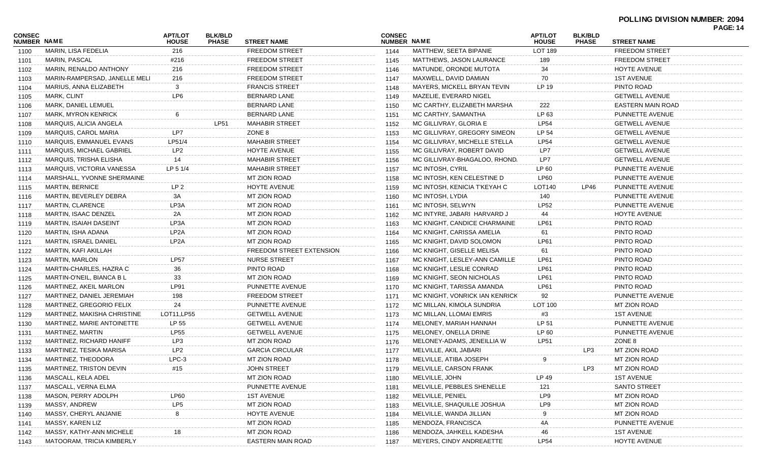**POLLING DIVISION NUMBER: 2094**

| CONSEC NUMBER | NAME | APT/LOT HOUSE | BLK/BLD PHASE | STREET NAME |
|---|---|---|---|---|
| 1100 | MARIN, LISA FEDELIA | 216 | | FREEDOM STREET |
| 1101 | MARIN, PASCAL | #216 | | FREEDOM STREET |
| 1102 | MARIN, RENALDO ANTHONY | 216 | | FREEDOM STREET |
| 1103 | MARIN-RAMPERSAD, JANELLE MELI | 216 | | FREEDOM STREET |
| 1104 | MARIUS, ANNA ELIZABETH | 3 | | FRANCIS STREET |
| 1105 | MARK, CLINT | LP6 | | BERNARD LANE |
| 1106 | MARK, DANIEL LEMUEL | | | BERNARD LANE |
| 1107 | MARK, MYRON KENRICK | 6 | | BERNARD LANE |
| 1108 | MARQUIS, ALICIA ANGELA | | LP51 | MAHABIR STREET |
| 1109 | MARQUIS, CAROL MARIA | LP7 | | ZONE 8 |
| 1110 | MARQUIS, EMMANUEL EVANS | LP51/4 | | MAHABIR STREET |
| 1111 | MARQUIS, MICHAEL GABRIEL | LP2 | | HOYTE AVENUE |
| 1112 | MARQUIS, TRISHA ELISHA | 14 | | MAHABIR STREET |
| 1113 | MARQUIS, VICTORIA VANESSA | LP 5 1/4 | | MAHABIR STREET |
| 1114 | MARSHALL, YVONNE SHERMAINE | | | MT ZION ROAD |
| 1115 | MARTIN, BERNICE | LP 2 | | HOYTE AVENUE |
| 1116 | MARTIN, BEVERLEY DEBRA | 3A | | MT ZION ROAD |
| 1117 | MARTIN, CLARENCE | LP3A | | MT ZION ROAD |
| 1118 | MARTIN, ISAAC DENZEL | 2A | | MT ZION ROAD |
| 1119 | MARTIN, ISAIAH DASEINT | LP3A | | MT ZION ROAD |
| 1120 | MARTIN, ISHA ADANA | LP2A | | MT ZION ROAD |
| 1121 | MARTIN, ISRAEL DANIEL | LP2A | | MT ZION ROAD |
| 1122 | MARTIN, KAFI AKILLAH | | | FREEDOM STREET EXTENSION |
| 1123 | MARTIN, MARLON | LP57 | | NURSE STREET |
| 1124 | MARTIN-CHARLES, HAZRA C | 36 | | PINTO ROAD |
| 1125 | MARTIN-O'NEIL, BIANCA B L | 33 | | MT ZION ROAD |
| 1126 | MARTINEZ, AKEIL MARLON | LP91 | | PUNNETTE AVENUE |
| 1127 | MARTINEZ, DANIEL JEREMIAH | 198 | | FREEDOM STREET |
| 1128 | MARTINEZ, GREGORIO FELIX | 24 | | PUNNETTE AVENUE |
| 1129 | MARTINEZ, MAKISHA CHRISTINE | LOT11,LP55 | | GETWELL AVENUE |
| 1130 | MARTINEZ, MARIE ANTOINETTE | LP 55 | | GETWELL AVENUE |
| 1131 | MARTINEZ, MARTIN | LP55 | | GETWELL AVENUE |
| 1132 | MARTINEZ, RICHARD HANIFF | LP3 | | MT ZION ROAD |
| 1133 | MARTINEZ, TESIKA MARISA | LP2 | | GARCIA CIRCULAR |
| 1134 | MARTINEZ, THEODORA | LPC-3 | | MT ZION ROAD |
| 1135 | MARTINEZ, TRISTON DEVIN | #15 | | JOHN STREET |
| 1136 | MASCALL, KELA ADEL | | | MT ZION ROAD |
| 1137 | MASCALL, VERNA ELMA | | | PUNNETTE AVENUE |
| 1138 | MASON, PERRY ADOLPH | LP60 | | 1ST AVENUE |
| 1139 | MASSY, ANDREW | LP5 | | MT ZION ROAD |
| 1140 | MASSY, CHERYL ANJANIE | 8 | | HOYTE AVENUE |
| 1141 | MASSY, KAREN LIZ | | | MT ZION ROAD |
| 1142 | MASSY, KATHY-ANN MICHELE | 18 | | MT ZION ROAD |
| 1143 | MATOORAM, TRICIA KIMBERLY | | | EASTERN MAIN ROAD |
| 1144 | MATTHEW, SEETA BIPANIE | LOT 189 | | FREEDOM STREET |
| 1145 | MATTHEWS, JASON LAURANCE | 189 | | FREEDOM STREET |
| 1146 | MATUNDE, ORONDE MUTOTA | 34 | | HOYTE AVENUE |
| 1147 | MAXWELL, DAVID DAMIAN | 70 | | 1ST AVENUE |
| 1148 | MAYERS, MICKELL BRYAN TEVIN | LP 19 | | PINTO ROAD |
| 1149 | MAZELIE, EVERARD NIGEL | | | GETWELL AVENUE |
| 1150 | MC CARTHY, ELIZABETH MARSHA | 222 | | EASTERN MAIN ROAD |
| 1151 | MC CARTHY, SAMANTHA | LP 63 | | PUNNETTE AVENUE |
| 1152 | MC GILLIVRAY, GLORIA E | LP54 | | GETWELL AVENUE |
| 1153 | MC GILLIVRAY, GREGORY SIMEON | LP 54 | | GETWELL AVENUE |
| 1154 | MC GILLIVRAY, MICHELLE STELLA | LP54 | | GETWELL AVENUE |
| 1155 | MC GILLIVRAY, ROBERT DAVID | LP7 | | GETWELL AVENUE |
| 1156 | MC GILLIVRAY-BHAGALOO, RHOND. | LP7 | | GETWELL AVENUE |
| 1157 | MC INTOSH, CYRIL | LP 60 | | PUNNETTE AVENUE |
| 1158 | MC INTOSH, KEN CELESTINE D | LP60 | | PUNNETTE AVENUE |
| 1159 | MC INTOSH, KENICIA T'KEYAH C | LOT140 | LP46 | PUNNETTE AVENUE |
| 1160 | MC INTOSH, LYDIA | 140 | | PUNNETTE AVENUE |
| 1161 | MC INTOSH, SELWYN | LP52 | | PUNNETTE AVENUE |
| 1162 | MC INTYRE, JABARI HARVARD J | 44 | | HOYTE AVENUE |
| 1163 | MC KNIGHT, CANDICE CHARMAINE | LP61 | | PINTO ROAD |
| 1164 | MC KNIGHT, CARISSA AMELIA | 61 | | PINTO ROAD |
| 1165 | MC KNIGHT, DAVID SOLOMON | LP61 | | PINTO ROAD |
| 1166 | MC KNIGHT, GISELLE MELISA | 61 | | PINTO ROAD |
| 1167 | MC KNIGHT, LESLEY-ANN CAMILLE | LP61 | | PINTO ROAD |
| 1168 | MC KNIGHT, LESLIE CONRAD | LP61 | | PINTO ROAD |
| 1169 | MC KNIGHT, SEON NICHOLAS | LP61 | | PINTO ROAD |
| 1170 | MC KNIGHT, TARISSA AMANDA | LP61 | | PINTO ROAD |
| 1171 | MC KNIGHT, VONRICK IAN KENRICK | 92 | | PUNNETTE AVENUE |
| 1172 | MC MILLAN, KIMOLA SUNDRIA | LOT 100 | | MT ZION ROAD |
| 1173 | MC MILLAN, LLOMAI EMRIS | #3 | | 1ST AVENUE |
| 1174 | MELONEY, MARIAH HANNAH | LP 51 | | PUNNETTE AVENUE |
| 1175 | MELONEY, ONELLA DRINE | LP 60 | | PUNNETTE AVENUE |
| 1176 | MELONEY-ADAMS, JENEILLIA W | LP51 | | ZONE 8 |
| 1177 | MELVILLE, AKIL JABARI | | LP3 | MT ZION ROAD |
| 1178 | MELVILLE, ATIBA JOSEPH | 9 | | MT ZION ROAD |
| 1179 | MELVILLE, CARSON FRANK | | LP3 | MT ZION ROAD |
| 1180 | MELVILLE, JOHN | LP 49 | | 1ST AVENUE |
| 1181 | MELVILLE, PEBBLES SHENELLE | 121 | | SANTO STREET |
| 1182 | MELVILLE, PENIEL | LP9 | | MT ZION ROAD |
| 1183 | MELVILLE, SHAQUILLE JOSHUA | LP9 | | MT ZION ROAD |
| 1184 | MELVILLE, WANDA JILLIAN | 9 | | MT ZION ROAD |
| 1185 | MENDOZA, FRANCISCA | 4A | | PUNNETTE AVENUE |
| 1186 | MENDOZA, JAHKELL KADESHA | 46 | | 1ST AVENUE |
| 1187 | MEYERS, CINDY ANDREAETTE | LP54 | | HOYTE AVENUE |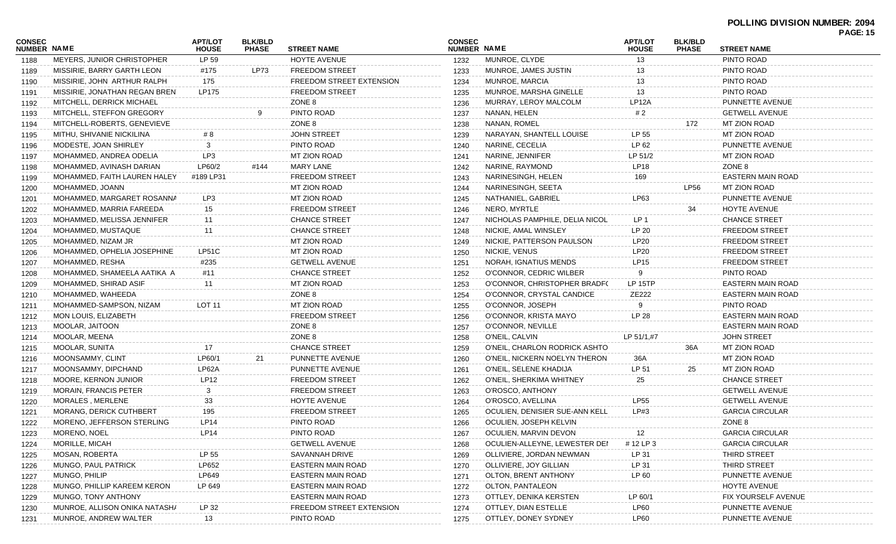**POLLING DIVISION NUMBER: 2094**

| CONSEC NUMBER | NAME | APT/LOT HOUSE | BLK/BLD PHASE | STREET NAME |
|---|---|---|---|---|
| 1188 | MEYERS, JUNIOR CHRISTOPHER | LP 59 | | HOYTE AVENUE |
| 1189 | MISSIRIE, BARRY GARTH LEON | #175 | LP73 | FREEDOM STREET |
| 1190 | MISSIRIE, JOHN ARTHUR RALPH | 175 | | FREEDOM STREET EXTENSION |
| 1191 | MISSIRIE, JONATHAN REGAN BREN | LP175 | | FREEDOM STREET |
| 1192 | MITCHELL, DERRICK MICHAEL | | | ZONE 8 |
| 1193 | MITCHELL, STEFFON GREGORY | | 9 | PINTO ROAD |
| 1194 | MITCHELL-ROBERTS, GENEVIEVE | | | ZONE 8 |
| 1195 | MITHU, SHIVANIE NICKILINA | # 8 | | JOHN STREET |
| 1196 | MODESTE, JOAN SHIRLEY | 3 | | PINTO ROAD |
| 1197 | MOHAMMED, ANDREA ODELIA | LP3 | | MT ZION ROAD |
| 1198 | MOHAMMED, AVINASH DARIAN | LP60/2 | #144 | MARY LANE |
| 1199 | MOHAMMED, FAITH LAUREN HALEY | #189 LP31 | | FREEDOM STREET |
| 1200 | MOHAMMED, JOANN | | | MT ZION ROAD |
| 1201 | MOHAMMED, MARGARET ROSANNA | LP3 | | MT ZION ROAD |
| 1202 | MOHAMMED, MARRIA FAREEDA | 15 | | FREEDOM STREET |
| 1203 | MOHAMMED, MELISSA JENNIFER | 11 | | CHANCE STREET |
| 1204 | MOHAMMED, MUSTAQUE | 11 | | CHANCE STREET |
| 1205 | MOHAMMED, NIZAM JR | | | MT ZION ROAD |
| 1206 | MOHAMMED, OPHELIA JOSEPHINE | LP51C | | MT ZION ROAD |
| 1207 | MOHAMMED, RESHA | #235 | | GETWELL AVENUE |
| 1208 | MOHAMMED, SHAMEELA AATIKA A | #11 | | CHANCE STREET |
| 1209 | MOHAMMED, SHIRAD ASIF | 11 | | MT ZION ROAD |
| 1210 | MOHAMMED, WAHEEDA | | | ZONE 8 |
| 1211 | MOHAMMED-SAMPSON, NIZAM | LOT 11 | | MT ZION ROAD |
| 1212 | MON LOUIS, ELIZABETH | | | FREEDOM STREET |
| 1213 | MOOLAR, JAITOON | | | ZONE 8 |
| 1214 | MOOLAR, MEENA | | | ZONE 8 |
| 1215 | MOOLAR, SUNITA | 17 | | CHANCE STREET |
| 1216 | MOONSAMMY, CLINT | LP60/1 | 21 | PUNNETTE AVENUE |
| 1217 | MOONSAMMY, DIPCHAND | LP62A | | PUNNETTE AVENUE |
| 1218 | MOORE, KERNON JUNIOR | LP12 | | FREEDOM STREET |
| 1219 | MORAIN, FRANCIS PETER | 3 | | FREEDOM STREET |
| 1220 | MORALES , MERLENE | 33 | | HOYTE AVENUE |
| 1221 | MORANG, DERICK CUTHBERT | 195 | | FREEDOM STREET |
| 1222 | MORENO, JEFFERSON STERLING | LP14 | | PINTO ROAD |
| 1223 | MORENO, NOEL | LP14 | | PINTO ROAD |
| 1224 | MORILLE, MICAH | | | GETWELL AVENUE |
| 1225 | MOSAN, ROBERTA | LP 55 | | SAVANNAH DRIVE |
| 1226 | MUNGO, PAUL PATRICK | LP652 | | EASTERN MAIN ROAD |
| 1227 | MUNGO, PHILIP | LP649 | | EASTERN MAIN ROAD |
| 1228 | MUNGO, PHILLIP KAREEM KERON | LP 649 | | EASTERN MAIN ROAD |
| 1229 | MUNGO, TONY ANTHONY | | | EASTERN MAIN ROAD |
| 1230 | MUNROE, ALLISON ONIKA NATASHA | LP 32 | | FREEDOM STREET EXTENSION |
| 1231 | MUNROE, ANDREW WALTER | 13 | | PINTO ROAD |
| 1232 | MUNROE, CLYDE | 13 | | PINTO ROAD |
| 1233 | MUNROE, JAMES JUSTIN | 13 | | PINTO ROAD |
| 1234 | MUNROE, MARCIA | 13 | | PINTO ROAD |
| 1235 | MUNROE, MARSHA GINELLE | 13 | | PINTO ROAD |
| 1236 | MURRAY, LEROY MALCOLM | LP12A | | PUNNETTE AVENUE |
| 1237 | NANAN, HELEN | # 2 | | GETWELL AVENUE |
| 1238 | NANAN, ROMEL | | 172 | MT ZION ROAD |
| 1239 | NARAYAN, SHANTELL LOUISE | LP 55 | | MT ZION ROAD |
| 1240 | NARINE, CECELIA | LP 62 | | PUNNETTE AVENUE |
| 1241 | NARINE, JENNIFER | LP 51/2 | | MT ZION ROAD |
| 1242 | NARINE, RAYMOND | LP18 | | ZONE 8 |
| 1243 | NARINESINGH, HELEN | 169 | | EASTERN MAIN ROAD |
| 1244 | NARINESINGH, SEETA | | LP56 | MT ZION ROAD |
| 1245 | NATHANIEL, GABRIEL | LP63 | | PUNNETTE AVENUE |
| 1246 | NERO, MYRTLE | | 34 | HOYTE AVENUE |
| 1247 | NICHOLAS PAMPHILE, DELIA NICOL | LP 1 | | CHANCE STREET |
| 1248 | NICKIE, AMAL WINSLEY | LP 20 | | FREEDOM STREET |
| 1249 | NICKIE, PATTERSON PAULSON | LP20 | | FREEDOM STREET |
| 1250 | NICKIE, VENUS | LP20 | | FREEDOM STREET |
| 1251 | NORAH, IGNATIUS MENDS | LP15 | | FREEDOM STREET |
| 1252 | O'CONNOR, CEDRIC WILBER | 9 | | PINTO ROAD |
| 1253 | O'CONNOR, CHRISTOPHER BRADF( | LP 15TP | | EASTERN MAIN ROAD |
| 1254 | O'CONNOR, CRYSTAL CANDICE | ZE222 | | EASTERN MAIN ROAD |
| 1255 | O'CONNOR, JOSEPH | 9 | | PINTO ROAD |
| 1256 | O'CONNOR, KRISTA MAYO | LP 28 | | EASTERN MAIN ROAD |
| 1257 | O'CONNOR, NEVILLE | | | EASTERN MAIN ROAD |
| 1258 | O'NEIL, CALVIN | LP 51/1,#7 | | JOHN STREET |
| 1259 | O'NEIL, CHARLON RODRICK ASHTO | | 36A | MT ZION ROAD |
| 1260 | O'NEIL, NICKERN NOELYN THERON | 36A | | MT ZION ROAD |
| 1261 | O'NEIL, SELENE KHADIJA | LP 51 | 25 | MT ZION ROAD |
| 1262 | O'NEIL, SHERKIMA WHITNEY | 25 | | CHANCE STREET |
| 1263 | O'ROSCO, ANTHONY | | | GETWELL AVENUE |
| 1264 | O'ROSCO, AVELLINA | LP55 | | GETWELL AVENUE |
| 1265 | OCULIEN, DENISIER SUE-ANN KELL | LP#3 | | GARCIA CIRCULAR |
| 1266 | OCULIEN, JOSEPH KELVIN | | | ZONE 8 |
| 1267 | OCULIEN, MARVIN DEVON | 12 | | GARCIA CIRCULAR |
| 1268 | OCULIEN-ALLEYNE, LEWESTER DEI | # 12 LP 3 | | GARCIA CIRCULAR |
| 1269 | OLLIVIERE, JORDAN NEWMAN | LP 31 | | THIRD STREET |
| 1270 | OLLIVIERE, JOY GILLIAN | LP 31 | | THIRD STREET |
| 1271 | OLTON, BRENT ANTHONY | LP 60 | | PUNNETTE AVENUE |
| 1272 | OLTON, PANTALEON | | | HOYTE AVENUE |
| 1273 | OTTLEY, DENIKA KERSTEN | LP 60/1 | | FIX YOURSELF AVENUE |
| 1274 | OTTLEY, DIAN ESTELLE | LP60 | | PUNNETTE AVENUE |
| 1275 | OTTLEY, DONEY SYDNEY | LP60 | | PUNNETTE AVENUE |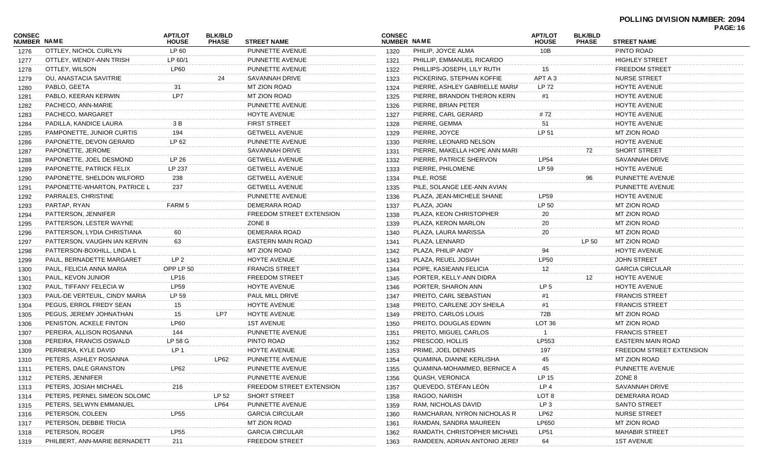**POLLING DIVISION NUMBER: 2094**

| CONSEC NUMBER | NAME | APT/LOT HOUSE | BLK/BLD PHASE | STREET NAME |
|---|---|---|---|---|
| 1276 | OTTLEY, NICHOL CURLYN | LP 60 | | PUNNETTE AVENUE |
| 1277 | OTTLEY, WENDY-ANN TRISH | LP 60/1 | | PUNNETTE AVENUE |
| 1278 | OTTLEY, WILSON | LP60 | | PUNNETTE AVENUE |
| 1279 | OU, ANASTACIA SAVITRIE | | 24 | SAVANNAH DRIVE |
| 1280 | PABLO, GEETA | 31 | | MT ZION ROAD |
| 1281 | PABLO, KEERAN KERWIN | LP7 | | MT ZION ROAD |
| 1282 | PACHECO, ANN-MARIE | | | PUNNETTE AVENUE |
| 1283 | PACHECO, MARGARET | | | HOYTE AVENUE |
| 1284 | PADILLA, KANDICE LAURA | 3 B | | FIRST STREET |
| 1285 | PAMPONETTE, JUNIOR CURTIS | 194 | | GETWELL AVENUE |
| 1286 | PAPONETTE, DEVON GERARD | LP 62 | | PUNNETTE AVENUE |
| 1287 | PAPONETTE, JEROME | | | SAVANNAH DRIVE |
| 1288 | PAPONETTE, JOEL DESMOND | LP 26 | | GETWELL AVENUE |
| 1289 | PAPONETTE, PATRICK FELIX | LP 237 | | GETWELL AVENUE |
| 1290 | PAPONETTE, SHELDON WILFORD | 238 | | GETWELL AVENUE |
| 1291 | PAPONETTE-WHARTON, PATRICE L | 237 | | GETWELL AVENUE |
| 1292 | PARRALES, CHRISTINE | | | PUNNETTE AVENUE |
| 1293 | PARTAP, RYAN | FARM 5 | | DEMERARA ROAD |
| 1294 | PATTERSON, JENNIFER | | | FREEDOM STREET EXTENSION |
| 1295 | PATTERSON, LESTER WAYNE | | | ZONE 8 |
| 1296 | PATTERSON, LYDIA CHRISTIANA | 60 | | DEMERARA ROAD |
| 1297 | PATTERSON, VAUGHN IAN KERVIN | 63 | | EASTERN MAIN ROAD |
| 1298 | PATTERSON-BOXHILL, LINDA L | | | MT ZION ROAD |
| 1299 | PAUL, BERNADETTE MARGARET | LP 2 | | HOYTE AVENUE |
| 1300 | PAUL, FELICIA ANNA MARIA | OPP LP 50 | | FRANCIS STREET |
| 1301 | PAUL, KEVON JUNIOR | LP16 | | FREEDOM STREET |
| 1302 | PAUL, TIFFANY FELECIA W | LP59 | | HOYTE AVENUE |
| 1303 | PAUL-DE VERTEUIL, CINDY MARIA | LP 59 | | PAUL MILL DRIVE |
| 1304 | PEGUS, ERROL FREDY SEAN | 15 | | HOYTE AVENUE |
| 1305 | PEGUS, JEREMY JOHNATHAN | 15 | LP7 | HOYTE AVENUE |
| 1306 | PENISTON, ACKELE FINTON | LP60 | | 1ST AVENUE |
| 1307 | PEREIRA, ALLISON ROSANNA | 144 | | PUNNETTE AVENUE |
| 1308 | PEREIRA, FRANCIS OSWALD | LP 58 G | | PINTO ROAD |
| 1309 | PERRIERA, KYLE DAVID | LP 1 | | HOYTE AVENUE |
| 1310 | PETERS, ASHLEY ROSANNA | | LP62 | PUNNETTE AVENUE |
| 1311 | PETERS, DALE GRANSTON | LP62 | | PUNNETTE AVENUE |
| 1312 | PETERS, JENNIFER | | | PUNNETTE AVENUE |
| 1313 | PETERS, JOSIAH MICHAEL | 216 | | FREEDOM STREET EXTENSION |
| 1314 | PETERS, PERNEL SIMEON SOLOMC | | LP 52 | SHORT STREET |
| 1315 | PETERS, SELWYN EMMANUEL | | LP64 | PUNNETTE AVENUE |
| 1316 | PETERSON, COLEEN | LP55 | | GARCIA CIRCULAR |
| 1317 | PETERSON, DEBBIE TRICIA | | | MT ZION ROAD |
| 1318 | PETERSON, ROGER | LP55 | | GARCIA CIRCULAR |
| 1319 | PHILBERT, ANN-MARIE BERNADETT | 211 | | FREEDOM STREET |
| 1320 | PHILIP, JOYCE ALMA | 10B | | PINTO ROAD |
| 1321 | PHILLIP, EMMANUEL RICARDO | | | HIGHLEY STREET |
| 1322 | PHILLIPS-JOSEPH, LILY RUTH | 15 | | FREEDOM STREET |
| 1323 | PICKERING, STEPHAN KOFFIE | APT A 3 | | NURSE STREET |
| 1324 | PIERRE, ASHLEY GABRIELLE MARIA | LP 72 | | HOYTE AVENUE |
| 1325 | PIERRE, BRANDON THERON KERN | #1 | | HOYTE AVENUE |
| 1326 | PIERRE, BRIAN PETER | | | HOYTE AVENUE |
| 1327 | PIERRE, CARL GERARD | # 72 | | HOYTE AVENUE |
| 1328 | PIERRE, GEMMA | 51 | | HOYTE AVENUE |
| 1329 | PIERRE, JOYCE | LP 51 | | MT ZION ROAD |
| 1330 | PIERRE, LEONARD NELSON | | | HOYTE AVENUE |
| 1331 | PIERRE, MAKELLA HOPE ANN MARI | | 72 | SHORT STREET |
| 1332 | PIERRE, PATRICE SHERVON | LP54 | | SAVANNAH DRIVE |
| 1333 | PIERRE, PHILOMENE | LP 59 | | HOYTE AVENUE |
| 1334 | PILE, ROSE | | 96 | PUNNETTE AVENUE |
| 1335 | PILE, SOLANGE LEE-ANN AVIAN | | | PUNNETTE AVENUE |
| 1336 | PLAZA, JEAN-MICHELE SHANE | LP59 | | HOYTE AVENUE |
| 1337 | PLAZA, JOAN | LP 50 | | MT ZION ROAD |
| 1338 | PLAZA, KEON CHRISTOPHER | 20 | | MT ZION ROAD |
| 1339 | PLAZA, KERON MARLON | 20 | | MT ZION ROAD |
| 1340 | PLAZA, LAURA MARISSA | 20 | | MT ZION ROAD |
| 1341 | PLAZA, LENNARD | | LP 50 | MT ZION ROAD |
| 1342 | PLAZA, PHILIP ANDY | 94 | | HOYTE AVENUE |
| 1343 | PLAZA, REUEL JOSIAH | LP50 | | JOHN STREET |
| 1344 | POPE, KASIEANN FELICIA | 12 | | GARCIA CIRCULAR |
| 1345 | PORTER, KELLY-ANN DIDRA | | 12 | HOYTE AVENUE |
| 1346 | PORTER, SHARON ANN | LP 5 | | HOYTE AVENUE |
| 1347 | PREITO, CARL SEBASTIAN | #1 | | FRANCIS STREET |
| 1348 | PREITO, CARLENE JOY SHEILA | #1 | | FRANCIS STREET |
| 1349 | PREITO, CARLOS LOUIS | 72B | | MT ZION ROAD |
| 1350 | PREITO, DOUGLAS EDWIN | LOT 36 | | MT ZION ROAD |
| 1351 | PREITO, MIGUEL CARLOS | 1 | | FRANCIS STREET |
| 1352 | PRESCOD, HOLLIS | LP553 | | EASTERN MAIN ROAD |
| 1353 | PRIME, JOEL DENNIS | 197 | | FREEDOM STREET EXTENSION |
| 1354 | QUAMINA, DIANNE KERLISHA | 45 | | MT ZION ROAD |
| 1355 | QUAMINA-MOHAMMED, BERNICE A | 45 | | PUNNETTE AVENUE |
| 1356 | QUASH, VERONICA | LP 15 | | ZONE 8 |
| 1357 | QUEVEDO, STÉFAN LEÓN | LP 4 | | SAVANNAH DRIVE |
| 1358 | RAGOO, NARISH | LOT 8 | | DEMERARA ROAD |
| 1359 | RAM, NICHOLAS DAVID | LP 3 | | SANTO STREET |
| 1360 | RAMCHARAN, NYRON NICHOLAS R | LP62 | | NURSE STREET |
| 1361 | RAMDAN, SANDRA MAUREEN | LP650 | | MT ZION ROAD |
| 1362 | RAMDATH, CHRISTOPHER MICHAEL | LP51 | | MAHABIR STREET |
| 1363 | RAMDEEN, ADRIAN ANTONIO JEREI | 64 | | 1ST AVENUE |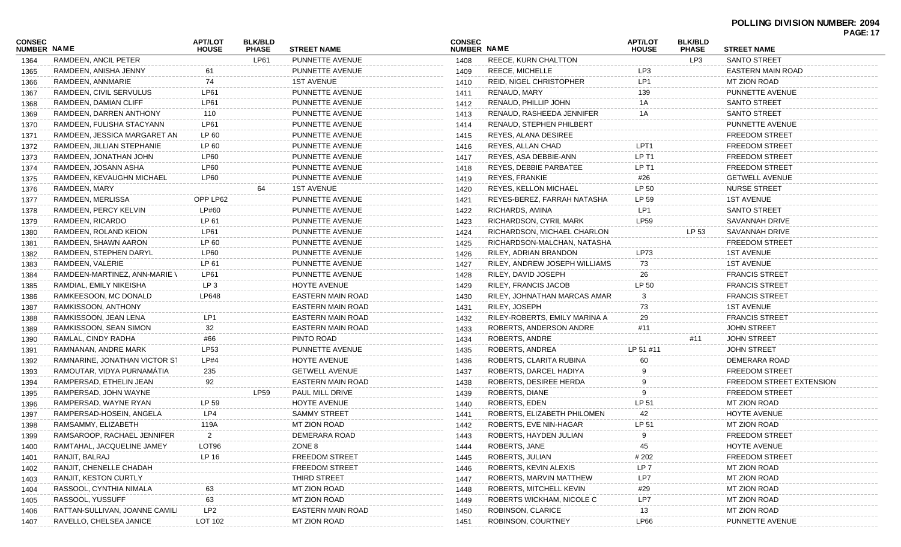**POLLING DIVISION NUMBER: 2094**

| CONSEC NUMBER | NAME | APT/LOT HOUSE | BLK/BLD PHASE | STREET NAME |
|---|---|---|---|---|
| 1364 | RAMDEEN, ANCIL PETER | | LP61 | PUNNETTE AVENUE |
| 1365 | RAMDEEN, ANISHA JENNY | 61 | | PUNNETTE AVENUE |
| 1366 | RAMDEEN, ANNMARIE | 74 | | 1ST AVENUE |
| 1367 | RAMDEEN, CIVIL SERVULUS | LP61 | | PUNNETTE AVENUE |
| 1368 | RAMDEEN, DAMIAN CLIFF | LP61 | | PUNNETTE AVENUE |
| 1369 | RAMDEEN, DARREN ANTHONY | 110 | | PUNNETTE AVENUE |
| 1370 | RAMDEEN, FULISHA STACYANN | LP61 | | PUNNETTE AVENUE |
| 1371 | RAMDEEN, JESSICA MARGARET AN | LP 60 | | PUNNETTE AVENUE |
| 1372 | RAMDEEN, JILLIAN STEPHANIE | LP 60 | | PUNNETTE AVENUE |
| 1373 | RAMDEEN, JONATHAN JOHN | LP60 | | PUNNETTE AVENUE |
| 1374 | RAMDEEN, JOSANN ASHA | LP60 | | PUNNETTE AVENUE |
| 1375 | RAMDEEN, KEVAUGHN MICHAEL | LP60 | | PUNNETTE AVENUE |
| 1376 | RAMDEEN, MARY | | 64 | 1ST AVENUE |
| 1377 | RAMDEEN, MERLISSA | OPP LP62 | | PUNNETTE AVENUE |
| 1378 | RAMDEEN, PERCY KELVIN | LP#60 | | PUNNETTE AVENUE |
| 1379 | RAMDEEN, RICARDO | LP 61 | | PUNNETTE AVENUE |
| 1380 | RAMDEEN, ROLAND KEION | LP61 | | PUNNETTE AVENUE |
| 1381 | RAMDEEN, SHAWN AARON | LP 60 | | PUNNETTE AVENUE |
| 1382 | RAMDEEN, STEPHEN DARYL | LP60 | | PUNNETTE AVENUE |
| 1383 | RAMDEEN, VALERIE | LP 61 | | PUNNETTE AVENUE |
| 1384 | RAMDEEN-MARTINEZ, ANN-MARIE \ | LP61 | | PUNNETTE AVENUE |
| 1385 | RAMDIAL, EMILY NIKEISHA | LP 3 | | HOYTE AVENUE |
| 1386 | RAMKEESOON, MC DONALD | LP648 | | EASTERN MAIN ROAD |
| 1387 | RAMKISSOON, ANTHONY | | | EASTERN MAIN ROAD |
| 1388 | RAMKISSOON, JEAN LENA | LP1 | | EASTERN MAIN ROAD |
| 1389 | RAMKISSOON, SEAN SIMON | 32 | | EASTERN MAIN ROAD |
| 1390 | RAMLAL, CINDY RADHA | #66 | | PINTO ROAD |
| 1391 | RAMNANAN, ANDRE MARK | LP53 | | PUNNETTE AVENUE |
| 1392 | RAMNARINE, JONATHAN VICTOR ST | LP#4 | | HOYTE AVENUE |
| 1393 | RAMOUTAR, VIDYA PURNAMÁTIA | 235 | | GETWELL AVENUE |
| 1394 | RAMPERSAD, ETHELIN JEAN | 92 | | EASTERN MAIN ROAD |
| 1395 | RAMPERSAD, JOHN WAYNE | | LP59 | PAUL MILL DRIVE |
| 1396 | RAMPERSAD, WAYNE RYAN | LP 59 | | HOYTE AVENUE |
| 1397 | RAMPERSAD-HOSEIN, ANGELA | LP4 | | SAMMY STREET |
| 1398 | RAMSAMMY, ELIZABETH | 119A | | MT ZION ROAD |
| 1399 | RAMSAROOP, RACHAEL JENNIFER | 2 | | DEMERARA ROAD |
| 1400 | RAMTAHAL, JACQUELINE JAMEY | LOT96 | | ZONE 8 |
| 1401 | RANJIT, BALRAJ | LP 16 | | FREEDOM STREET |
| 1402 | RANJIT, CHENELLE CHADAH | | | FREEDOM STREET |
| 1403 | RANJIT, KESTON CURTLY | | | THIRD STREET |
| 1404 | RASSOOL, CYNTHIA NIMALA | 63 | | MT ZION ROAD |
| 1405 | RASSOOL, YUSSUFF | 63 | | MT ZION ROAD |
| 1406 | RATTAN-SULLIVAN, JOANNE CAMILI | LP2 | | EASTERN MAIN ROAD |
| 1407 | RAVELLO, CHELSEA JANICE | LOT 102 | | MT ZION ROAD |
| 1408 | REECE, KURN CHALTTON | | LP3 | SANTO STREET |
| 1409 | REECE, MICHELLE | LP3 | | EASTERN MAIN ROAD |
| 1410 | REID, NIGEL CHRISTOPHER | LP1 | | MT ZION ROAD |
| 1411 | RENAUD, MARY | 139 | | PUNNETTE AVENUE |
| 1412 | RENAUD, PHILLIP JOHN | 1A | | SANTO STREET |
| 1413 | RENAUD, RASHEEDA JENNIFER | 1A | | SANTO STREET |
| 1414 | RENAUD, STEPHEN PHILBERT | | | PUNNETTE AVENUE |
| 1415 | REYES, ALANA DESIREE | | | FREEDOM STREET |
| 1416 | REYES, ALLAN CHAD | LPT1 | | FREEDOM STREET |
| 1417 | REYES, ASA DEBBIE-ANN | LP T1 | | FREEDOM STREET |
| 1418 | REYES, DEBBIE PARBATEE | LP T1 | | FREEDOM STREET |
| 1419 | REYES, FRANKIE | #26 | | GETWELL AVENUE |
| 1420 | REYES, KELLON MICHAEL | LP 50 | | NURSE STREET |
| 1421 | REYES-BEREZ, FARRAH NATASHA | LP 59 | | 1ST AVENUE |
| 1422 | RICHARDS, AMINA | LP1 | | SANTO STREET |
| 1423 | RICHARDSON, CYRIL MARK | LP59 | | SAVANNAH DRIVE |
| 1424 | RICHARDSON, MICHAEL CHARLON | | LP 53 | SAVANNAH DRIVE |
| 1425 | RICHARDSON-MALCHAN, NATASHA | | | FREEDOM STREET |
| 1426 | RILEY, ADRIAN BRANDON | LP73 | | 1ST AVENUE |
| 1427 | RILEY, ANDREW JOSEPH WILLIAMS | 73 | | 1ST AVENUE |
| 1428 | RILEY, DAVID JOSEPH | 26 | | FRANCIS STREET |
| 1429 | RILEY, FRANCIS JACOB | LP 50 | | FRANCIS STREET |
| 1430 | RILEY, JOHNATHAN MARCAS AMAR | 3 | | FRANCIS STREET |
| 1431 | RILEY, JOSEPH | 73 | | 1ST AVENUE |
| 1432 | RILEY-ROBERTS, EMILY MARINA A | 29 | | FRANCIS STREET |
| 1433 | ROBERTS, ANDERSON ANDRE | #11 | | JOHN STREET |
| 1434 | ROBERTS, ANDRE | | #11 | JOHN STREET |
| 1435 | ROBERTS, ANDREA | LP 51 #11 | | JOHN STREET |
| 1436 | ROBERTS, CLARITA RUBINA | 60 | | DEMERARA ROAD |
| 1437 | ROBERTS, DARCEL HADIYA | 9 | | FREEDOM STREET |
| 1438 | ROBERTS, DESIREE HERDA | 9 | | FREEDOM STREET EXTENSION |
| 1439 | ROBERTS, DIANE | 9 | | FREEDOM STREET |
| 1440 | ROBERTS, EDEN | LP 51 | | MT ZION ROAD |
| 1441 | ROBERTS, ELIZABETH PHILOMEN | 42 | | HOYTE AVENUE |
| 1442 | ROBERTS, EVE NIN-HAGAR | LP 51 | | MT ZION ROAD |
| 1443 | ROBERTS, HAYDEN JULIAN | 9 | | FREEDOM STREET |
| 1444 | ROBERTS, JANE | 45 | | HOYTE AVENUE |
| 1445 | ROBERTS, JULIAN | # 202 | | FREEDOM STREET |
| 1446 | ROBERTS, KEVIN ALEXIS | LP 7 | | MT ZION ROAD |
| 1447 | ROBERTS, MARVIN MATTHEW | LP7 | | MT ZION ROAD |
| 1448 | ROBERTS, MITCHELL KEVIN | #29 | | MT ZION ROAD |
| 1449 | ROBERTS WICKHAM, NICOLE C | LP7 | | MT ZION ROAD |
| 1450 | ROBINSON, CLARICE | 13 | | MT ZION ROAD |
| 1451 | ROBINSON, COURTNEY | LP66 | | PUNNETTE AVENUE |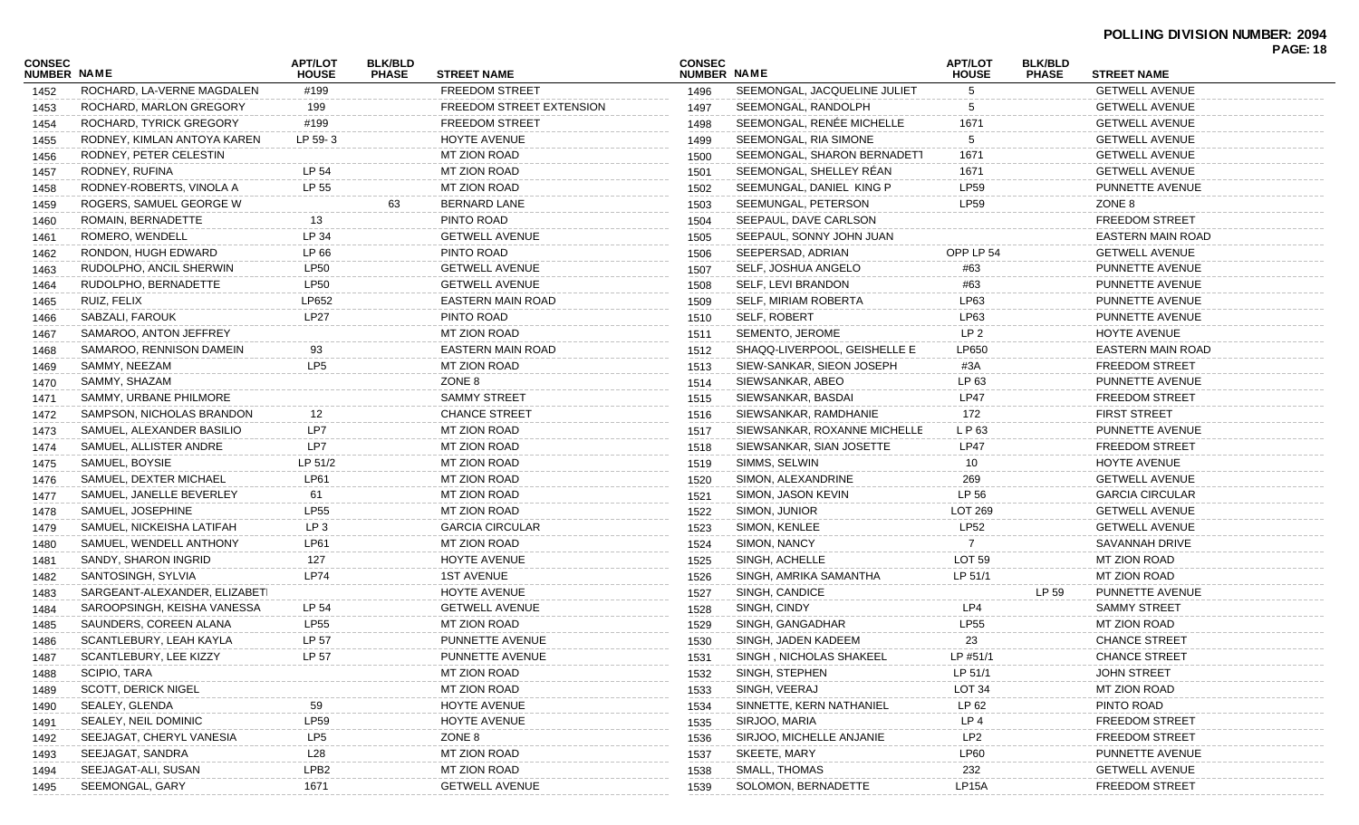**POLLING DIVISION NUMBER: 2094**

| CONSEC NUMBER | NAME | APT/LOT HOUSE | BLK/BLD PHASE | STREET NAME |
|---|---|---|---|---|
| 1452 | ROCHARD, LA-VERNE MAGDALEN | #199 | | FREEDOM STREET |
| 1453 | ROCHARD, MARLON GREGORY | 199 | | FREEDOM STREET EXTENSION |
| 1454 | ROCHARD, TYRICK GREGORY | #199 | | FREEDOM STREET |
| 1455 | RODNEY, KIMLAN ANTOYA KAREN | LP 59- 3 | | HOYTE AVENUE |
| 1456 | RODNEY, PETER CELESTIN | | | MT ZION ROAD |
| 1457 | RODNEY, RUFINA | LP 54 | | MT ZION ROAD |
| 1458 | RODNEY-ROBERTS, VINOLA A | LP 55 | | MT ZION ROAD |
| 1459 | ROGERS, SAMUEL GEORGE W | | 63 | BERNARD LANE |
| 1460 | ROMAIN, BERNADETTE | 13 | | PINTO ROAD |
| 1461 | ROMERO, WENDELL | LP 34 | | GETWELL AVENUE |
| 1462 | RONDON, HUGH EDWARD | LP 66 | | PINTO ROAD |
| 1463 | RUDOLPHO, ANCIL SHERWIN | LP50 | | GETWELL AVENUE |
| 1464 | RUDOLPHO, BERNADETTE | LP50 | | GETWELL AVENUE |
| 1465 | RUIZ, FELIX | LP652 | | EASTERN MAIN ROAD |
| 1466 | SABZALI, FAROUK | LP27 | | PINTO ROAD |
| 1467 | SAMAROO, ANTON JEFFREY | | | MT ZION ROAD |
| 1468 | SAMAROO, RENNISON DAMEIN | 93 | | EASTERN MAIN ROAD |
| 1469 | SAMMY, NEEZAM | LP5 | | MT ZION ROAD |
| 1470 | SAMMY, SHAZAM | | | ZONE 8 |
| 1471 | SAMMY, URBANE PHILMORE | | | SAMMY STREET |
| 1472 | SAMPSON, NICHOLAS BRANDON | 12 | | CHANCE STREET |
| 1473 | SAMUEL, ALEXANDER BASILIO | LP7 | | MT ZION ROAD |
| 1474 | SAMUEL, ALLISTER ANDRE | LP7 | | MT ZION ROAD |
| 1475 | SAMUEL, BOYSIE | LP 51/2 | | MT ZION ROAD |
| 1476 | SAMUEL, DEXTER MICHAEL | LP61 | | MT ZION ROAD |
| 1477 | SAMUEL, JANELLE BEVERLEY | 61 | | MT ZION ROAD |
| 1478 | SAMUEL, JOSEPHINE | LP55 | | MT ZION ROAD |
| 1479 | SAMUEL, NICKEISHA LATIFAH | LP 3 | | GARCIA CIRCULAR |
| 1480 | SAMUEL, WENDELL ANTHONY | LP61 | | MT ZION ROAD |
| 1481 | SANDY, SHARON INGRID | 127 | | HOYTE AVENUE |
| 1482 | SANTOSINGH, SYLVIA | LP74 | | 1ST AVENUE |
| 1483 | SARGEANT-ALEXANDER, ELIZABETI | | | HOYTE AVENUE |
| 1484 | SAROOPSINGH, KEISHA VANESSA | LP 54 | | GETWELL AVENUE |
| 1485 | SAUNDERS, COREEN ALANA | LP55 | | MT ZION ROAD |
| 1486 | SCANTLEBURY, LEAH KAYLA | LP 57 | | PUNNETTE AVENUE |
| 1487 | SCANTLEBURY, LEE KIZZY | LP 57 | | PUNNETTE AVENUE |
| 1488 | SCIPIO, TARA | | | MT ZION ROAD |
| 1489 | SCOTT, DERICK NIGEL | | | MT ZION ROAD |
| 1490 | SEALEY, GLENDA | 59 | | HOYTE AVENUE |
| 1491 | SEALEY, NEIL DOMINIC | LP59 | | HOYTE AVENUE |
| 1492 | SEEJAGAT, CHERYL VANESIA | LP5 | | ZONE 8 |
| 1493 | SEEJAGAT, SANDRA | L28 | | MT ZION ROAD |
| 1494 | SEEJAGAT-ALI, SUSAN | LPB2 | | MT ZION ROAD |
| 1495 | SEEMONGAL, GARY | 1671 | | GETWELL AVENUE |
| 1496 | SEEMONGAL, JACQUELINE JULIET | 5 | | GETWELL AVENUE |
| 1497 | SEEMONGAL, RANDOLPH | 5 | | GETWELL AVENUE |
| 1498 | SEEMONGAL, RENÉE MICHELLE | 1671 | | GETWELL AVENUE |
| 1499 | SEEMONGAL, RIA SIMONE | 5 | | GETWELL AVENUE |
| 1500 | SEEMONGAL, SHARON BERNADETT | 1671 | | GETWELL AVENUE |
| 1501 | SEEMONGAL, SHELLEY RÉAN | 1671 | | GETWELL AVENUE |
| 1502 | SEEMUNGAL, DANIEL KING P | LP59 | | PUNNETTE AVENUE |
| 1503 | SEEMUNGAL, PETERSON | LP59 | | ZONE 8 |
| 1504 | SEEPAUL, DAVE CARLSON | | | FREEDOM STREET |
| 1505 | SEEPAUL, SONNY JOHN JUAN | | | EASTERN MAIN ROAD |
| 1506 | SEEPERSAD, ADRIAN | OPP LP 54 | | GETWELL AVENUE |
| 1507 | SELF, JOSHUA ANGELO | #63 | | PUNNETTE AVENUE |
| 1508 | SELF, LEVI BRANDON | #63 | | PUNNETTE AVENUE |
| 1509 | SELF, MIRIAM ROBERTA | LP63 | | PUNNETTE AVENUE |
| 1510 | SELF, ROBERT | LP63 | | PUNNETTE AVENUE |
| 1511 | SEMENTO, JEROME | LP 2 | | HOYTE AVENUE |
| 1512 | SHAQQ-LIVERPOOL, GEISHELLE E | LP650 | | EASTERN MAIN ROAD |
| 1513 | SIEW-SANKAR, SIEON JOSEPH | #3A | | FREEDOM STREET |
| 1514 | SIEWSANKAR, ABEO | LP 63 | | PUNNETTE AVENUE |
| 1515 | SIEWSANKAR, BASDAI | LP47 | | FREEDOM STREET |
| 1516 | SIEWSANKAR, RAMDHANIE | 172 | | FIRST STREET |
| 1517 | SIEWSANKAR, ROXANNE MICHELLE | L P 63 | | PUNNETTE AVENUE |
| 1518 | SIEWSANKAR, SIAN JOSETTE | LP47 | | FREEDOM STREET |
| 1519 | SIMMS, SELWIN | 10 | | HOYTE AVENUE |
| 1520 | SIMON, ALEXANDRINE | 269 | | GETWELL AVENUE |
| 1521 | SIMON, JASON KEVIN | LP 56 | | GARCIA CIRCULAR |
| 1522 | SIMON, JUNIOR | LOT 269 | | GETWELL AVENUE |
| 1523 | SIMON, KENLEE | LP52 | | GETWELL AVENUE |
| 1524 | SIMON, NANCY | 7 | | SAVANNAH DRIVE |
| 1525 | SINGH, ACHELLE | LOT 59 | | MT ZION ROAD |
| 1526 | SINGH, AMRIKA SAMANTHA | LP 51/1 | | MT ZION ROAD |
| 1527 | SINGH, CANDICE | | LP 59 | PUNNETTE AVENUE |
| 1528 | SINGH, CINDY | LP4 | | SAMMY STREET |
| 1529 | SINGH, GANGADHAR | LP55 | | MT ZION ROAD |
| 1530 | SINGH, JADEN KADEEM | 23 | | CHANCE STREET |
| 1531 | SINGH , NICHOLAS SHAKEEL | LP #51/1 | | CHANCE STREET |
| 1532 | SINGH, STEPHEN | LP 51/1 | | JOHN STREET |
| 1533 | SINGH, VEERAJ | LOT 34 | | MT ZION ROAD |
| 1534 | SINNETTE, KERN NATHANIEL | LP 62 | | PINTO ROAD |
| 1535 | SIRJOO, MARIA | LP 4 | | FREEDOM STREET |
| 1536 | SIRJOO, MICHELLE ANJANIE | LP2 | | FREEDOM STREET |
| 1537 | SKEETE, MARY | LP60 | | PUNNETTE AVENUE |
| 1538 | SMALL, THOMAS | 232 | | GETWELL AVENUE |
| 1539 | SOLOMON, BERNADETTE | LP15A | | FREEDOM STREET |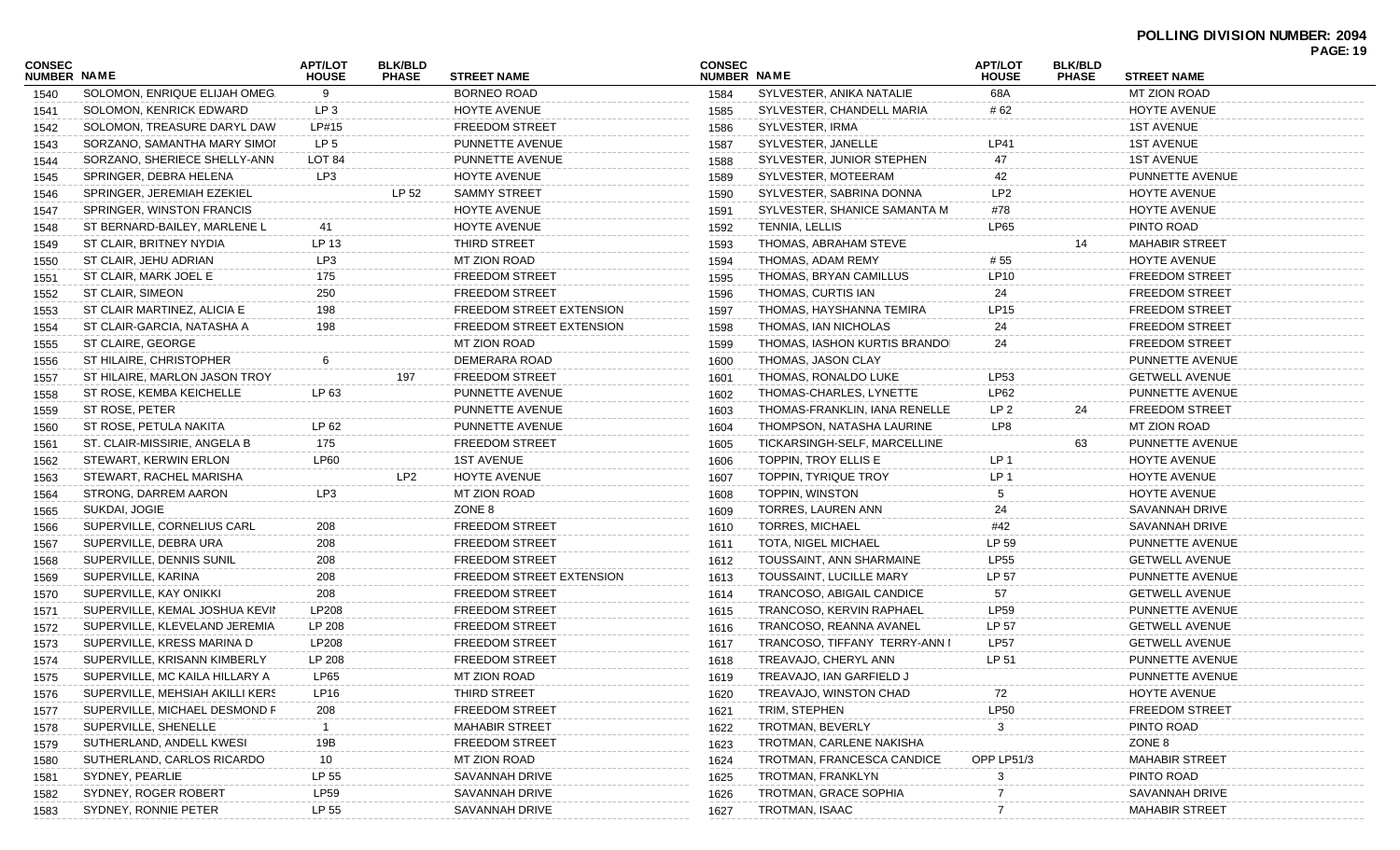**POLLING DIVISION NUMBER: 2094**

| CONSEC NUMBER | NAME | APT/LOT HOUSE | BLK/BLD PHASE | STREET NAME |
|---|---|---|---|---|
| 1540 | SOLOMON, ENRIQUE ELIJAH OMEG | 9 | | BORNEO ROAD |
| 1541 | SOLOMON, KENRICK EDWARD | LP 3 | | HOYTE AVENUE |
| 1542 | SOLOMON, TREASURE DARYL DAW | LP#15 | | FREEDOM STREET |
| 1543 | SORZANO, SAMANTHA MARY SIMOI | LP 5 | | PUNNETTE AVENUE |
| 1544 | SORZANO, SHERIECE SHELLY-ANN | LOT 84 | | PUNNETTE AVENUE |
| 1545 | SPRINGER, DEBRA HELENA | LP3 | | HOYTE AVENUE |
| 1546 | SPRINGER, JEREMIAH EZEKIEL | | LP 52 | SAMMY STREET |
| 1547 | SPRINGER, WINSTON FRANCIS | | | HOYTE AVENUE |
| 1548 | ST BERNARD-BAILEY, MARLENE L | 41 | | HOYTE AVENUE |
| 1549 | ST CLAIR, BRITNEY NYDIA | LP 13 | | THIRD STREET |
| 1550 | ST CLAIR, JEHU ADRIAN | LP3 | | MT ZION ROAD |
| 1551 | ST CLAIR, MARK JOEL E | 175 | | FREEDOM STREET |
| 1552 | ST CLAIR, SIMEON | 250 | | FREEDOM STREET |
| 1553 | ST CLAIR MARTINEZ, ALICIA E | 198 | | FREEDOM STREET EXTENSION |
| 1554 | ST CLAIR-GARCIA, NATASHA A | 198 | | FREEDOM STREET EXTENSION |
| 1555 | ST CLAIRE, GEORGE | | | MT ZION ROAD |
| 1556 | ST HILAIRE, CHRISTOPHER | 6 | | DEMERARA ROAD |
| 1557 | ST HILAIRE, MARLON JASON TROY | | 197 | FREEDOM STREET |
| 1558 | ST ROSE, KEMBA KEICHELLE | LP 63 | | PUNNETTE AVENUE |
| 1559 | ST ROSE, PETER | | | PUNNETTE AVENUE |
| 1560 | ST ROSE, PETULA NAKITA | LP 62 | | PUNNETTE AVENUE |
| 1561 | ST. CLAIR-MISSIRIE, ANGELA B | 175 | | FREEDOM STREET |
| 1562 | STEWART, KERWIN ERLON | LP60 | | 1ST AVENUE |
| 1563 | STEWART, RACHEL MARISHA | | LP2 | HOYTE AVENUE |
| 1564 | STRONG, DARREM AARON | LP3 | | MT ZION ROAD |
| 1565 | SUKDAI, JOGIE | | | ZONE 8 |
| 1566 | SUPERVILLE, CORNELIUS CARL | 208 | | FREEDOM STREET |
| 1567 | SUPERVILLE, DEBRA URA | 208 | | FREEDOM STREET |
| 1568 | SUPERVILLE, DENNIS SUNIL | 208 | | FREEDOM STREET |
| 1569 | SUPERVILLE, KARINA | 208 | | FREEDOM STREET EXTENSION |
| 1570 | SUPERVILLE, KAY ONIKKI | 208 | | FREEDOM STREET |
| 1571 | SUPERVILLE, KEMAL JOSHUA KEVII | LP208 | | FREEDOM STREET |
| 1572 | SUPERVILLE, KLEVELAND JEREMIA | LP 208 | | FREEDOM STREET |
| 1573 | SUPERVILLE, KRESS MARINA D | LP208 | | FREEDOM STREET |
| 1574 | SUPERVILLE, KRISANN KIMBERLY | LP 208 | | FREEDOM STREET |
| 1575 | SUPERVILLE, MC KAILA HILLARY A | LP65 | | MT ZION ROAD |
| 1576 | SUPERVILLE, MEHSIAH AKILLI KERS | LP16 | | THIRD STREET |
| 1577 | SUPERVILLE, MICHAEL DESMOND F | 208 | | FREEDOM STREET |
| 1578 | SUPERVILLE, SHENELLE | 1 | | MAHABIR STREET |
| 1579 | SUTHERLAND, ANDELL KWESI | 19B | | FREEDOM STREET |
| 1580 | SUTHERLAND, CARLOS RICARDO | 10 | | MT ZION ROAD |
| 1581 | SYDNEY, PEARLIE | LP 55 | | SAVANNAH DRIVE |
| 1582 | SYDNEY, ROGER ROBERT | LP59 | | SAVANNAH DRIVE |
| 1583 | SYDNEY, RONNIE PETER | LP 55 | | SAVANNAH DRIVE |
| 1584 | SYLVESTER, ANIKA NATALIE | 68A | | MT ZION ROAD |
| 1585 | SYLVESTER, CHANDELL MARIA | # 62 | | HOYTE AVENUE |
| 1586 | SYLVESTER, IRMA | | | 1ST AVENUE |
| 1587 | SYLVESTER, JANELLE | LP41 | | 1ST AVENUE |
| 1588 | SYLVESTER, JUNIOR STEPHEN | 47 | | 1ST AVENUE |
| 1589 | SYLVESTER, MOTEERAM | 42 | | PUNNETTE AVENUE |
| 1590 | SYLVESTER, SABRINA DONNA | LP2 | | HOYTE AVENUE |
| 1591 | SYLVESTER, SHANICE SAMANTA M | #78 | | HOYTE AVENUE |
| 1592 | TENNIA, LELLIS | LP65 | | PINTO ROAD |
| 1593 | THOMAS, ABRAHAM STEVE | | 14 | MAHABIR STREET |
| 1594 | THOMAS, ADAM REMY | # 55 | | HOYTE AVENUE |
| 1595 | THOMAS, BRYAN CAMILLUS | LP10 | | FREEDOM STREET |
| 1596 | THOMAS, CURTIS IAN | 24 | | FREEDOM STREET |
| 1597 | THOMAS, HAYSHANNA TEMIRA | LP15 | | FREEDOM STREET |
| 1598 | THOMAS, IAN NICHOLAS | 24 | | FREEDOM STREET |
| 1599 | THOMAS, IASHON KURTIS BRANDO | 24 | | FREEDOM STREET |
| 1600 | THOMAS, JASON CLAY | | | PUNNETTE AVENUE |
| 1601 | THOMAS, RONALDO LUKE | LP53 | | GETWELL AVENUE |
| 1602 | THOMAS-CHARLES, LYNETTE | LP62 | | PUNNETTE AVENUE |
| 1603 | THOMAS-FRANKLIN, IANA RENELLE | LP 2 | 24 | FREEDOM STREET |
| 1604 | THOMPSON, NATASHA LAURINE | LP8 | | MT ZION ROAD |
| 1605 | TICKARSINGH-SELF, MARCELLINE | | 63 | PUNNETTE AVENUE |
| 1606 | TOPPIN, TROY ELLIS E | LP 1 | | HOYTE AVENUE |
| 1607 | TOPPIN, TYRIQUE TROY | LP 1 | | HOYTE AVENUE |
| 1608 | TOPPIN, WINSTON | 5 | | HOYTE AVENUE |
| 1609 | TORRES, LAUREN ANN | 24 | | SAVANNAH DRIVE |
| 1610 | TORRES, MICHAEL | #42 | | SAVANNAH DRIVE |
| 1611 | TOTA, NIGEL MICHAEL | LP 59 | | PUNNETTE AVENUE |
| 1612 | TOUSSAINT, ANN SHARMAINE | LP55 | | GETWELL AVENUE |
| 1613 | TOUSSAINT, LUCILLE MARY | LP 57 | | PUNNETTE AVENUE |
| 1614 | TRANCOSO, ABIGAIL CANDICE | 57 | | GETWELL AVENUE |
| 1615 | TRANCOSO, KERVIN RAPHAEL | LP59 | | PUNNETTE AVENUE |
| 1616 | TRANCOSO, REANNA AVANEL | LP 57 | | GETWELL AVENUE |
| 1617 | TRANCOSO, TIFFANY TERRY-ANN I | LP57 | | GETWELL AVENUE |
| 1618 | TREAVAJO, CHERYL ANN | LP 51 | | PUNNETTE AVENUE |
| 1619 | TREAVAJO, IAN GARFIELD J | | | PUNNETTE AVENUE |
| 1620 | TREAVAJO, WINSTON CHAD | 72 | | HOYTE AVENUE |
| 1621 | TRIM, STEPHEN | LP50 | | FREEDOM STREET |
| 1622 | TROTMAN, BEVERLY | 3 | | PINTO ROAD |
| 1623 | TROTMAN, CARLENE NAKISHA | | | ZONE 8 |
| 1624 | TROTMAN, FRANCESCA CANDICE | OPP LP51/3 | | MAHABIR STREET |
| 1625 | TROTMAN, FRANKLYN | 3 | | PINTO ROAD |
| 1626 | TROTMAN, GRACE SOPHIA | 7 | | SAVANNAH DRIVE |
| 1627 | TROTMAN, ISAAC | 7 | | MAHABIR STREET |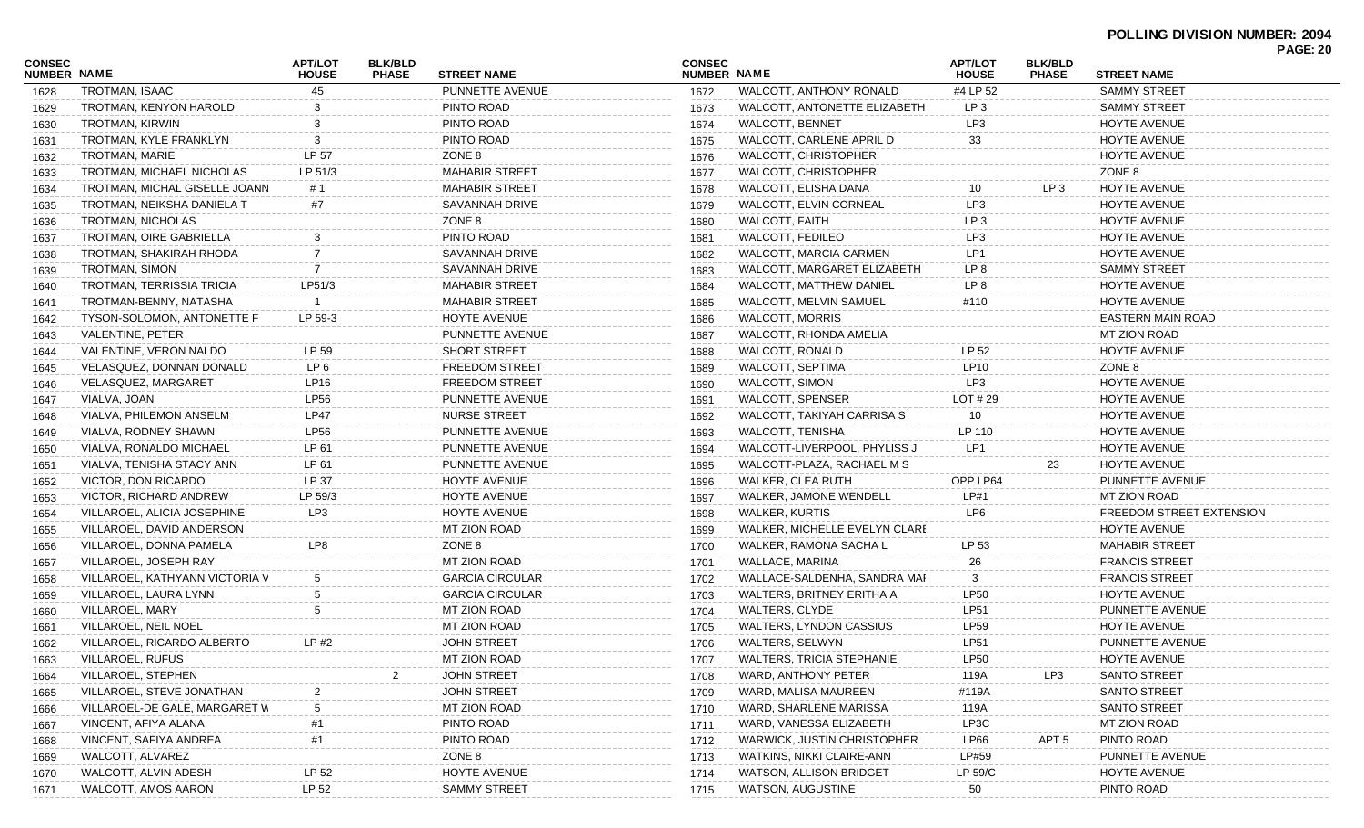**POLLING DIVISION NUMBER: 2094**

| CONSEC NUMBER | NAME | APT/LOT HOUSE | BLK/BLD PHASE | STREET NAME |
|---|---|---|---|---|
| 1628 | TROTMAN, ISAAC | 45 | | PUNNETTE AVENUE |
| 1629 | TROTMAN, KENYON HAROLD | 3 | | PINTO ROAD |
| 1630 | TROTMAN, KIRWIN | 3 | | PINTO ROAD |
| 1631 | TROTMAN, KYLE FRANKLYN | 3 | | PINTO ROAD |
| 1632 | TROTMAN, MARIE | LP 57 | | ZONE 8 |
| 1633 | TROTMAN, MICHAEL NICHOLAS | LP 51/3 | | MAHABIR STREET |
| 1634 | TROTMAN, MICHAL GISELLE JOANN | # 1 | | MAHABIR STREET |
| 1635 | TROTMAN, NEIKSHA DANIELA T | #7 | | SAVANNAH DRIVE |
| 1636 | TROTMAN, NICHOLAS | | | ZONE 8 |
| 1637 | TROTMAN, OIRE GABRIELLA | 3 | | PINTO ROAD |
| 1638 | TROTMAN, SHAKIRAH RHODA | 7 | | SAVANNAH DRIVE |
| 1639 | TROTMAN, SIMON | 7 | | SAVANNAH DRIVE |
| 1640 | TROTMAN, TERRISSIA TRICIA | LP51/3 | | MAHABIR STREET |
| 1641 | TROTMAN-BENNY, NATASHA | 1 | | MAHABIR STREET |
| 1642 | TYSON-SOLOMON, ANTONETTE F | LP 59-3 | | HOYTE AVENUE |
| 1643 | VALENTINE, PETER | | | PUNNETTE AVENUE |
| 1644 | VALENTINE, VERON NALDO | LP 59 | | SHORT STREET |
| 1645 | VELASQUEZ, DONNAN DONALD | LP 6 | | FREEDOM STREET |
| 1646 | VELASQUEZ, MARGARET | LP16 | | FREEDOM STREET |
| 1647 | VIALVA, JOAN | LP56 | | PUNNETTE AVENUE |
| 1648 | VIALVA, PHILEMON ANSELM | LP47 | | NURSE STREET |
| 1649 | VIALVA, RODNEY SHAWN | LP56 | | PUNNETTE AVENUE |
| 1650 | VIALVA, RONALDO MICHAEL | LP 61 | | PUNNETTE AVENUE |
| 1651 | VIALVA, TENISHA STACY ANN | LP 61 | | PUNNETTE AVENUE |
| 1652 | VICTOR, DON RICARDO | LP 37 | | HOYTE AVENUE |
| 1653 | VICTOR, RICHARD ANDREW | LP 59/3 | | HOYTE AVENUE |
| 1654 | VILLAROEL, ALICIA JOSEPHINE | LP3 | | HOYTE AVENUE |
| 1655 | VILLAROEL, DAVID ANDERSON | | | MT ZION ROAD |
| 1656 | VILLAROEL, DONNA PAMELA | LP8 | | ZONE 8 |
| 1657 | VILLAROEL, JOSEPH RAY | | | MT ZION ROAD |
| 1658 | VILLAROEL, KATHYANN VICTORIA V | 5 | | GARCIA CIRCULAR |
| 1659 | VILLAROEL, LAURA LYNN | 5 | | GARCIA CIRCULAR |
| 1660 | VILLAROEL, MARY | 5 | | MT ZION ROAD |
| 1661 | VILLAROEL, NEIL NOEL | | | MT ZION ROAD |
| 1662 | VILLAROEL, RICARDO ALBERTO | LP #2 | | JOHN STREET |
| 1663 | VILLAROEL, RUFUS | | | MT ZION ROAD |
| 1664 | VILLAROEL, STEPHEN | | 2 | JOHN STREET |
| 1665 | VILLAROEL, STEVE JONATHAN | 2 | | JOHN STREET |
| 1666 | VILLAROEL-DE GALE, MARGARET W | 5 | | MT ZION ROAD |
| 1667 | VINCENT, AFIYA ALANA | #1 | | PINTO ROAD |
| 1668 | VINCENT, SAFIYA ANDREA | #1 | | PINTO ROAD |
| 1669 | WALCOTT, ALVAREZ | | | ZONE 8 |
| 1670 | WALCOTT, ALVIN ADESH | LP 52 | | HOYTE AVENUE |
| 1671 | WALCOTT, AMOS AARON | LP 52 | | SAMMY STREET |
| 1672 | WALCOTT, ANTHONY RONALD | #4 LP 52 | | SAMMY STREET |
| 1673 | WALCOTT, ANTONETTE ELIZABETH | LP 3 | | SAMMY STREET |
| 1674 | WALCOTT, BENNET | LP3 | | HOYTE AVENUE |
| 1675 | WALCOTT, CARLENE APRIL D | 33 | | HOYTE AVENUE |
| 1676 | WALCOTT, CHRISTOPHER | | | HOYTE AVENUE |
| 1677 | WALCOTT, CHRISTOPHER | | | ZONE 8 |
| 1678 | WALCOTT, ELISHA DANA | 10 | LP 3 | HOYTE AVENUE |
| 1679 | WALCOTT, ELVIN CORNEAL | LP3 | | HOYTE AVENUE |
| 1680 | WALCOTT, FAITH | LP 3 | | HOYTE AVENUE |
| 1681 | WALCOTT, FEDILEO | LP3 | | HOYTE AVENUE |
| 1682 | WALCOTT, MARCIA CARMEN | LP1 | | HOYTE AVENUE |
| 1683 | WALCOTT, MARGARET ELIZABETH | LP 8 | | SAMMY STREET |
| 1684 | WALCOTT, MATTHEW DANIEL | LP 8 | | HOYTE AVENUE |
| 1685 | WALCOTT, MELVIN SAMUEL | #110 | | HOYTE AVENUE |
| 1686 | WALCOTT, MORRIS | | | EASTERN MAIN ROAD |
| 1687 | WALCOTT, RHONDA AMELIA | | | MT ZION ROAD |
| 1688 | WALCOTT, RONALD | LP 52 | | HOYTE AVENUE |
| 1689 | WALCOTT, SEPTIMA | LP10 | | ZONE 8 |
| 1690 | WALCOTT, SIMON | LP3 | | HOYTE AVENUE |
| 1691 | WALCOTT, SPENSER | LOT # 29 | | HOYTE AVENUE |
| 1692 | WALCOTT, TAKIYAH CARRISA S | 10 | | HOYTE AVENUE |
| 1693 | WALCOTT, TENISHA | LP 110 | | HOYTE AVENUE |
| 1694 | WALCOTT-LIVERPOOL, PHYLISS J | LP1 | | HOYTE AVENUE |
| 1695 | WALCOTT-PLAZA, RACHAEL M S | | 23 | HOYTE AVENUE |
| 1696 | WALKER, CLEA RUTH | OPP LP64 | | PUNNETTE AVENUE |
| 1697 | WALKER, JAMONE WENDELL | LP#1 | | MT ZION ROAD |
| 1698 | WALKER, KURTIS | LP6 | | FREEDOM STREET EXTENSION |
| 1699 | WALKER, MICHELLE EVELYN CLARI | | | HOYTE AVENUE |
| 1700 | WALKER, RAMONA SACHA L | LP 53 | | MAHABIR STREET |
| 1701 | WALLACE, MARINA | 26 | | FRANCIS STREET |
| 1702 | WALLACE-SALDENHA, SANDRA MAI | 3 | | FRANCIS STREET |
| 1703 | WALTERS, BRITNEY ERITHA A | LP50 | | HOYTE AVENUE |
| 1704 | WALTERS, CLYDE | LP51 | | PUNNETTE AVENUE |
| 1705 | WALTERS, LYNDON CASSIUS | LP59 | | HOYTE AVENUE |
| 1706 | WALTERS, SELWYN | LP51 | | PUNNETTE AVENUE |
| 1707 | WALTERS, TRICIA STEPHANIE | LP50 | | HOYTE AVENUE |
| 1708 | WARD, ANTHONY PETER | 119A | LP3 | SANTO STREET |
| 1709 | WARD, MALISA MAUREEN | #119A | | SANTO STREET |
| 1710 | WARD, SHARLENE MARISSA | 119A | | SANTO STREET |
| 1711 | WARD, VANESSA ELIZABETH | LP3C | | MT ZION ROAD |
| 1712 | WARWICK, JUSTIN CHRISTOPHER | LP66 | APT 5 | PINTO ROAD |
| 1713 | WATKINS, NIKKI CLAIRE-ANN | LP#59 | | PUNNETTE AVENUE |
| 1714 | WATSON, ALLISON BRIDGET | LP 59/C | | HOYTE AVENUE |
| 1715 | WATSON, AUGUSTINE | 50 | | PINTO ROAD |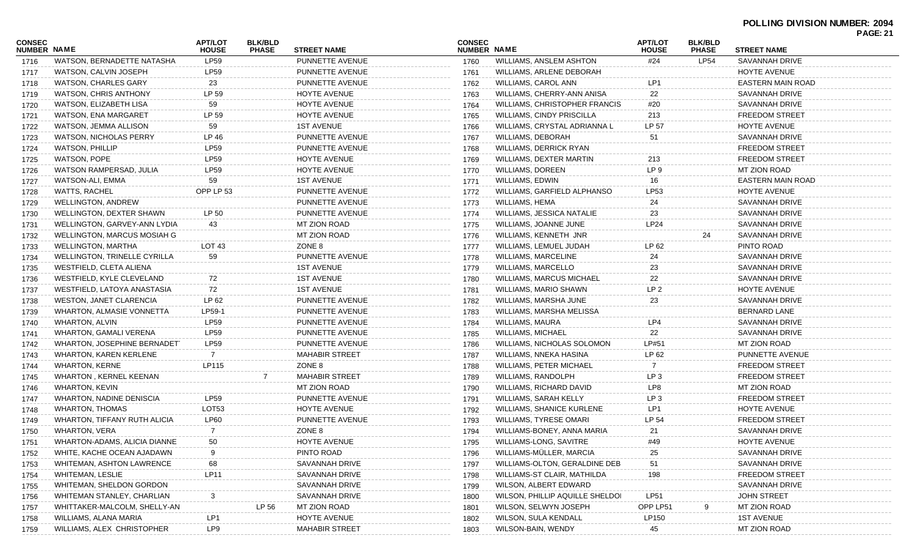**POLLING DIVISION NUMBER: 2094**

| CONSEC NUMBER | NAME | APT/LOT HOUSE | BLK/BLD PHASE | STREET NAME |
|---|---|---|---|---|
| 1716 | WATSON, BERNADETTE NATASHA | LP59 | | PUNNETTE AVENUE |
| 1717 | WATSON, CALVIN JOSEPH | LP59 | | PUNNETTE AVENUE |
| 1718 | WATSON, CHARLES GARY | 23 | | PUNNETTE AVENUE |
| 1719 | WATSON, CHRIS ANTHONY | LP 59 | | HOYTE AVENUE |
| 1720 | WATSON, ELIZABETH LISA | 59 | | HOYTE AVENUE |
| 1721 | WATSON, ENA MARGARET | LP 59 | | HOYTE AVENUE |
| 1722 | WATSON, JEMMA ALLISON | 59 | | 1ST AVENUE |
| 1723 | WATSON, NICHOLAS PERRY | LP 46 | | PUNNETTE AVENUE |
| 1724 | WATSON, PHILLIP | LP59 | | PUNNETTE AVENUE |
| 1725 | WATSON, POPE | LP59 | | HOYTE AVENUE |
| 1726 | WATSON RAMPERSAD, JULIA | LP59 | | HOYTE AVENUE |
| 1727 | WATSON-ALI, EMMA | 59 | | 1ST AVENUE |
| 1728 | WATTS, RACHEL | OPP LP 53 | | PUNNETTE AVENUE |
| 1729 | WELLINGTON, ANDREW | | | PUNNETTE AVENUE |
| 1730 | WELLINGTON, DEXTER SHAWN | LP 50 | | PUNNETTE AVENUE |
| 1731 | WELLINGTON, GARVEY-ANN LYDIA | 43 | | MT ZION ROAD |
| 1732 | WELLINGTON, MARCUS MOSIAH G | | | MT ZION ROAD |
| 1733 | WELLINGTON, MARTHA | LOT 43 | | ZONE 8 |
| 1734 | WELLINGTON, TRINELLE CYRILLA | 59 | | PUNNETTE AVENUE |
| 1735 | WESTFIELD, CLETA ALIENA | | | 1ST AVENUE |
| 1736 | WESTFIELD, KYLE CLEVELAND | 72 | | 1ST AVENUE |
| 1737 | WESTFIELD, LATOYA ANASTASIA | 72 | | 1ST AVENUE |
| 1738 | WESTON, JANET CLARENCIA | LP 62 | | PUNNETTE AVENUE |
| 1739 | WHARTON, ALMASIE VONNETTA | LP59-1 | | PUNNETTE AVENUE |
| 1740 | WHARTON, ALVIN | LP59 | | PUNNETTE AVENUE |
| 1741 | WHARTON, GAMALI VERENA | LP59 | | PUNNETTE AVENUE |
| 1742 | WHARTON, JOSEPHINE BERNADET | LP59 | | PUNNETTE AVENUE |
| 1743 | WHARTON, KAREN KERLENE | 7 | | MAHABIR STREET |
| 1744 | WHARTON, KERNE | LP115 | | ZONE 8 |
| 1745 | WHARTON , KERNEL KEENAN | | 7 | MAHABIR STREET |
| 1746 | WHARTON, KEVIN | | | MT ZION ROAD |
| 1747 | WHARTON, NADINE DENISCIA | LP59 | | PUNNETTE AVENUE |
| 1748 | WHARTON, THOMAS | LOT53 | | HOYTE AVENUE |
| 1749 | WHARTON, TIFFANY RUTH ALICIA | LP60 | | PUNNETTE AVENUE |
| 1750 | WHARTON, VERA | 7 | | ZONE 8 |
| 1751 | WHARTON-ADAMS, ALICIA DIANNE | 50 | | HOYTE AVENUE |
| 1752 | WHITE, KACHE OCEAN AJADAWN | 9 | | PINTO ROAD |
| 1753 | WHITEMAN, ASHTON LAWRENCE | 68 | | SAVANNAH DRIVE |
| 1754 | WHITEMAN, LESLIE | LP11 | | SAVANNAH DRIVE |
| 1755 | WHITEMAN, SHELDON GORDON | | | SAVANNAH DRIVE |
| 1756 | WHITEMAN STANLEY, CHARLIAN | 3 | | SAVANNAH DRIVE |
| 1757 | WHITTAKER-MALCOLM, SHELLY-AN | | LP 56 | MT ZION ROAD |
| 1758 | WILLIAMS, ALANA MARIA | LP1 | | HOYTE AVENUE |
| 1759 | WILLIAMS, ALEX CHRISTOPHER | LP9 | | MAHABIR STREET |
| 1760 | WILLIAMS, ANSLEM ASHTON | #24 | LP54 | SAVANNAH DRIVE |
| 1761 | WILLIAMS, ARLENE DEBORAH | | | HOYTE AVENUE |
| 1762 | WILLIAMS, CAROL ANN | LP1 | | EASTERN MAIN ROAD |
| 1763 | WILLIAMS, CHERRY-ANN ANISA | 22 | | SAVANNAH DRIVE |
| 1764 | WILLIAMS, CHRISTOPHER FRANCIS | #20 | | SAVANNAH DRIVE |
| 1765 | WILLIAMS, CINDY PRISCILLA | 213 | | FREEDOM STREET |
| 1766 | WILLIAMS, CRYSTAL ADRIANNA L | LP 57 | | HOYTE AVENUE |
| 1767 | WILLIAMS, DEBORAH | 51 | | SAVANNAH DRIVE |
| 1768 | WILLIAMS, DERRICK RYAN | | | FREEDOM STREET |
| 1769 | WILLIAMS, DEXTER MARTIN | 213 | | FREEDOM STREET |
| 1770 | WILLIAMS, DOREEN | LP 9 | | MT ZION ROAD |
| 1771 | WILLIAMS, EDWIN | 16 | | EASTERN MAIN ROAD |
| 1772 | WILLIAMS, GARFIELD ALPHANSO | LP53 | | HOYTE AVENUE |
| 1773 | WILLIAMS, HEMA | 24 | | SAVANNAH DRIVE |
| 1774 | WILLIAMS, JESSICA NATALIE | 23 | | SAVANNAH DRIVE |
| 1775 | WILLIAMS, JOANNE JUNE | LP24 | | SAVANNAH DRIVE |
| 1776 | WILLIAMS, KENNETH JNR | | 24 | SAVANNAH DRIVE |
| 1777 | WILLIAMS, LEMUEL JUDAH | LP 62 | | PINTO ROAD |
| 1778 | WILLIAMS, MARCELINE | 24 | | SAVANNAH DRIVE |
| 1779 | WILLIAMS, MARCELLO | 23 | | SAVANNAH DRIVE |
| 1780 | WILLIAMS, MARCUS MICHAEL | 22 | | SAVANNAH DRIVE |
| 1781 | WILLIAMS, MARIO SHAWN | LP 2 | | HOYTE AVENUE |
| 1782 | WILLIAMS, MARSHA JUNE | 23 | | SAVANNAH DRIVE |
| 1783 | WILLIAMS, MARSHA MELISSA | | | BERNARD LANE |
| 1784 | WILLIAMS, MAURA | LP4 | | SAVANNAH DRIVE |
| 1785 | WILLIAMS, MICHAEL | 22 | | SAVANNAH DRIVE |
| 1786 | WILLIAMS, NICHOLAS SOLOMON | LP#51 | | MT ZION ROAD |
| 1787 | WILLIAMS, NNEKA HASINA | LP 62 | | PUNNETTE AVENUE |
| 1788 | WILLIAMS, PETER MICHAEL | 7 | | FREEDOM STREET |
| 1789 | WILLIAMS, RANDOLPH | LP 3 | | FREEDOM STREET |
| 1790 | WILLIAMS, RICHARD DAVID | LP8 | | MT ZION ROAD |
| 1791 | WILLIAMS, SARAH KELLY | LP 3 | | FREEDOM STREET |
| 1792 | WILLIAMS, SHANICE KURLENE | LP1 | | HOYTE AVENUE |
| 1793 | WILLIAMS, TYRESE OMARI | LP 54 | | FREEDOM STREET |
| 1794 | WILLIAMS-BONEY, ANNA MARIA | 21 | | SAVANNAH DRIVE |
| 1795 | WILLIAMS-LONG, SAVITRE | #49 | | HOYTE AVENUE |
| 1796 | WILLIAMS-MÜLLER, MARCIA | 25 | | SAVANNAH DRIVE |
| 1797 | WILLIAMS-OLTON, GERALDINE DEB | 51 | | SAVANNAH DRIVE |
| 1798 | WILLIAMS-ST CLAIR, MATHILDA | 198 | | FREEDOM STREET |
| 1799 | WILSON, ALBERT EDWARD | | | SAVANNAH DRIVE |
| 1800 | WILSON, PHILLIP AQUILLE SHELDOI | LP51 | | JOHN STREET |
| 1801 | WILSON, SELWYN JOSEPH | OPP LP51 | 9 | MT ZION ROAD |
| 1802 | WILSON, SULA KENDALL | LP150 | | 1ST AVENUE |
| 1803 | WILSON-BAIN, WENDY | 45 | | MT ZION ROAD |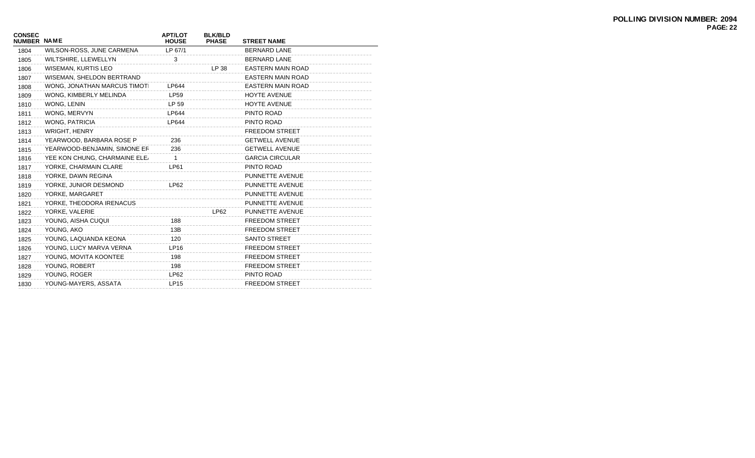**POLLING DIVISION NUMBER: 2094**

| CONSEC NUMBER | NAME | APT/LOT HOUSE | BLK/BLD PHASE | STREET NAME |
|---|---|---|---|---|
| 1804 | WILSON-ROSS, JUNE CARMENA | LP 67/1 | | BERNARD LANE |
| 1805 | WILTSHIRE, LLEWELLYN | 3 | | BERNARD LANE |
| 1806 | WISEMAN, KURTIS LEO | | LP 38 | EASTERN MAIN ROAD |
| 1807 | WISEMAN, SHELDON BERTRAND | | | EASTERN MAIN ROAD |
| 1808 | WONG, JONATHAN MARCUS TIMOTI | LP644 | | EASTERN MAIN ROAD |
| 1809 | WONG, KIMBERLY MELINDA | LP59 | | HOYTE AVENUE |
| 1810 | WONG, LENIN | LP 59 | | HOYTE AVENUE |
| 1811 | WONG, MERVYN | LP644 | | PINTO ROAD |
| 1812 | WONG, PATRICIA | LP644 | | PINTO ROAD |
| 1813 | WRIGHT, HENRY | | | FREEDOM STREET |
| 1814 | YEARWOOD, BARBARA ROSE P | 236 | | GETWELL AVENUE |
| 1815 | YEARWOOD-BENJAMIN, SIMONE EF | 236 | | GETWELL AVENUE |
| 1816 | YEE KON CHUNG, CHARMAINE ELE/ | 1 | | GARCIA CIRCULAR |
| 1817 | YORKE, CHARMAIN CLARE | LP61 | | PINTO ROAD |
| 1818 | YORKE, DAWN REGINA | | | PUNNETTE AVENUE |
| 1819 | YORKE, JUNIOR DESMOND | LP62 | | PUNNETTE AVENUE |
| 1820 | YORKE, MARGARET | | | PUNNETTE AVENUE |
| 1821 | YORKE, THEODORA IRENACUS | | | PUNNETTE AVENUE |
| 1822 | YORKE, VALERIE | | LP62 | PUNNETTE AVENUE |
| 1823 | YOUNG, AISHA CUQUI | 188 | | FREEDOM STREET |
| 1824 | YOUNG, AKO | 13B | | FREEDOM STREET |
| 1825 | YOUNG, LAQUANDA KEONA | 120 | | SANTO STREET |
| 1826 | YOUNG, LUCY MARVA VERNA | LP16 | | FREEDOM STREET |
| 1827 | YOUNG, MOVITA KOONTEE | 198 | | FREEDOM STREET |
| 1828 | YOUNG, ROBERT | 198 | | FREEDOM STREET |
| 1829 | YOUNG, ROGER | LP62 | | PINTO ROAD |
| 1830 | YOUNG-MAYERS, ASSATA | LP15 | | FREEDOM STREET |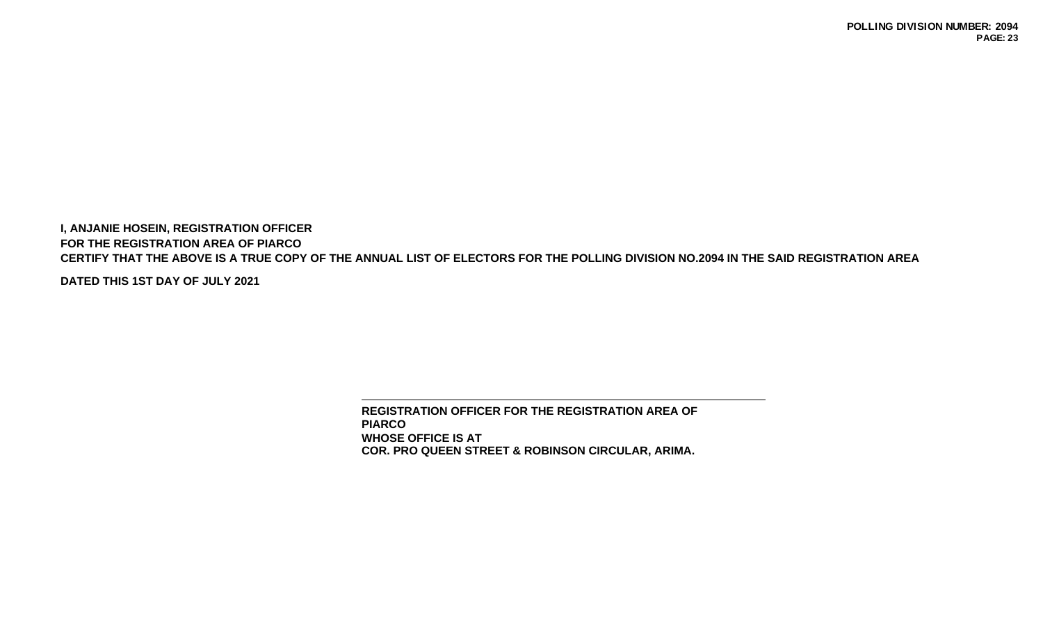**I, ANJANIE HOSEIN, REGISTRATION OFFICER**
**FOR THE REGISTRATION AREA OF PIARCO**
**CERTIFY THAT THE ABOVE IS A TRUE COPY OF THE ANNUAL LIST OF ELECTORS FOR THE POLLING DIVISION NO.2094 IN THE SAID REGISTRATION AREA**

**DATED THIS 1ST DAY OF JULY 2021**

---

**REGISTRATION OFFICER FOR THE REGISTRATION AREA OF PIARCO**
**WHOSE OFFICE IS AT**
**COR. PRO QUEEN STREET & ROBINSON CIRCULAR, ARIMA.**